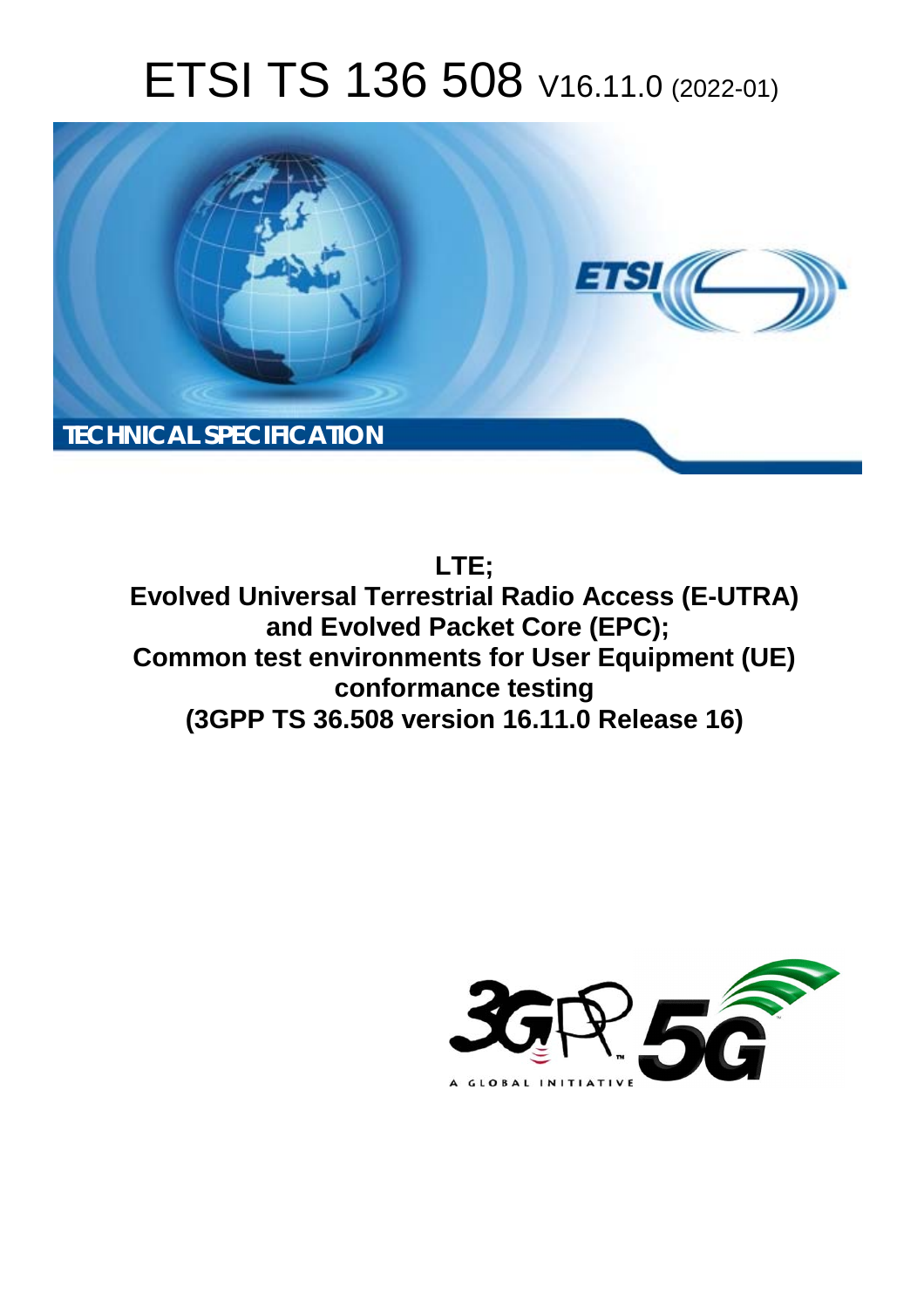# ETSI TS 136 508 V16.11.0 (2022-01)

TECHNICAL SPECIFICATION

**LTE;**
**Evolved Universal Terrestrial Radio Access (E-UTRA) and Evolved Packet Core (EPC);**
**Common test environments for User Equipment (UE) conformance testing**
**(3GPP TS 36.508 version 16.11.0 Release 16)**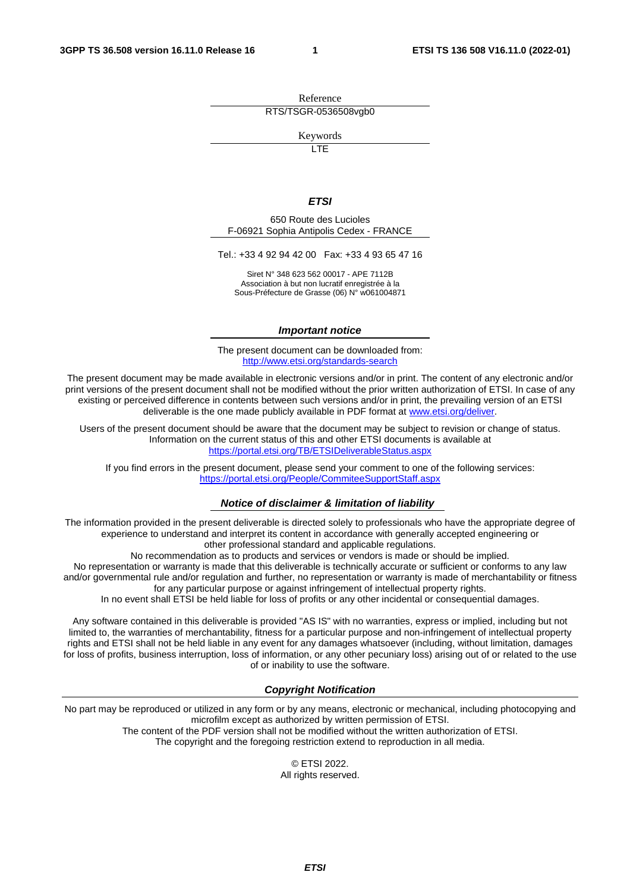Reference

RTS/TSGR-0536508vgb0

Keywords

LTE

***ETSI***

650 Route des Lucioles
F-06921 Sophia Antipolis Cedex - FRANCE

Tel.: +33 4 92 94 42 00   Fax: +33 4 93 65 47 16

Siret N° 348 623 562 00017 - APE 7112B
Association à but non lucratif enregistrée à la
Sous-Préfecture de Grasse (06) N° w061004871

***Important notice***

The present document can be downloaded from:
http://www.etsi.org/standards-search

The present document may be made available in electronic versions and/or in print. The content of any electronic and/or print versions of the present document shall not be modified without the prior written authorization of ETSI. In case of any existing or perceived difference in contents between such versions and/or in print, the prevailing version of an ETSI deliverable is the one made publicly available in PDF format at www.etsi.org/deliver.

Users of the present document should be aware that the document may be subject to revision or change of status. Information on the current status of this and other ETSI documents is available at https://portal.etsi.org/TB/ETSIDeliverableStatus.aspx

If you find errors in the present document, please send your comment to one of the following services:
https://portal.etsi.org/People/CommiteeSupportStaff.aspx

***Notice of disclaimer & limitation of liability***

The information provided in the present deliverable is directed solely to professionals who have the appropriate degree of experience to understand and interpret its content in accordance with generally accepted engineering or other professional standard and applicable regulations.
No recommendation as to products and services or vendors is made or should be implied.
No representation or warranty is made that this deliverable is technically accurate or sufficient or conforms to any law and/or governmental rule and/or regulation and further, no representation or warranty is made of merchantability or fitness for any particular purpose or against infringement of intellectual property rights.
In no event shall ETSI be held liable for loss of profits or any other incidental or consequential damages.

Any software contained in this deliverable is provided "AS IS" with no warranties, express or implied, including but not limited to, the warranties of merchantability, fitness for a particular purpose and non-infringement of intellectual property rights and ETSI shall not be held liable in any event for any damages whatsoever (including, without limitation, damages for loss of profits, business interruption, loss of information, or any other pecuniary loss) arising out of or related to the use of or inability to use the software.

***Copyright Notification***

No part may be reproduced or utilized in any form or by any means, electronic or mechanical, including photocopying and microfilm except as authorized by written permission of ETSI.
The content of the PDF version shall not be modified without the written authorization of ETSI.
The copyright and the foregoing restriction extend to reproduction in all media.

© ETSI 2022.
All rights reserved.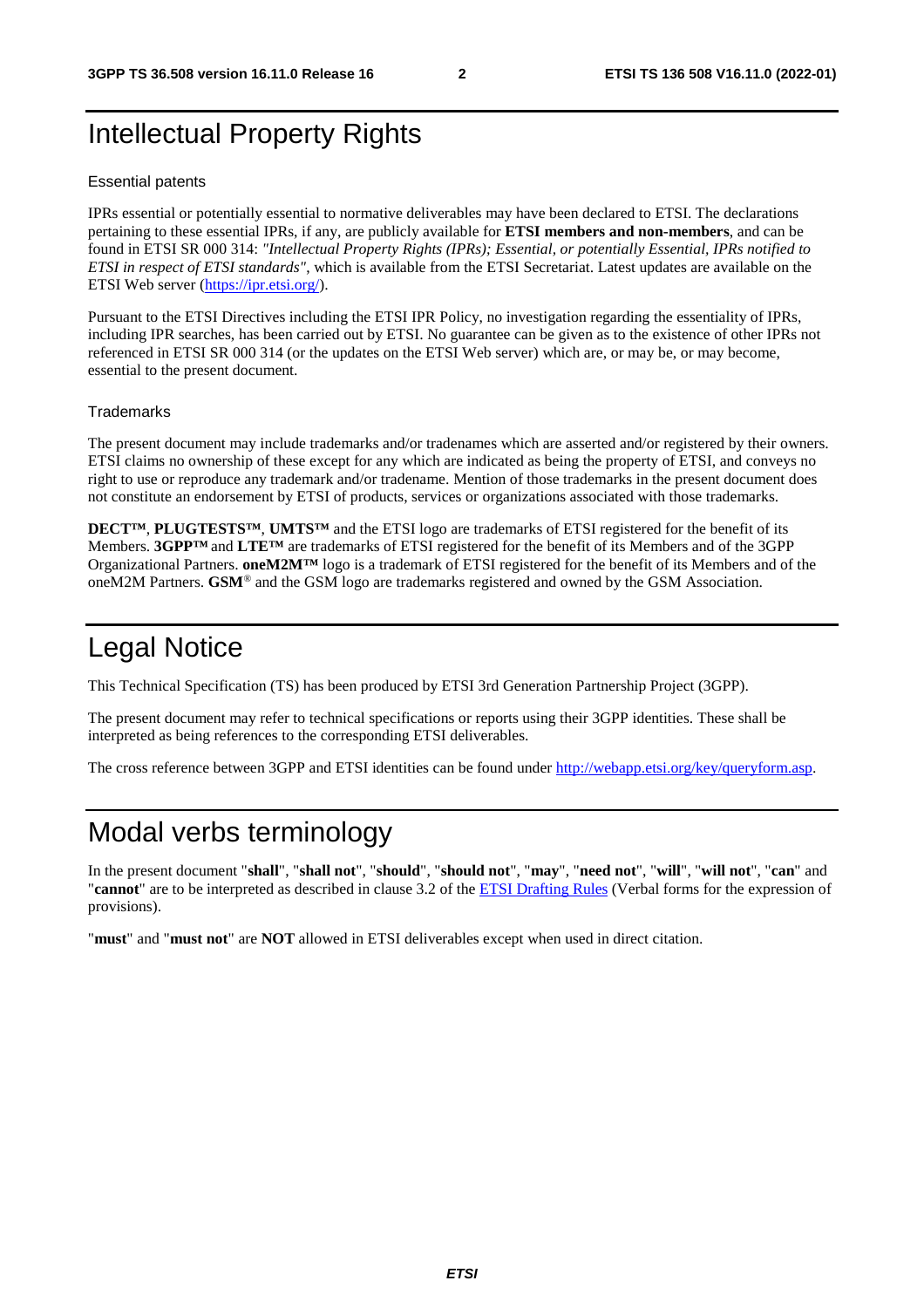# Intellectual Property Rights

## Essential patents

IPRs essential or potentially essential to normative deliverables may have been declared to ETSI. The declarations pertaining to these essential IPRs, if any, are publicly available for **ETSI members and non-members**, and can be found in ETSI SR 000 314: *"Intellectual Property Rights (IPRs); Essential, or potentially Essential, IPRs notified to ETSI in respect of ETSI standards"*, which is available from the ETSI Secretariat. Latest updates are available on the ETSI Web server (https://ipr.etsi.org/).

Pursuant to the ETSI Directives including the ETSI IPR Policy, no investigation regarding the essentiality of IPRs, including IPR searches, has been carried out by ETSI. No guarantee can be given as to the existence of other IPRs not referenced in ETSI SR 000 314 (or the updates on the ETSI Web server) which are, or may be, or may become, essential to the present document.

## Trademarks

The present document may include trademarks and/or tradenames which are asserted and/or registered by their owners. ETSI claims no ownership of these except for any which are indicated as being the property of ETSI, and conveys no right to use or reproduce any trademark and/or tradename. Mention of those trademarks in the present document does not constitute an endorsement by ETSI of products, services or organizations associated with those trademarks.

**DECT™**, **PLUGTESTS™**, **UMTS™** and the ETSI logo are trademarks of ETSI registered for the benefit of its Members. **3GPP™** and **LTE™** are trademarks of ETSI registered for the benefit of its Members and of the 3GPP Organizational Partners. **oneM2M™** logo is a trademark of ETSI registered for the benefit of its Members and of the oneM2M Partners. **GSM**® and the GSM logo are trademarks registered and owned by the GSM Association.

# Legal Notice

This Technical Specification (TS) has been produced by ETSI 3rd Generation Partnership Project (3GPP).

The present document may refer to technical specifications or reports using their 3GPP identities. These shall be interpreted as being references to the corresponding ETSI deliverables.

The cross reference between 3GPP and ETSI identities can be found under http://webapp.etsi.org/key/queryform.asp.

# Modal verbs terminology

In the present document "**shall**", "**shall not**", "**should**", "**should not**", "**may**", "**need not**", "**will**", "**will not**", "**can**" and "**cannot**" are to be interpreted as described in clause 3.2 of the ETSI Drafting Rules (Verbal forms for the expression of provisions).

"**must**" and "**must not**" are **NOT** allowed in ETSI deliverables except when used in direct citation.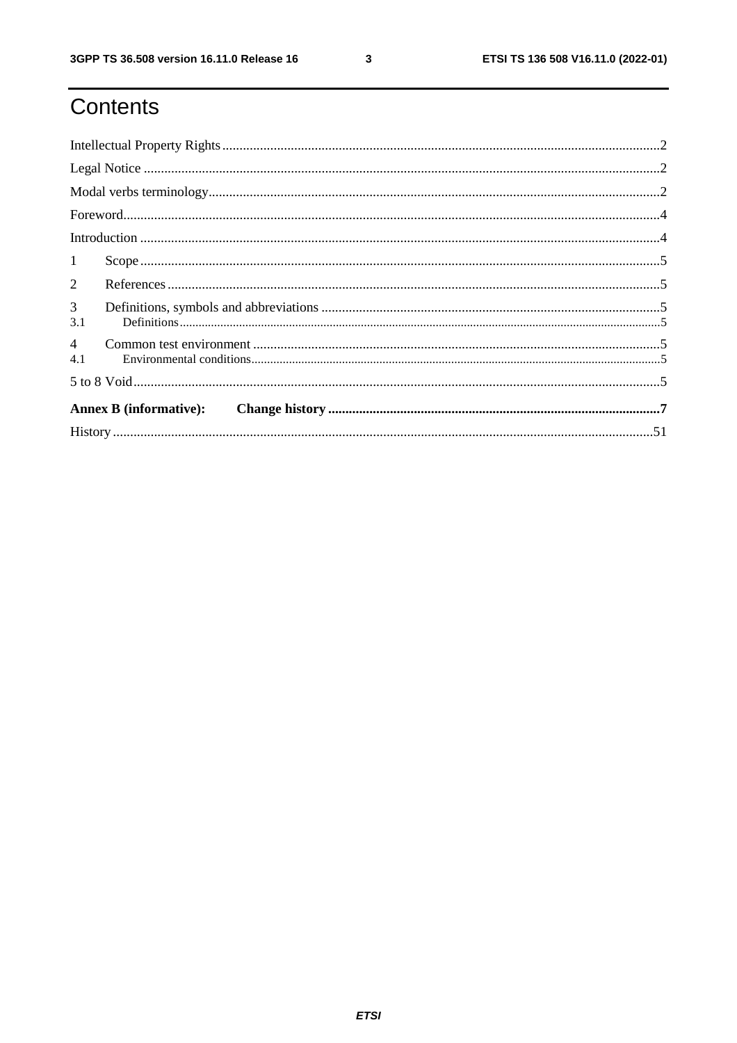# Contents

Intellectual Property Rights ..... 2

Legal Notice ..... 2

Modal verbs terminology ..... 2

Foreword ..... 4

Introduction ..... 4

1 Scope ..... 5

2 References ..... 5

3 Definitions, symbols and abbreviations ..... 5

3.1 Definitions ..... 5

4 Common test environment ..... 5

4.1 Environmental conditions ..... 5

5 to 8 Void ..... 5

**Annex B (informative): Change history** ..... 7

History ..... 51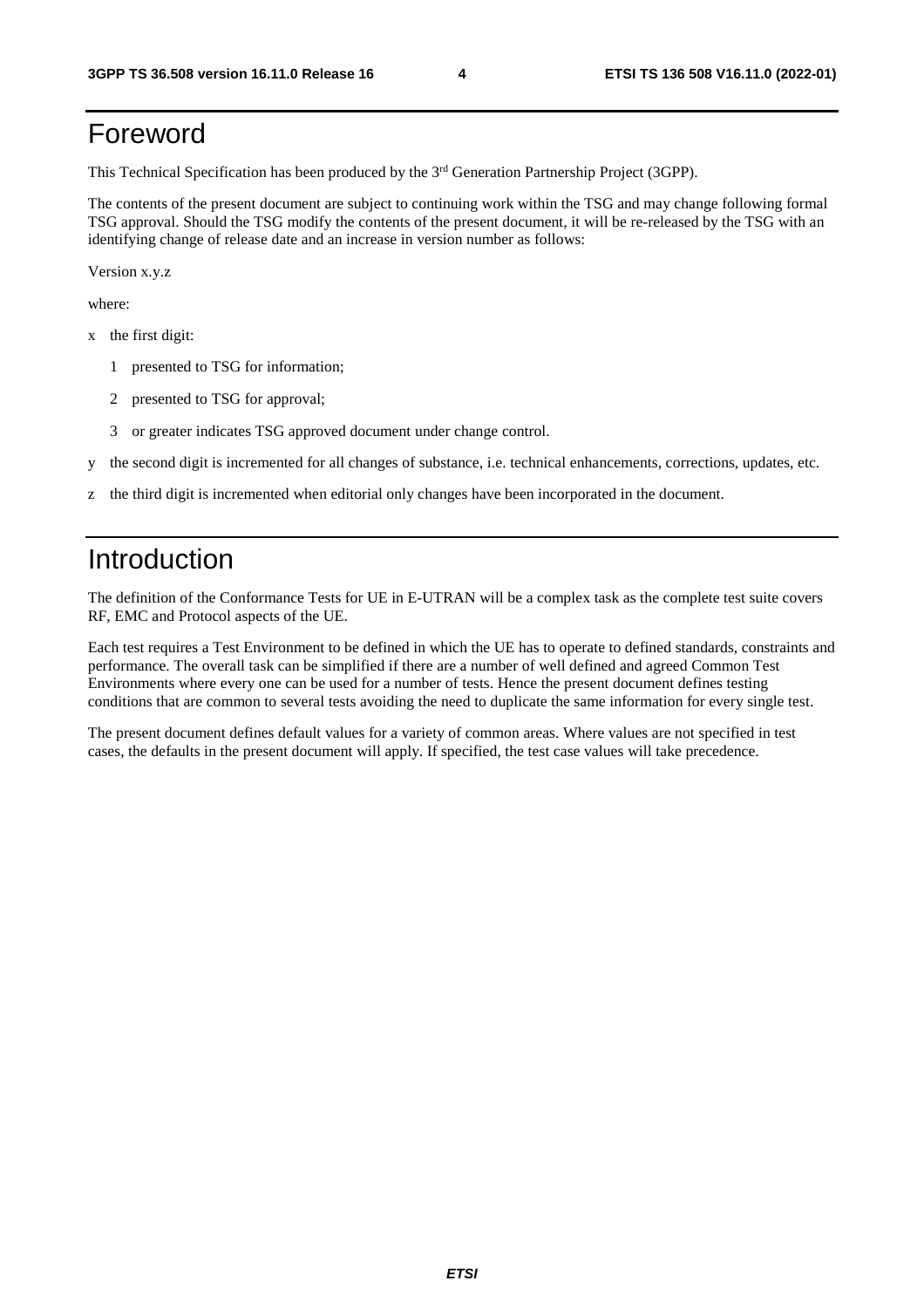# Foreword

This Technical Specification has been produced by the 3rd Generation Partnership Project (3GPP).

The contents of the present document are subject to continuing work within the TSG and may change following formal TSG approval. Should the TSG modify the contents of the present document, it will be re-released by the TSG with an identifying change of release date and an increase in version number as follows:

Version x.y.z

where:

- x the first digit:
  - 1 presented to TSG for information;
  - 2 presented to TSG for approval;
  - 3 or greater indicates TSG approved document under change control.
- y the second digit is incremented for all changes of substance, i.e. technical enhancements, corrections, updates, etc.
- z the third digit is incremented when editorial only changes have been incorporated in the document.

# Introduction

The definition of the Conformance Tests for UE in E-UTRAN will be a complex task as the complete test suite covers RF, EMC and Protocol aspects of the UE.

Each test requires a Test Environment to be defined in which the UE has to operate to defined standards, constraints and performance. The overall task can be simplified if there are a number of well defined and agreed Common Test Environments where every one can be used for a number of tests. Hence the present document defines testing conditions that are common to several tests avoiding the need to duplicate the same information for every single test.

The present document defines default values for a variety of common areas. Where values are not specified in test cases, the defaults in the present document will apply. If specified, the test case values will take precedence.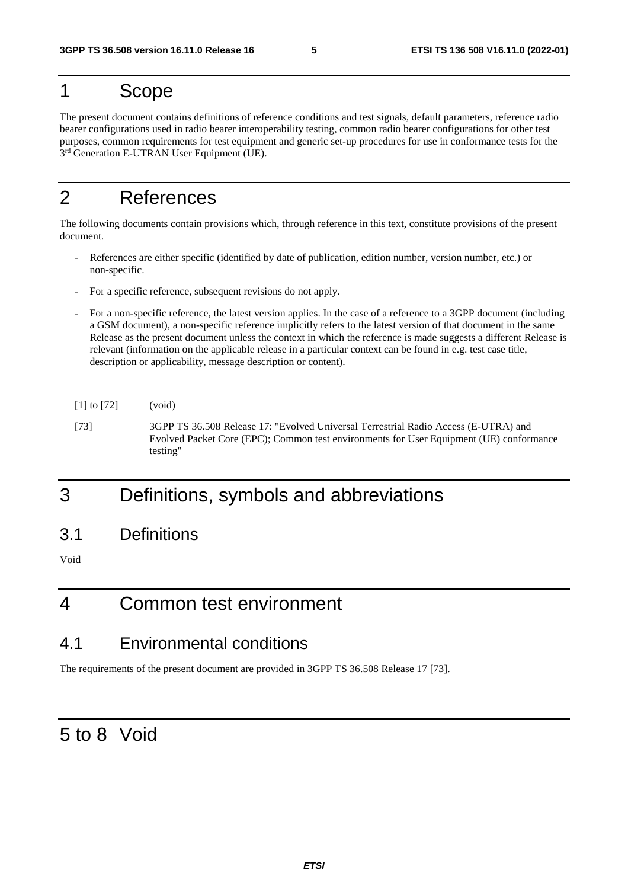# 1 Scope

The present document contains definitions of reference conditions and test signals, default parameters, reference radio bearer configurations used in radio bearer interoperability testing, common radio bearer configurations for other test purposes, common requirements for test equipment and generic set-up procedures for use in conformance tests for the 3rd Generation E-UTRAN User Equipment (UE).

# 2 References

The following documents contain provisions which, through reference in this text, constitute provisions of the present document.

- References are either specific (identified by date of publication, edition number, version number, etc.) or non-specific.
- For a specific reference, subsequent revisions do not apply.
- For a non-specific reference, the latest version applies. In the case of a reference to a 3GPP document (including a GSM document), a non-specific reference implicitly refers to the latest version of that document in the same Release as the present document unless the context in which the reference is made suggests a different Release is relevant (information on the applicable release in a particular context can be found in e.g. test case title, description or applicability, message description or content).

[1] to [72] (void)

[73] 3GPP TS 36.508 Release 17: "Evolved Universal Terrestrial Radio Access (E-UTRA) and Evolved Packet Core (EPC); Common test environments for User Equipment (UE) conformance testing"

# 3 Definitions, symbols and abbreviations

## 3.1 Definitions

Void

# 4 Common test environment

## 4.1 Environmental conditions

The requirements of the present document are provided in 3GPP TS 36.508 Release 17 [73].

# 5 to 8 Void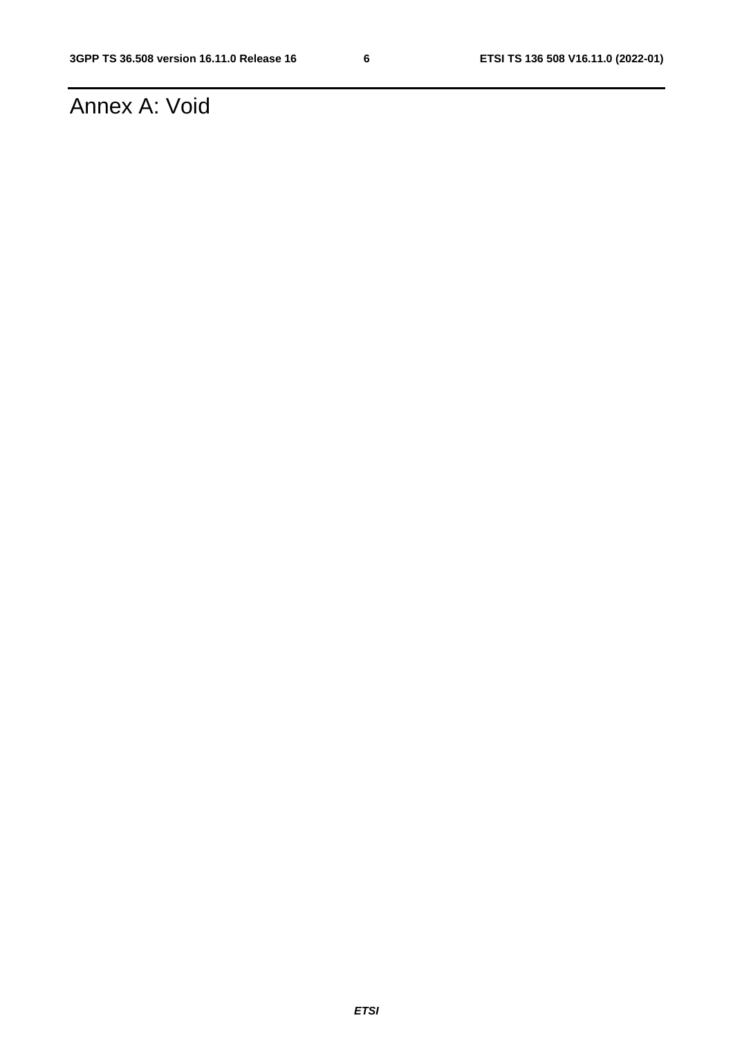# Annex A: Void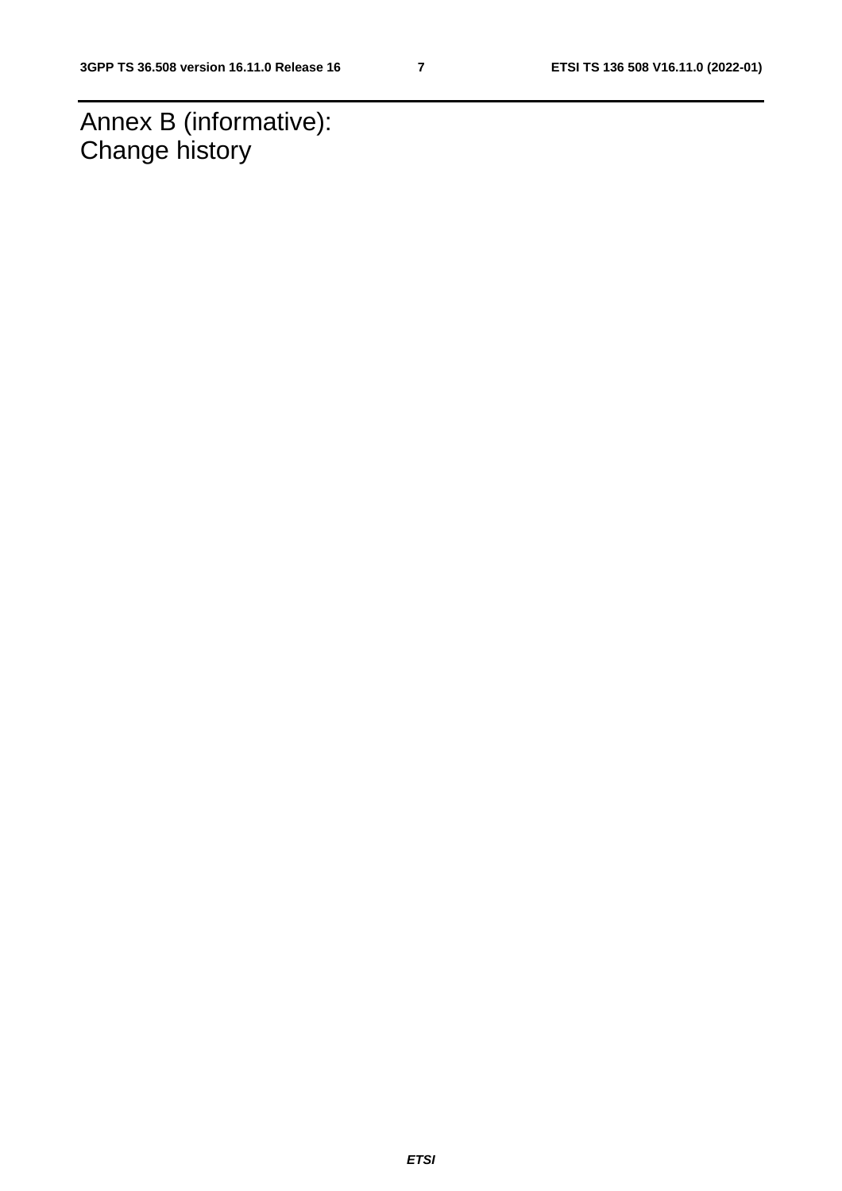# Annex B (informative): Change history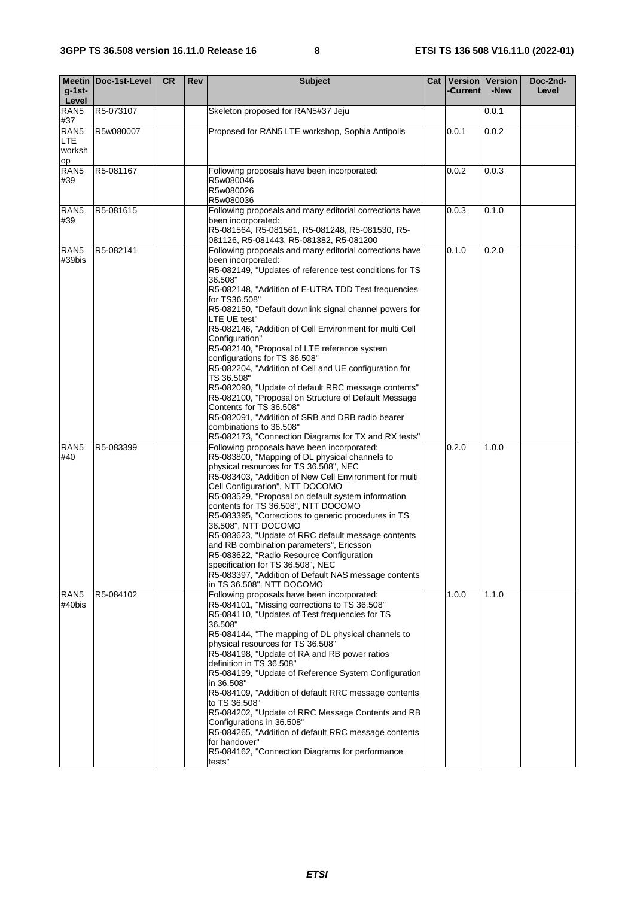| Meeting-1st-Level | Doc-1st-Level | CR | Rev | Subject | Cat | Version-Current | Version-New | Doc-2nd-Level |
|---|---|---|---|---|---|---|---|---|
| RAN5 #37 | R5-073107 | | | Skeleton proposed for RAN5#37 Jeju | | | 0.0.1 | |
| RAN5 LTE workshop | R5w080007 | | | Proposed for RAN5 LTE workshop, Sophia Antipolis | | 0.0.1 | 0.0.2 | |
| RAN5 #39 | R5-081167 | | | Following proposals have been incorporated:<br>R5w080046<br>R5w080026<br>R5w080036 | | 0.0.2 | 0.0.3 | |
| RAN5 #39 | R5-081615 | | | Following proposals and many editorial corrections have been incorporated:<br>R5-081564, R5-081561, R5-081248, R5-081530, R5-081126, R5-081443, R5-081382, R5-081200 | | 0.0.3 | 0.1.0 | |
| RAN5 #39bis | R5-082141 | | | Following proposals and many editorial corrections have been incorporated:<br>R5-082149, "Updates of reference test conditions for TS 36.508"<br>R5-082148, "Addition of E-UTRA TDD Test frequencies for TS36.508"<br>R5-082150, "Default downlink signal channel powers for LTE UE test"<br>R5-082146, "Addition of Cell Environment for multi Cell Configuration"<br>R5-082140, "Proposal of LTE reference system configurations for TS 36.508"<br>R5-082204, "Addition of Cell and UE configuration for TS 36.508"<br>R5-082090, "Update of default RRC message contents"<br>R5-082100, "Proposal on Structure of Default Message Contents for TS 36.508"<br>R5-082091, "Addition of SRB and DRB radio bearer combinations to 36.508"<br>R5-082173, "Connection Diagrams for TX and RX tests" | | 0.1.0 | 0.2.0 | |
| RAN5 #40 | R5-083399 | | | Following proposals have been incorporated:<br>R5-083800, "Mapping of DL physical channels to physical resources for TS 36.508", NEC<br>R5-083403, "Addition of New Cell Environment for multi Cell Configuration", NTT DOCOMO<br>R5-083529, "Proposal on default system information contents for TS 36.508", NTT DOCOMO<br>R5-083395, "Corrections to generic procedures in TS 36.508", NTT DOCOMO<br>R5-083623, "Update of RRC default message contents and RB combination parameters", Ericsson<br>R5-083622, "Radio Resource Configuration specification for TS 36.508", NEC<br>R5-083397, "Addition of Default NAS message contents in TS 36.508", NTT DOCOMO | | 0.2.0 | 1.0.0 | |
| RAN5 #40bis | R5-084102 | | | Following proposals have been incorporated:<br>R5-084101, "Missing corrections to TS 36.508"<br>R5-084110, "Updates of Test frequencies for TS 36.508"<br>R5-084144, "The mapping of DL physical channels to physical resources for TS 36.508"<br>R5-084198, "Update of RA and RB power ratios definition in TS 36.508"<br>R5-084199, "Update of Reference System Configuration in 36.508"<br>R5-084109, "Addition of default RRC message contents to TS 36.508"<br>R5-084202, "Update of RRC Message Contents and RB Configurations in 36.508"<br>R5-084265, "Addition of default RRC message contents for handover"<br>R5-084162, "Connection Diagrams for performance tests" | | 1.0.0 | 1.1.0 | |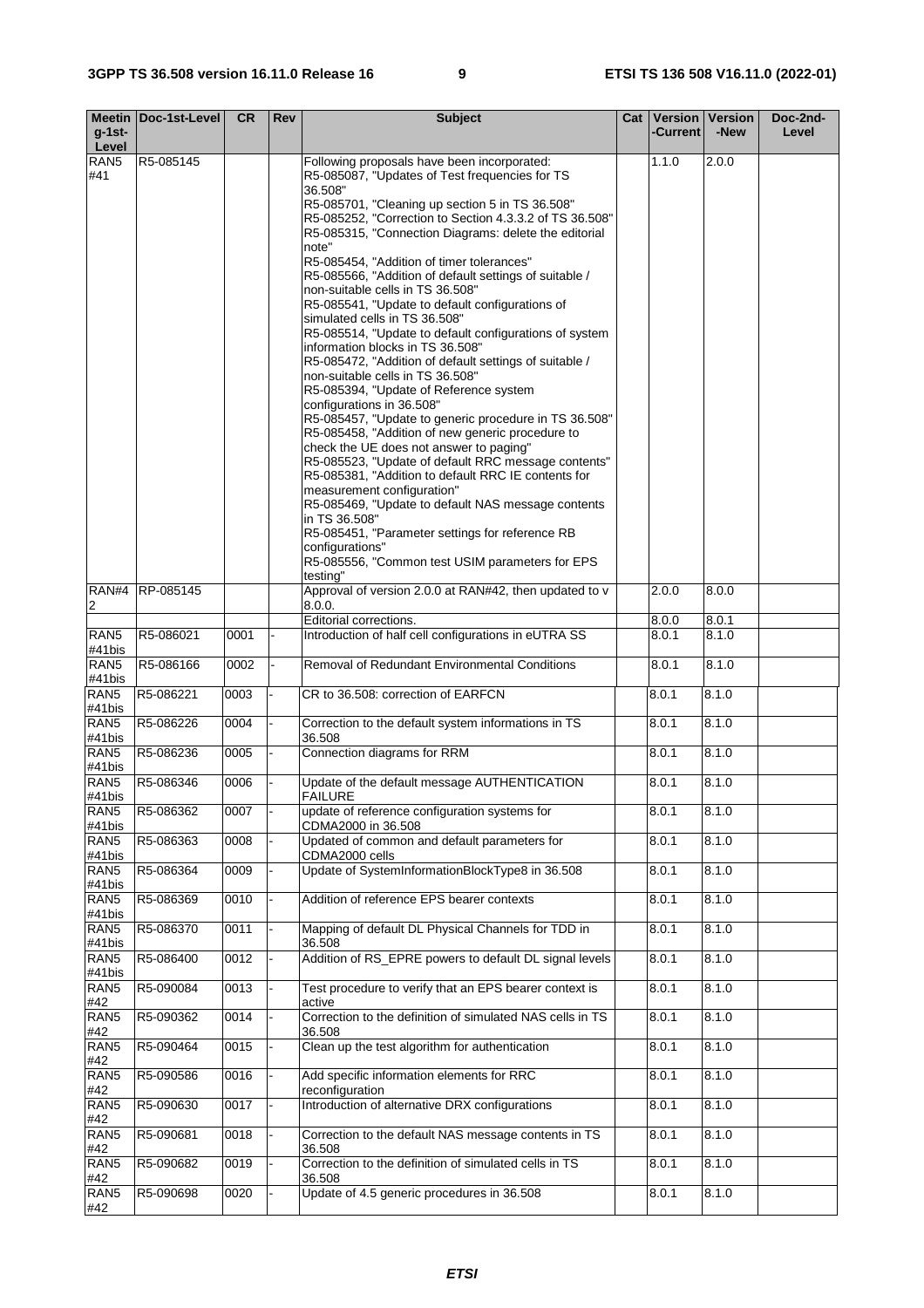| Meeting-1st-Level | Doc-1st-Level | CR | Rev | Subject | Cat | Version-Current | Version-New | Doc-2nd-Level |
|---|---|---|---|---|---|---|---|---|
| RAN5 #41 | R5-085145 | | | Following proposals have been incorporated:<br>R5-085087, "Updates of Test frequencies for TS 36.508"<br>R5-085701, "Cleaning up section 5 in TS 36.508"<br>R5-085252, "Correction to Section 4.3.3.2 of TS 36.508"<br>R5-085315, "Connection Diagrams: delete the editorial note"<br>R5-085454, "Addition of timer tolerances"<br>R5-085566, "Addition of default settings of suitable / non-suitable cells in TS 36.508"<br>R5-085541, "Update to default configurations of simulated cells in TS 36.508"<br>R5-085514, "Update to default configurations of system information blocks in TS 36.508"<br>R5-085472, "Addition of default settings of suitable / non-suitable cells in TS 36.508"<br>R5-085394, "Update of Reference system configurations in 36.508"<br>R5-085457, "Update to generic procedure in TS 36.508"<br>R5-085458, "Addition of new generic procedure to check the UE does not answer to paging"<br>R5-085523, "Update of default RRC message contents"<br>R5-085381, "Addition to default RRC IE contents for measurement configuration"<br>R5-085469, "Update to default NAS message contents in TS 36.508"<br>R5-085451, "Parameter settings for reference RB configurations"<br>R5-085556, "Common test USIM parameters for EPS testing" | | 1.1.0 | 2.0.0 | |
| RAN#42 | RP-085145 | | | Approval of version 2.0.0 at RAN#42, then updated to v 8.0.0. | | 2.0.0 | 8.0.0 | |
| | | | | Editorial corrections. | | 8.0.0 | 8.0.1 | |
| RAN5 #41bis | R5-086021 | 0001 | - | Introduction of half cell configurations in eUTRA SS | | 8.0.1 | 8.1.0 | |
| RAN5 #41bis | R5-086166 | 0002 | - | Removal of Redundant Environmental Conditions | | 8.0.1 | 8.1.0 | |
| RAN5 #41bis | R5-086221 | 0003 | - | CR to 36.508: correction of EARFCN | | 8.0.1 | 8.1.0 | |
| RAN5 #41bis | R5-086226 | 0004 | - | Correction to the default system informations in TS 36.508 | | 8.0.1 | 8.1.0 | |
| RAN5 #41bis | R5-086236 | 0005 | - | Connection diagrams for RRM | | 8.0.1 | 8.1.0 | |
| RAN5 #41bis | R5-086346 | 0006 | - | Update of the default message AUTHENTICATION FAILURE | | 8.0.1 | 8.1.0 | |
| RAN5 #41bis | R5-086362 | 0007 | - | update of reference configuration systems for CDMA2000 in 36.508 | | 8.0.1 | 8.1.0 | |
| RAN5 #41bis | R5-086363 | 0008 | - | Updated of common and default parameters for CDMA2000 cells | | 8.0.1 | 8.1.0 | |
| RAN5 #41bis | R5-086364 | 0009 | - | Update of SystemInformationBlockType8 in 36.508 | | 8.0.1 | 8.1.0 | |
| RAN5 #41bis | R5-086369 | 0010 | - | Addition of reference EPS bearer contexts | | 8.0.1 | 8.1.0 | |
| RAN5 #41bis | R5-086370 | 0011 | - | Mapping of default DL Physical Channels for TDD in 36.508 | | 8.0.1 | 8.1.0 | |
| RAN5 #41bis | R5-086400 | 0012 | - | Addition of RS_EPRE powers to default DL signal levels | | 8.0.1 | 8.1.0 | |
| RAN5 #42 | R5-090084 | 0013 | - | Test procedure to verify that an EPS bearer context is active | | 8.0.1 | 8.1.0 | |
| RAN5 #42 | R5-090362 | 0014 | - | Correction to the definition of simulated NAS cells in TS 36.508 | | 8.0.1 | 8.1.0 | |
| RAN5 #42 | R5-090464 | 0015 | - | Clean up the test algorithm for authentication | | 8.0.1 | 8.1.0 | |
| RAN5 #42 | R5-090586 | 0016 | - | Add specific information elements for RRC reconfiguration | | 8.0.1 | 8.1.0 | |
| RAN5 #42 | R5-090630 | 0017 | - | Introduction of alternative DRX configurations | | 8.0.1 | 8.1.0 | |
| RAN5 #42 | R5-090681 | 0018 | - | Correction to the default NAS message contents in TS 36.508 | | 8.0.1 | 8.1.0 | |
| RAN5 #42 | R5-090682 | 0019 | - | Correction to the definition of simulated cells in TS 36.508 | | 8.0.1 | 8.1.0 | |
| RAN5 #42 | R5-090698 | 0020 | - | Update of 4.5 generic procedures in 36.508 | | 8.0.1 | 8.1.0 | |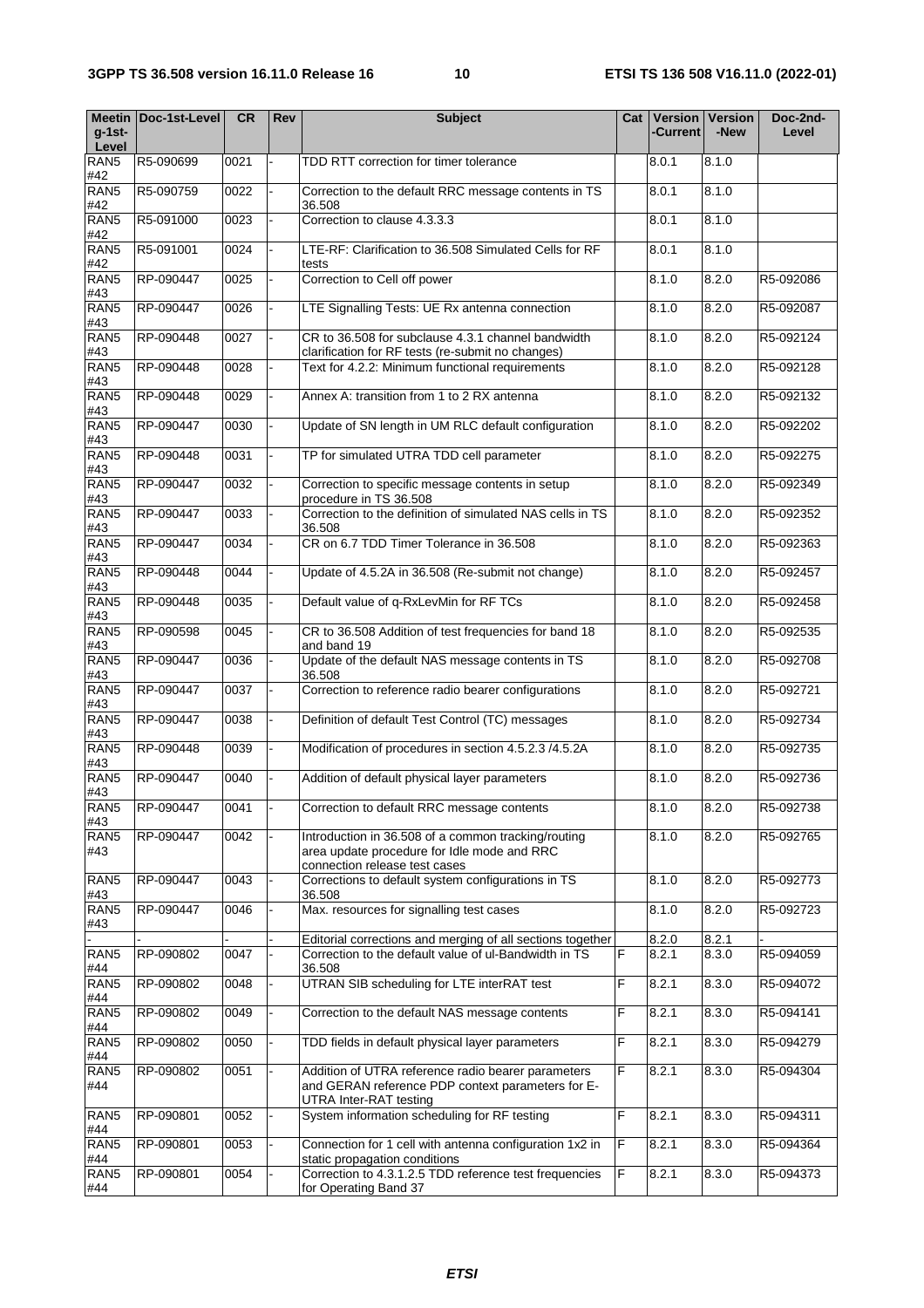| Meeting-1st-Level | Doc-1st-Level | CR | Rev | Subject | Cat | Version-Current | Version-New | Doc-2nd-Level |
|---|---|---|---|---|---|---|---|---|
| RAN5 #42 | R5-090699 | 0021 | - | TDD RTT correction for timer tolerance | | 8.0.1 | 8.1.0 | |
| RAN5 #42 | R5-090759 | 0022 | - | Correction to the default RRC message contents in TS 36.508 | | 8.0.1 | 8.1.0 | |
| RAN5 #42 | R5-091000 | 0023 | - | Correction to clause 4.3.3.3 | | 8.0.1 | 8.1.0 | |
| RAN5 #42 | R5-091001 | 0024 | - | LTE-RF: Clarification to 36.508 Simulated Cells for RF tests | | 8.0.1 | 8.1.0 | |
| RAN5 #43 | RP-090447 | 0025 | - | Correction to Cell off power | | 8.1.0 | 8.2.0 | R5-092086 |
| RAN5 #43 | RP-090447 | 0026 | - | LTE Signalling Tests: UE Rx antenna connection | | 8.1.0 | 8.2.0 | R5-092087 |
| RAN5 #43 | RP-090448 | 0027 | - | CR to 36.508 for subclause 4.3.1 channel bandwidth clarification for RF tests (re-submit no changes) | | 8.1.0 | 8.2.0 | R5-092124 |
| RAN5 #43 | RP-090448 | 0028 | - | Text for 4.2.2: Minimum functional requirements | | 8.1.0 | 8.2.0 | R5-092128 |
| RAN5 #43 | RP-090448 | 0029 | - | Annex A: transition from 1 to 2 RX antenna | | 8.1.0 | 8.2.0 | R5-092132 |
| RAN5 #43 | RP-090447 | 0030 | - | Update of SN length in UM RLC default configuration | | 8.1.0 | 8.2.0 | R5-092202 |
| RAN5 #43 | RP-090448 | 0031 | - | TP for simulated UTRA TDD cell parameter | | 8.1.0 | 8.2.0 | R5-092275 |
| RAN5 #43 | RP-090447 | 0032 | - | Correction to specific message contents in setup procedure in TS 36.508 | | 8.1.0 | 8.2.0 | R5-092349 |
| RAN5 #43 | RP-090447 | 0033 | - | Correction to the definition of simulated NAS cells in TS 36.508 | | 8.1.0 | 8.2.0 | R5-092352 |
| RAN5 #43 | RP-090447 | 0034 | - | CR on 6.7 TDD Timer Tolerance in 36.508 | | 8.1.0 | 8.2.0 | R5-092363 |
| RAN5 #43 | RP-090448 | 0044 | - | Update of 4.5.2A in 36.508 (Re-submit not change) | | 8.1.0 | 8.2.0 | R5-092457 |
| RAN5 #43 | RP-090448 | 0035 | - | Default value of q-RxLevMin for RF TCs | | 8.1.0 | 8.2.0 | R5-092458 |
| RAN5 #43 | RP-090598 | 0045 | - | CR to 36.508 Addition of test frequencies for band 18 and band 19 | | 8.1.0 | 8.2.0 | R5-092535 |
| RAN5 #43 | RP-090447 | 0036 | - | Update of the default NAS message contents in TS 36.508 | | 8.1.0 | 8.2.0 | R5-092708 |
| RAN5 #43 | RP-090447 | 0037 | - | Correction to reference radio bearer configurations | | 8.1.0 | 8.2.0 | R5-092721 |
| RAN5 #43 | RP-090447 | 0038 | - | Definition of default Test Control (TC) messages | | 8.1.0 | 8.2.0 | R5-092734 |
| RAN5 #43 | RP-090448 | 0039 | - | Modification of procedures in section 4.5.2.3 /4.5.2A | | 8.1.0 | 8.2.0 | R5-092735 |
| RAN5 #43 | RP-090447 | 0040 | - | Addition of default physical layer parameters | | 8.1.0 | 8.2.0 | R5-092736 |
| RAN5 #43 | RP-090447 | 0041 | - | Correction to default RRC message contents | | 8.1.0 | 8.2.0 | R5-092738 |
| RAN5 #43 | RP-090447 | 0042 | - | Introduction in 36.508 of a common tracking/routing area update procedure for Idle mode and RRC connection release test cases | | 8.1.0 | 8.2.0 | R5-092765 |
| RAN5 #43 | RP-090447 | 0043 | - | Corrections to default system configurations in TS 36.508 | | 8.1.0 | 8.2.0 | R5-092773 |
| RAN5 #43 | RP-090447 | 0046 | - | Max. resources for signalling test cases | | 8.1.0 | 8.2.0 | R5-092723 |
| - | - | - | - | Editorial corrections and merging of all sections together | | 8.2.0 | 8.2.1 | - |
| RAN5 #44 | RP-090802 | 0047 | - | Correction to the default value of ul-Bandwidth in TS 36.508 | F | 8.2.1 | 8.3.0 | R5-094059 |
| RAN5 #44 | RP-090802 | 0048 | - | UTRAN SIB scheduling for LTE interRAT test | F | 8.2.1 | 8.3.0 | R5-094072 |
| RAN5 #44 | RP-090802 | 0049 | - | Correction to the default NAS message contents | F | 8.2.1 | 8.3.0 | R5-094141 |
| RAN5 #44 | RP-090802 | 0050 | - | TDD fields in default physical layer parameters | F | 8.2.1 | 8.3.0 | R5-094279 |
| RAN5 #44 | RP-090802 | 0051 | - | Addition of UTRA reference radio bearer parameters and GERAN reference PDP context parameters for E-UTRA Inter-RAT testing | F | 8.2.1 | 8.3.0 | R5-094304 |
| RAN5 #44 | RP-090801 | 0052 | - | System information scheduling for RF testing | F | 8.2.1 | 8.3.0 | R5-094311 |
| RAN5 #44 | RP-090801 | 0053 | - | Connection for 1 cell with antenna configuration 1x2 in static propagation conditions | F | 8.2.1 | 8.3.0 | R5-094364 |
| RAN5 #44 | RP-090801 | 0054 | - | Correction to 4.3.1.2.5 TDD reference test frequencies for Operating Band 37 | F | 8.2.1 | 8.3.0 | R5-094373 |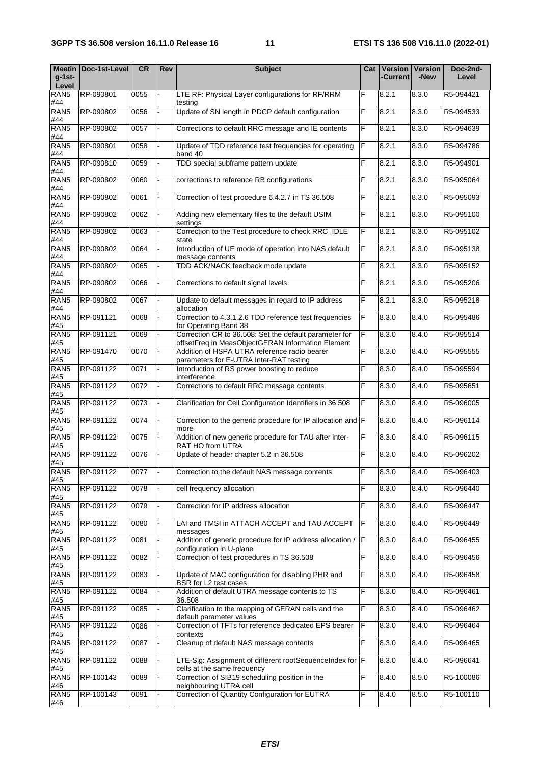| Meeting-1st-Level | Doc-1st-Level | CR | Rev | Subject | Cat | Version-Current | Version-New | Doc-2nd-Level |
|---|---|---|---|---|---|---|---|---|
| RAN5 #44 | RP-090801 | 0055 | - | LTE RF: Physical Layer configurations for RF/RRM testing | F | 8.2.1 | 8.3.0 | R5-094421 |
| RAN5 #44 | RP-090802 | 0056 | - | Update of SN length in PDCP default configuration | F | 8.2.1 | 8.3.0 | R5-094533 |
| RAN5 #44 | RP-090802 | 0057 | - | Corrections to default RRC message and IE contents | F | 8.2.1 | 8.3.0 | R5-094639 |
| RAN5 #44 | RP-090801 | 0058 | - | Update of TDD reference test frequencies for operating band 40 | F | 8.2.1 | 8.3.0 | R5-094786 |
| RAN5 #44 | RP-090810 | 0059 | - | TDD special subframe pattern update | F | 8.2.1 | 8.3.0 | R5-094901 |
| RAN5 #44 | RP-090802 | 0060 | - | corrections to reference RB configurations | F | 8.2.1 | 8.3.0 | R5-095064 |
| RAN5 #44 | RP-090802 | 0061 | - | Correction of test procedure 6.4.2.7 in TS 36.508 | F | 8.2.1 | 8.3.0 | R5-095093 |
| RAN5 #44 | RP-090802 | 0062 | - | Adding new elementary files to the default USIM settings | F | 8.2.1 | 8.3.0 | R5-095100 |
| RAN5 #44 | RP-090802 | 0063 | - | Correction to the Test procedure to check RRC_IDLE state | F | 8.2.1 | 8.3.0 | R5-095102 |
| RAN5 #44 | RP-090802 | 0064 | - | Introduction of UE mode of operation into NAS default message contents | F | 8.2.1 | 8.3.0 | R5-095138 |
| RAN5 #44 | RP-090802 | 0065 | - | TDD ACK/NACK feedback mode update | F | 8.2.1 | 8.3.0 | R5-095152 |
| RAN5 #44 | RP-090802 | 0066 | - | Corrections to default signal levels | F | 8.2.1 | 8.3.0 | R5-095206 |
| RAN5 #44 | RP-090802 | 0067 | - | Update to default messages in regard to IP address allocation | F | 8.2.1 | 8.3.0 | R5-095218 |
| RAN5 #45 | RP-091121 | 0068 | - | Correction to 4.3.1.2.6 TDD reference test frequencies for Operating Band 38 | F | 8.3.0 | 8.4.0 | R5-095486 |
| RAN5 #45 | RP-091121 | 0069 | - | Correction CR to 36.508: Set the default parameter for offsetFreq in MeasObjectGERAN Information Element | F | 8.3.0 | 8.4.0 | R5-095514 |
| RAN5 #45 | RP-091470 | 0070 | - | Addition of HSPA UTRA reference radio bearer parameters for E-UTRA Inter-RAT testing | F | 8.3.0 | 8.4.0 | R5-095555 |
| RAN5 #45 | RP-091122 | 0071 | - | Introduction of RS power boosting to reduce interference | F | 8.3.0 | 8.4.0 | R5-095594 |
| RAN5 #45 | RP-091122 | 0072 | - | Corrections to default RRC message contents | F | 8.3.0 | 8.4.0 | R5-095651 |
| RAN5 #45 | RP-091122 | 0073 | - | Clarification for Cell Configuration Identifiers in 36.508 | F | 8.3.0 | 8.4.0 | R5-096005 |
| RAN5 #45 | RP-091122 | 0074 | - | Correction to the generic procedure for IP allocation and more | F | 8.3.0 | 8.4.0 | R5-096114 |
| RAN5 #45 | RP-091122 | 0075 | - | Addition of new generic procedure for TAU after inter-RAT HO from UTRA | F | 8.3.0 | 8.4.0 | R5-096115 |
| RAN5 #45 | RP-091122 | 0076 | - | Update of header chapter 5.2 in 36.508 | F | 8.3.0 | 8.4.0 | R5-096202 |
| RAN5 #45 | RP-091122 | 0077 | - | Correction to the default NAS message contents | F | 8.3.0 | 8.4.0 | R5-096403 |
| RAN5 #45 | RP-091122 | 0078 | - | cell frequency allocation | F | 8.3.0 | 8.4.0 | R5-096440 |
| RAN5 #45 | RP-091122 | 0079 | - | Correction for IP address allocation | F | 8.3.0 | 8.4.0 | R5-096447 |
| RAN5 #45 | RP-091122 | 0080 | - | LAI and TMSI in ATTACH ACCEPT and TAU ACCEPT messages | F | 8.3.0 | 8.4.0 | R5-096449 |
| RAN5 #45 | RP-091122 | 0081 | - | Addition of generic procedure for IP address allocation / configuration in U-plane | F | 8.3.0 | 8.4.0 | R5-096455 |
| RAN5 #45 | RP-091122 | 0082 | - | Correction of test procedures in TS 36.508 | F | 8.3.0 | 8.4.0 | R5-096456 |
| RAN5 #45 | RP-091122 | 0083 | - | Update of MAC configuration for disabling PHR and BSR for L2 test cases | F | 8.3.0 | 8.4.0 | R5-096458 |
| RAN5 #45 | RP-091122 | 0084 | - | Addition of default UTRA message contents to TS 36.508 | F | 8.3.0 | 8.4.0 | R5-096461 |
| RAN5 #45 | RP-091122 | 0085 | - | Clarification to the mapping of GERAN cells and the default parameter values | F | 8.3.0 | 8.4.0 | R5-096462 |
| RAN5 #45 | RP-091122 | 0086 | - | Correction of TFTs for reference dedicated EPS bearer contexts | F | 8.3.0 | 8.4.0 | R5-096464 |
| RAN5 #45 | RP-091122 | 0087 | - | Cleanup of default NAS message contents | F | 8.3.0 | 8.4.0 | R5-096465 |
| RAN5 #45 | RP-091122 | 0088 | - | LTE-Sig: Assignment of different rootSequenceIndex for cells at the same frequency | F | 8.3.0 | 8.4.0 | R5-096641 |
| RAN5 #46 | RP-100143 | 0089 | - | Correction of SIB19 scheduling position in the neighbouring UTRA cell | F | 8.4.0 | 8.5.0 | R5-100086 |
| RAN5 #46 | RP-100143 | 0091 | - | Correction of Quantity Configuration for EUTRA | F | 8.4.0 | 8.5.0 | R5-100110 |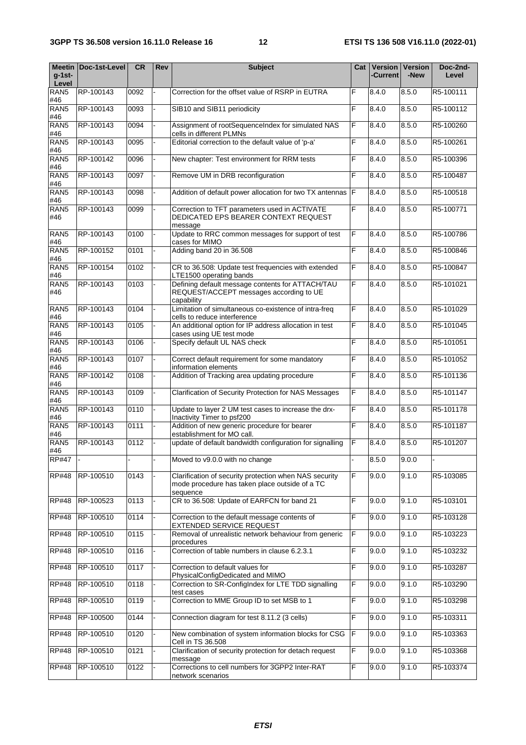| Meeting-1st-Level | Doc-1st-Level | CR | Rev | Subject | Cat | Version-Current | Version-New | Doc-2nd-Level |
|---|---|---|---|---|---|---|---|---|
| RAN5 #46 | RP-100143 | 0092 | - | Correction for the offset value of RSRP in EUTRA | F | 8.4.0 | 8.5.0 | R5-100111 |
| RAN5 #46 | RP-100143 | 0093 | - | SIB10 and SIB11 periodicity | F | 8.4.0 | 8.5.0 | R5-100112 |
| RAN5 #46 | RP-100143 | 0094 | - | Assignment of rootSequenceIndex for simulated NAS cells in different PLMNs | F | 8.4.0 | 8.5.0 | R5-100260 |
| RAN5 #46 | RP-100143 | 0095 | - | Editorial correction to the default value of 'p-a' | F | 8.4.0 | 8.5.0 | R5-100261 |
| RAN5 #46 | RP-100142 | 0096 | - | New chapter: Test environment for RRM tests | F | 8.4.0 | 8.5.0 | R5-100396 |
| RAN5 #46 | RP-100143 | 0097 | - | Remove UM in DRB reconfiguration | F | 8.4.0 | 8.5.0 | R5-100487 |
| RAN5 #46 | RP-100143 | 0098 | - | Addition of default power allocation for two TX antennas | F | 8.4.0 | 8.5.0 | R5-100518 |
| RAN5 #46 | RP-100143 | 0099 | - | Correction to TFT parameters used in ACTIVATE DEDICATED EPS BEARER CONTEXT REQUEST message | F | 8.4.0 | 8.5.0 | R5-100771 |
| RAN5 #46 | RP-100143 | 0100 | - | Update to RRC common messages for support of test cases for MIMO | F | 8.4.0 | 8.5.0 | R5-100786 |
| RAN5 #46 | RP-100152 | 0101 | - | Adding band 20 in 36.508 | F | 8.4.0 | 8.5.0 | R5-100846 |
| RAN5 #46 | RP-100154 | 0102 | - | CR to 36.508: Update test frequencies with extended LTE1500 operating bands | F | 8.4.0 | 8.5.0 | R5-100847 |
| RAN5 #46 | RP-100143 | 0103 | - | Defining default message contents for ATTACH/TAU REQUEST/ACCEPT messages according to UE capability | F | 8.4.0 | 8.5.0 | R5-101021 |
| RAN5 #46 | RP-100143 | 0104 | - | Limitation of simultaneous co-existence of intra-freq cells to reduce interference | F | 8.4.0 | 8.5.0 | R5-101029 |
| RAN5 #46 | RP-100143 | 0105 | - | An additional option for IP address allocation in test cases using UE test mode | F | 8.4.0 | 8.5.0 | R5-101045 |
| RAN5 #46 | RP-100143 | 0106 | - | Specify default UL NAS check | F | 8.4.0 | 8.5.0 | R5-101051 |
| RAN5 #46 | RP-100143 | 0107 | - | Correct default requirement for some mandatory information elements | F | 8.4.0 | 8.5.0 | R5-101052 |
| RAN5 #46 | RP-100142 | 0108 | - | Addition of Tracking area updating procedure | F | 8.4.0 | 8.5.0 | R5-101136 |
| RAN5 #46 | RP-100143 | 0109 | - | Clarification of Security Protection for NAS Messages | F | 8.4.0 | 8.5.0 | R5-101147 |
| RAN5 #46 | RP-100143 | 0110 | - | Update to layer 2 UM test cases to increase the drx-Inactivity Timer to psf200 | F | 8.4.0 | 8.5.0 | R5-101178 |
| RAN5 #46 | RP-100143 | 0111 | - | Addition of new generic procedure for bearer establishment for MO call. | F | 8.4.0 | 8.5.0 | R5-101187 |
| RAN5 #46 | RP-100143 | 0112 | - | update of default bandwidth configuration for signalling | F | 8.4.0 | 8.5.0 | R5-101207 |
| RP#47 | - | - | - | Moved to v9.0.0 with no change | - | 8.5.0 | 9.0.0 | - |
| RP#48 | RP-100510 | 0143 | - | Clarification of security protection when NAS security mode procedure has taken place outside of a TC sequence | F | 9.0.0 | 9.1.0 | R5-103085 |
| RP#48 | RP-100523 | 0113 | - | CR to 36.508: Update of EARFCN for band 21 | F | 9.0.0 | 9.1.0 | R5-103101 |
| RP#48 | RP-100510 | 0114 | - | Correction to the default message contents of EXTENDED SERVICE REQUEST | F | 9.0.0 | 9.1.0 | R5-103128 |
| RP#48 | RP-100510 | 0115 | - | Removal of unrealistic network behaviour from generic procedures | F | 9.0.0 | 9.1.0 | R5-103223 |
| RP#48 | RP-100510 | 0116 | - | Correction of table numbers in clause 6.2.3.1 | F | 9.0.0 | 9.1.0 | R5-103232 |
| RP#48 | RP-100510 | 0117 | - | Correction to default values for PhysicalConfigDedicated and MIMO | F | 9.0.0 | 9.1.0 | R5-103287 |
| RP#48 | RP-100510 | 0118 | - | Correction to SR-ConfigIndex for LTE TDD signalling test cases | F | 9.0.0 | 9.1.0 | R5-103290 |
| RP#48 | RP-100510 | 0119 | - | Correction to MME Group ID to set MSB to 1 | F | 9.0.0 | 9.1.0 | R5-103298 |
| RP#48 | RP-100500 | 0144 | - | Connection diagram for test 8.11.2 (3 cells) | F | 9.0.0 | 9.1.0 | R5-103311 |
| RP#48 | RP-100510 | 0120 | - | New combination of system information blocks for CSG Cell in TS 36.508 | F | 9.0.0 | 9.1.0 | R5-103363 |
| RP#48 | RP-100510 | 0121 | - | Clarification of security protection for detach request message | F | 9.0.0 | 9.1.0 | R5-103368 |
| RP#48 | RP-100510 | 0122 | - | Corrections to cell numbers for 3GPP2 Inter-RAT network scenarios | F | 9.0.0 | 9.1.0 | R5-103374 |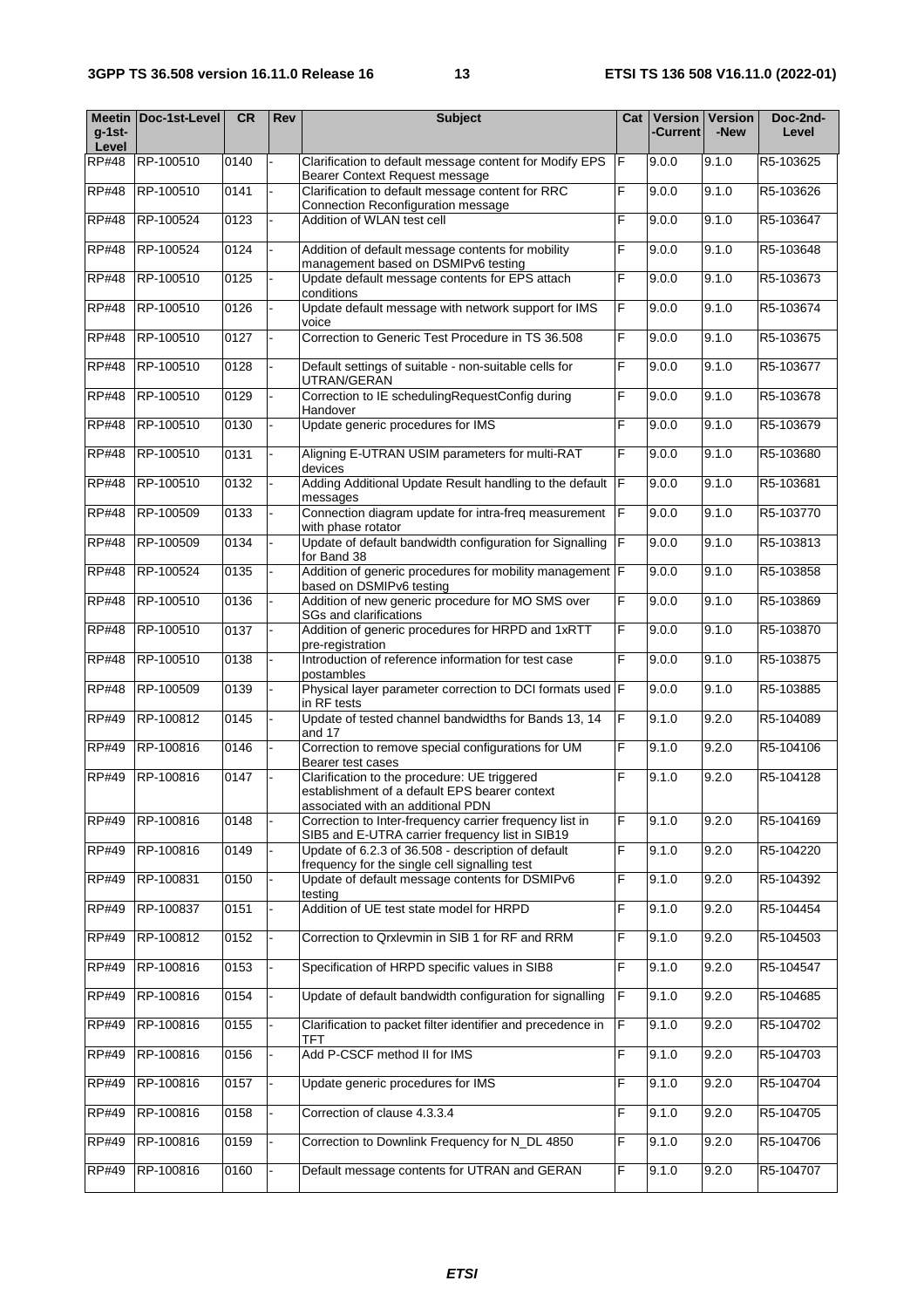| Meeting-1st-Level | Doc-1st-Level | CR | Rev | Subject | Cat | Version-Current | Version-New | Doc-2nd-Level |
|---|---|---|---|---|---|---|---|---|
| RP#48 | RP-100510 | 0140 | - | Clarification to default message content for Modify EPS Bearer Context Request message | F | 9.0.0 | 9.1.0 | R5-103625 |
| RP#48 | RP-100510 | 0141 | - | Clarification to default message content for RRC Connection Reconfiguration message | F | 9.0.0 | 9.1.0 | R5-103626 |
| RP#48 | RP-100524 | 0123 | - | Addition of WLAN test cell | F | 9.0.0 | 9.1.0 | R5-103647 |
| RP#48 | RP-100524 | 0124 | - | Addition of default message contents for mobility management based on DSMIPv6 testing | F | 9.0.0 | 9.1.0 | R5-103648 |
| RP#48 | RP-100510 | 0125 | - | Update default message contents for EPS attach conditions | F | 9.0.0 | 9.1.0 | R5-103673 |
| RP#48 | RP-100510 | 0126 | - | Update default message with network support for IMS voice | F | 9.0.0 | 9.1.0 | R5-103674 |
| RP#48 | RP-100510 | 0127 | - | Correction to Generic Test Procedure in TS 36.508 | F | 9.0.0 | 9.1.0 | R5-103675 |
| RP#48 | RP-100510 | 0128 | - | Default settings of suitable - non-suitable cells for UTRAN/GERAN | F | 9.0.0 | 9.1.0 | R5-103677 |
| RP#48 | RP-100510 | 0129 | - | Correction to IE schedulingRequestConfig during Handover | F | 9.0.0 | 9.1.0 | R5-103678 |
| RP#48 | RP-100510 | 0130 | - | Update generic procedures for IMS | F | 9.0.0 | 9.1.0 | R5-103679 |
| RP#48 | RP-100510 | 0131 | - | Aligning E-UTRAN USIM parameters for multi-RAT devices | F | 9.0.0 | 9.1.0 | R5-103680 |
| RP#48 | RP-100510 | 0132 | - | Adding Additional Update Result handling to the default messages | F | 9.0.0 | 9.1.0 | R5-103681 |
| RP#48 | RP-100509 | 0133 | - | Connection diagram update for intra-freq measurement with phase rotator | F | 9.0.0 | 9.1.0 | R5-103770 |
| RP#48 | RP-100509 | 0134 | - | Update of default bandwidth configuration for Signalling for Band 38 | F | 9.0.0 | 9.1.0 | R5-103813 |
| RP#48 | RP-100524 | 0135 | - | Addition of generic procedures for mobility management based on DSMIPv6 testing | F | 9.0.0 | 9.1.0 | R5-103858 |
| RP#48 | RP-100510 | 0136 | - | Addition of new generic procedure for MO SMS over SGs and clarifications | F | 9.0.0 | 9.1.0 | R5-103869 |
| RP#48 | RP-100510 | 0137 | - | Addition of generic procedures for HRPD and 1xRTT pre-registration | F | 9.0.0 | 9.1.0 | R5-103870 |
| RP#48 | RP-100510 | 0138 | - | Introduction of reference information for test case postambles | F | 9.0.0 | 9.1.0 | R5-103875 |
| RP#48 | RP-100509 | 0139 | - | Physical layer parameter correction to DCI formats used in RF tests | F | 9.0.0 | 9.1.0 | R5-103885 |
| RP#49 | RP-100812 | 0145 | - | Update of tested channel bandwidths for Bands 13, 14 and 17 | F | 9.1.0 | 9.2.0 | R5-104089 |
| RP#49 | RP-100816 | 0146 | - | Correction to remove special configurations for UM Bearer test cases | F | 9.1.0 | 9.2.0 | R5-104106 |
| RP#49 | RP-100816 | 0147 | - | Clarification to the procedure: UE triggered establishment of a default EPS bearer context associated with an additional PDN | F | 9.1.0 | 9.2.0 | R5-104128 |
| RP#49 | RP-100816 | 0148 | - | Correction to Inter-frequency carrier frequency list in SIB5 and E-UTRA carrier frequency list in SIB19 | F | 9.1.0 | 9.2.0 | R5-104169 |
| RP#49 | RP-100816 | 0149 | - | Update of 6.2.3 of 36.508 - description of default frequency for the single cell signalling test | F | 9.1.0 | 9.2.0 | R5-104220 |
| RP#49 | RP-100831 | 0150 | - | Update of default message contents for DSMIPv6 testing | F | 9.1.0 | 9.2.0 | R5-104392 |
| RP#49 | RP-100837 | 0151 | - | Addition of UE test state model for HRPD | F | 9.1.0 | 9.2.0 | R5-104454 |
| RP#49 | RP-100812 | 0152 | - | Correction to Qrxlevmin in SIB 1 for RF and RRM | F | 9.1.0 | 9.2.0 | R5-104503 |
| RP#49 | RP-100816 | 0153 | - | Specification of HRPD specific values in SIB8 | F | 9.1.0 | 9.2.0 | R5-104547 |
| RP#49 | RP-100816 | 0154 | - | Update of default bandwidth configuration for signalling | F | 9.1.0 | 9.2.0 | R5-104685 |
| RP#49 | RP-100816 | 0155 | - | Clarification to packet filter identifier and precedence in TFT | F | 9.1.0 | 9.2.0 | R5-104702 |
| RP#49 | RP-100816 | 0156 | - | Add P-CSCF method II for IMS | F | 9.1.0 | 9.2.0 | R5-104703 |
| RP#49 | RP-100816 | 0157 | - | Update generic procedures for IMS | F | 9.1.0 | 9.2.0 | R5-104704 |
| RP#49 | RP-100816 | 0158 | - | Correction of clause 4.3.3.4 | F | 9.1.0 | 9.2.0 | R5-104705 |
| RP#49 | RP-100816 | 0159 | - | Correction to Downlink Frequency for N_DL 4850 | F | 9.1.0 | 9.2.0 | R5-104706 |
| RP#49 | RP-100816 | 0160 | - | Default message contents for UTRAN and GERAN | F | 9.1.0 | 9.2.0 | R5-104707 |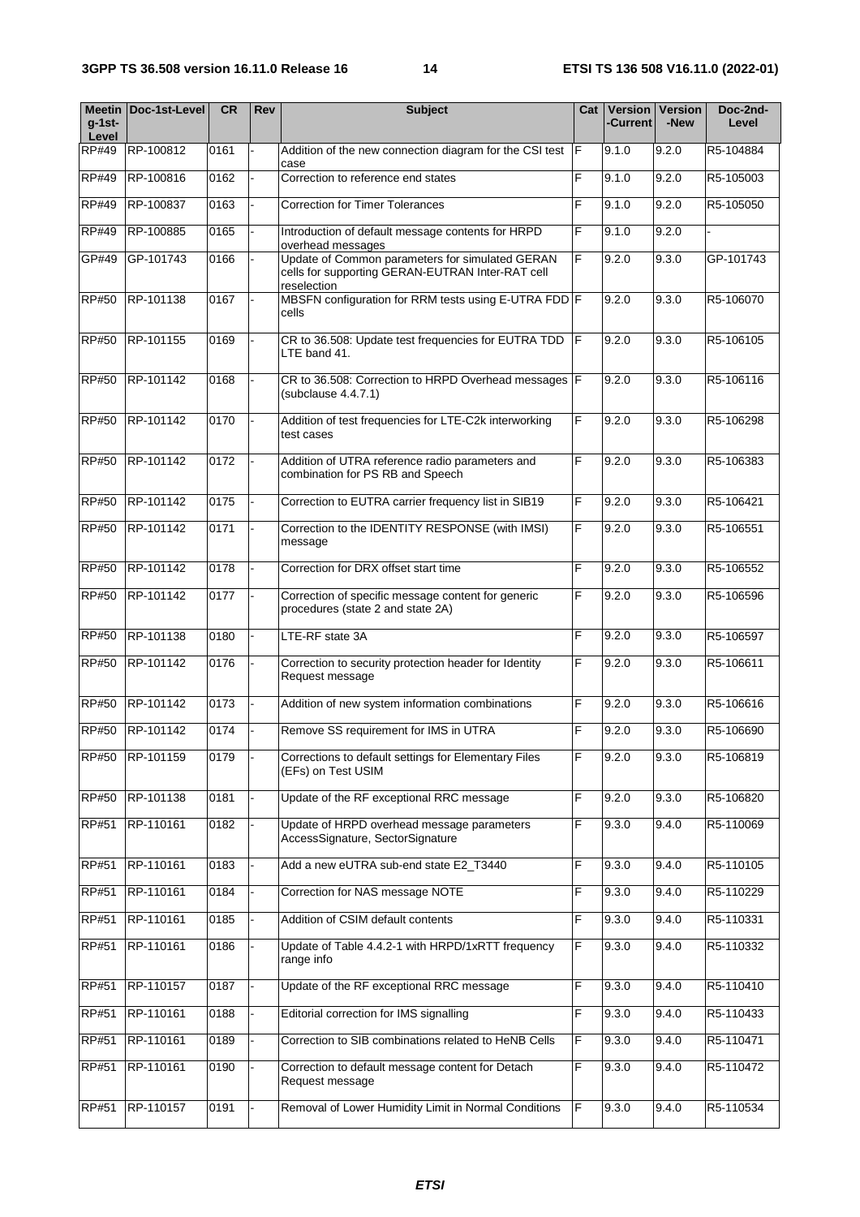| Meeting-1st-Level | Doc-1st-Level | CR | Rev | Subject | Cat | Version-Current | Version-New | Doc-2nd-Level |
|---|---|---|---|---|---|---|---|---|
| RP#49 | RP-100812 | 0161 | - | Addition of the new connection diagram for the CSI test case | F | 9.1.0 | 9.2.0 | R5-104884 |
| RP#49 | RP-100816 | 0162 | - | Correction to reference end states | F | 9.1.0 | 9.2.0 | R5-105003 |
| RP#49 | RP-100837 | 0163 | - | Correction for Timer Tolerances | F | 9.1.0 | 9.2.0 | R5-105050 |
| RP#49 | RP-100885 | 0165 | - | Introduction of default message contents for HRPD overhead messages | F | 9.1.0 | 9.2.0 | - |
| GP#49 | GP-101743 | 0166 | - | Update of Common parameters for simulated GERAN cells for supporting GERAN-EUTRAN Inter-RAT cell reselection | F | 9.2.0 | 9.3.0 | GP-101743 |
| RP#50 | RP-101138 | 0167 | - | MBSFN configuration for RRM tests using E-UTRA FDD cells | F | 9.2.0 | 9.3.0 | R5-106070 |
| RP#50 | RP-101155 | 0169 | - | CR to 36.508: Update test frequencies for EUTRA TDD LTE band 41. | F | 9.2.0 | 9.3.0 | R5-106105 |
| RP#50 | RP-101142 | 0168 | - | CR to 36.508: Correction to HRPD Overhead messages (subclause 4.4.7.1) | F | 9.2.0 | 9.3.0 | R5-106116 |
| RP#50 | RP-101142 | 0170 | - | Addition of test frequencies for LTE-C2k interworking test cases | F | 9.2.0 | 9.3.0 | R5-106298 |
| RP#50 | RP-101142 | 0172 | - | Addition of UTRA reference radio parameters and combination for PS RB and Speech | F | 9.2.0 | 9.3.0 | R5-106383 |
| RP#50 | RP-101142 | 0175 | - | Correction to EUTRA carrier frequency list in SIB19 | F | 9.2.0 | 9.3.0 | R5-106421 |
| RP#50 | RP-101142 | 0171 | - | Correction to the IDENTITY RESPONSE (with IMSI) message | F | 9.2.0 | 9.3.0 | R5-106551 |
| RP#50 | RP-101142 | 0178 | - | Correction for DRX offset start time | F | 9.2.0 | 9.3.0 | R5-106552 |
| RP#50 | RP-101142 | 0177 | - | Correction of specific message content for generic procedures (state 2 and state 2A) | F | 9.2.0 | 9.3.0 | R5-106596 |
| RP#50 | RP-101138 | 0180 | - | LTE-RF state 3A | F | 9.2.0 | 9.3.0 | R5-106597 |
| RP#50 | RP-101142 | 0176 | - | Correction to security protection header for Identity Request message | F | 9.2.0 | 9.3.0 | R5-106611 |
| RP#50 | RP-101142 | 0173 | - | Addition of new system information combinations | F | 9.2.0 | 9.3.0 | R5-106616 |
| RP#50 | RP-101142 | 0174 | - | Remove SS requirement for IMS in UTRA | F | 9.2.0 | 9.3.0 | R5-106690 |
| RP#50 | RP-101159 | 0179 | - | Corrections to default settings for Elementary Files (EFs) on Test USIM | F | 9.2.0 | 9.3.0 | R5-106819 |
| RP#50 | RP-101138 | 0181 | - | Update of the RF exceptional RRC message | F | 9.2.0 | 9.3.0 | R5-106820 |
| RP#51 | RP-110161 | 0182 | - | Update of HRPD overhead message parameters AccessSignature, SectorSignature | F | 9.3.0 | 9.4.0 | R5-110069 |
| RP#51 | RP-110161 | 0183 | - | Add a new eUTRA sub-end state E2_T3440 | F | 9.3.0 | 9.4.0 | R5-110105 |
| RP#51 | RP-110161 | 0184 | - | Correction for NAS message NOTE | F | 9.3.0 | 9.4.0 | R5-110229 |
| RP#51 | RP-110161 | 0185 | - | Addition of CSIM default contents | F | 9.3.0 | 9.4.0 | R5-110331 |
| RP#51 | RP-110161 | 0186 | - | Update of Table 4.4.2-1 with HRPD/1xRTT frequency range info | F | 9.3.0 | 9.4.0 | R5-110332 |
| RP#51 | RP-110157 | 0187 | - | Update of the RF exceptional RRC message | F | 9.3.0 | 9.4.0 | R5-110410 |
| RP#51 | RP-110161 | 0188 | - | Editorial correction for IMS signalling | F | 9.3.0 | 9.4.0 | R5-110433 |
| RP#51 | RP-110161 | 0189 | - | Correction to SIB combinations related to HeNB Cells | F | 9.3.0 | 9.4.0 | R5-110471 |
| RP#51 | RP-110161 | 0190 | - | Correction to default message content for Detach Request message | F | 9.3.0 | 9.4.0 | R5-110472 |
| RP#51 | RP-110157 | 0191 | - | Removal of Lower Humidity Limit in Normal Conditions | F | 9.3.0 | 9.4.0 | R5-110534 |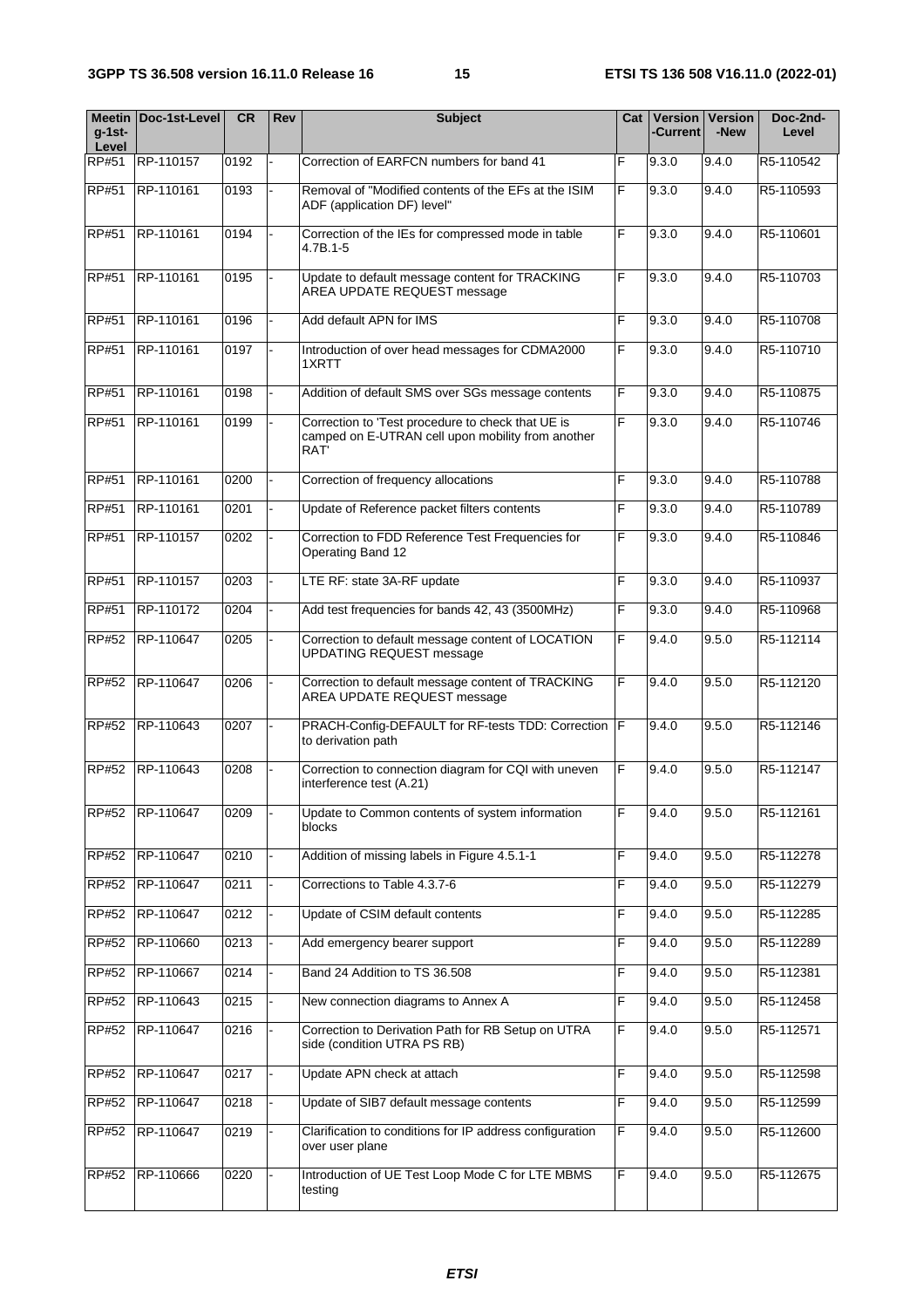| Meeting-1st-Level | Doc-1st-Level | CR | Rev | Subject | Cat | Version -Current | Version -New | Doc-2nd-Level |
|---|---|---|---|---|---|---|---|---|
| RP#51 | RP-110157 | 0192 | - | Correction of EARFCN numbers for band 41 | F | 9.3.0 | 9.4.0 | R5-110542 |
| RP#51 | RP-110161 | 0193 | - | Removal of "Modified contents of the EFs at the ISIM ADF (application DF) level" | F | 9.3.0 | 9.4.0 | R5-110593 |
| RP#51 | RP-110161 | 0194 | - | Correction of the IEs for compressed mode in table 4.7B.1-5 | F | 9.3.0 | 9.4.0 | R5-110601 |
| RP#51 | RP-110161 | 0195 | - | Update to default message content for TRACKING AREA UPDATE REQUEST message | F | 9.3.0 | 9.4.0 | R5-110703 |
| RP#51 | RP-110161 | 0196 | - | Add default APN for IMS | F | 9.3.0 | 9.4.0 | R5-110708 |
| RP#51 | RP-110161 | 0197 | - | Introduction of over head messages for CDMA2000 1XRTT | F | 9.3.0 | 9.4.0 | R5-110710 |
| RP#51 | RP-110161 | 0198 | - | Addition of default SMS over SGs message contents | F | 9.3.0 | 9.4.0 | R5-110875 |
| RP#51 | RP-110161 | 0199 | - | Correction to 'Test procedure to check that UE is camped on E-UTRAN cell upon mobility from another RAT' | F | 9.3.0 | 9.4.0 | R5-110746 |
| RP#51 | RP-110161 | 0200 | - | Correction of frequency allocations | F | 9.3.0 | 9.4.0 | R5-110788 |
| RP#51 | RP-110161 | 0201 | - | Update of Reference packet filters contents | F | 9.3.0 | 9.4.0 | R5-110789 |
| RP#51 | RP-110157 | 0202 | - | Correction to FDD Reference Test Frequencies for Operating Band 12 | F | 9.3.0 | 9.4.0 | R5-110846 |
| RP#51 | RP-110157 | 0203 | - | LTE RF: state 3A-RF update | F | 9.3.0 | 9.4.0 | R5-110937 |
| RP#51 | RP-110172 | 0204 | - | Add test frequencies for bands 42, 43 (3500MHz) | F | 9.3.0 | 9.4.0 | R5-110968 |
| RP#52 | RP-110647 | 0205 | - | Correction to default message content of LOCATION UPDATING REQUEST message | F | 9.4.0 | 9.5.0 | R5-112114 |
| RP#52 | RP-110647 | 0206 | - | Correction to default message content of TRACKING AREA UPDATE REQUEST message | F | 9.4.0 | 9.5.0 | R5-112120 |
| RP#52 | RP-110643 | 0207 | - | PRACH-Config-DEFAULT for RF-tests TDD: Correction to derivation path | F | 9.4.0 | 9.5.0 | R5-112146 |
| RP#52 | RP-110643 | 0208 | - | Correction to connection diagram for CQI with uneven interference test (A.21) | F | 9.4.0 | 9.5.0 | R5-112147 |
| RP#52 | RP-110647 | 0209 | - | Update to Common contents of system information blocks | F | 9.4.0 | 9.5.0 | R5-112161 |
| RP#52 | RP-110647 | 0210 | - | Addition of missing labels in Figure 4.5.1-1 | F | 9.4.0 | 9.5.0 | R5-112278 |
| RP#52 | RP-110647 | 0211 | - | Corrections to Table 4.3.7-6 | F | 9.4.0 | 9.5.0 | R5-112279 |
| RP#52 | RP-110647 | 0212 | - | Update of CSIM default contents | F | 9.4.0 | 9.5.0 | R5-112285 |
| RP#52 | RP-110660 | 0213 | - | Add emergency bearer support | F | 9.4.0 | 9.5.0 | R5-112289 |
| RP#52 | RP-110667 | 0214 | - | Band 24 Addition to TS 36.508 | F | 9.4.0 | 9.5.0 | R5-112381 |
| RP#52 | RP-110643 | 0215 | - | New connection diagrams to Annex A | F | 9.4.0 | 9.5.0 | R5-112458 |
| RP#52 | RP-110647 | 0216 | - | Correction to Derivation Path for RB Setup on UTRA side (condition UTRA PS RB) | F | 9.4.0 | 9.5.0 | R5-112571 |
| RP#52 | RP-110647 | 0217 | - | Update APN check at attach | F | 9.4.0 | 9.5.0 | R5-112598 |
| RP#52 | RP-110647 | 0218 | - | Update of SIB7 default message contents | F | 9.4.0 | 9.5.0 | R5-112599 |
| RP#52 | RP-110647 | 0219 | - | Clarification to conditions for IP address configuration over user plane | F | 9.4.0 | 9.5.0 | R5-112600 |
| RP#52 | RP-110666 | 0220 | - | Introduction of UE Test Loop Mode C for LTE MBMS testing | F | 9.4.0 | 9.5.0 | R5-112675 |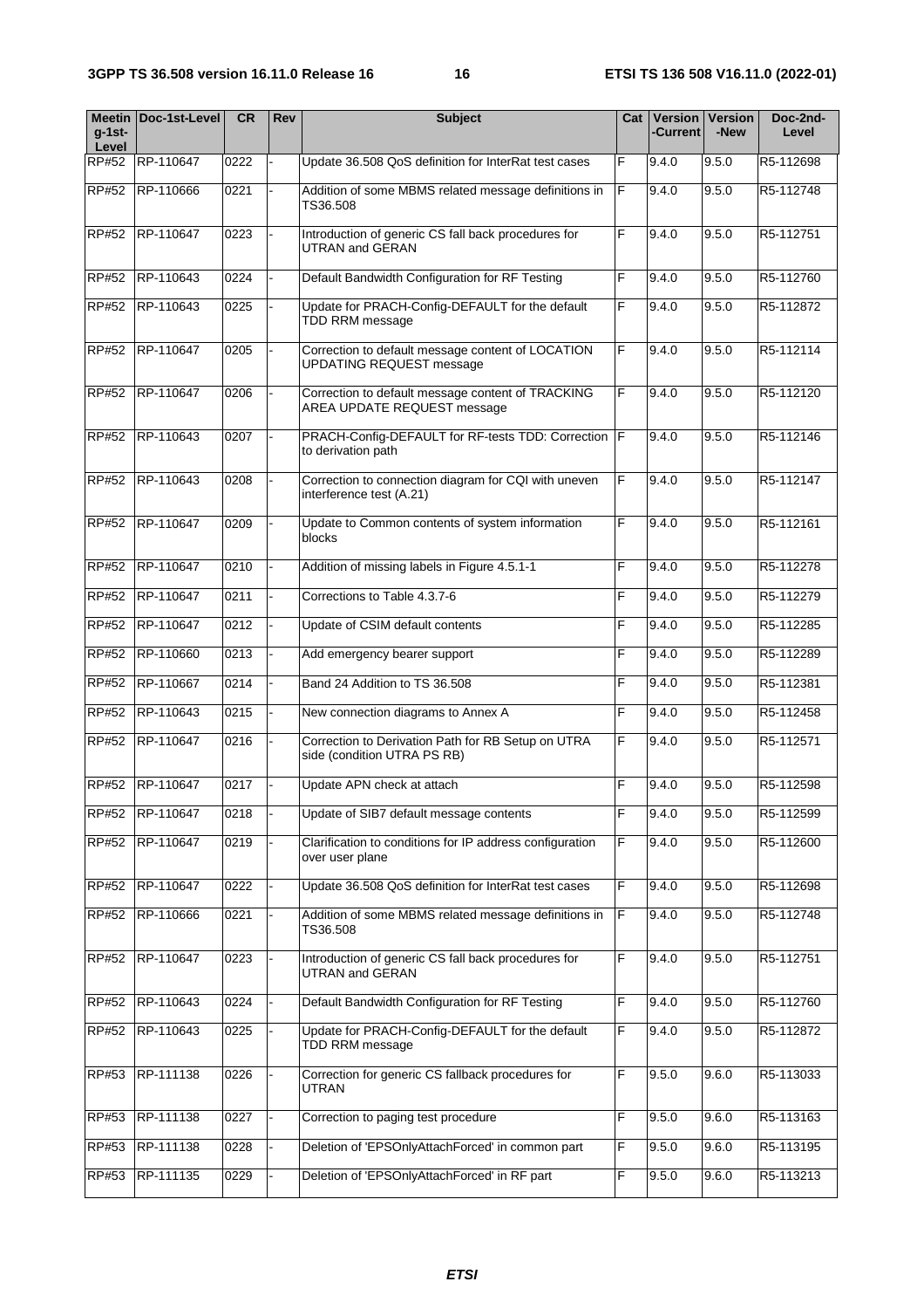| Meeting-1st-Level | Doc-1st-Level | CR | Rev | Subject | Cat | Version-Current | Version-New | Doc-2nd-Level |
|---|---|---|---|---|---|---|---|---|
| RP#52 | RP-110647 | 0222 | - | Update 36.508 QoS definition for InterRat test cases | F | 9.4.0 | 9.5.0 | R5-112698 |
| RP#52 | RP-110666 | 0221 | - | Addition of some MBMS related message definitions in TS36.508 | F | 9.4.0 | 9.5.0 | R5-112748 |
| RP#52 | RP-110647 | 0223 | - | Introduction of generic CS fall back procedures for UTRAN and GERAN | F | 9.4.0 | 9.5.0 | R5-112751 |
| RP#52 | RP-110643 | 0224 | - | Default Bandwidth Configuration for RF Testing | F | 9.4.0 | 9.5.0 | R5-112760 |
| RP#52 | RP-110643 | 0225 | - | Update for PRACH-Config-DEFAULT for the default TDD RRM message | F | 9.4.0 | 9.5.0 | R5-112872 |
| RP#52 | RP-110647 | 0205 | - | Correction to default message content of LOCATION UPDATING REQUEST message | F | 9.4.0 | 9.5.0 | R5-112114 |
| RP#52 | RP-110647 | 0206 | - | Correction to default message content of TRACKING AREA UPDATE REQUEST message | F | 9.4.0 | 9.5.0 | R5-112120 |
| RP#52 | RP-110643 | 0207 | - | PRACH-Config-DEFAULT for RF-tests TDD: Correction to derivation path | F | 9.4.0 | 9.5.0 | R5-112146 |
| RP#52 | RP-110643 | 0208 | - | Correction to connection diagram for CQI with uneven interference test (A.21) | F | 9.4.0 | 9.5.0 | R5-112147 |
| RP#52 | RP-110647 | 0209 | - | Update to Common contents of system information blocks | F | 9.4.0 | 9.5.0 | R5-112161 |
| RP#52 | RP-110647 | 0210 | - | Addition of missing labels in Figure 4.5.1-1 | F | 9.4.0 | 9.5.0 | R5-112278 |
| RP#52 | RP-110647 | 0211 | - | Corrections to Table 4.3.7-6 | F | 9.4.0 | 9.5.0 | R5-112279 |
| RP#52 | RP-110647 | 0212 | - | Update of CSIM default contents | F | 9.4.0 | 9.5.0 | R5-112285 |
| RP#52 | RP-110660 | 0213 | - | Add emergency bearer support | F | 9.4.0 | 9.5.0 | R5-112289 |
| RP#52 | RP-110667 | 0214 | - | Band 24 Addition to TS 36.508 | F | 9.4.0 | 9.5.0 | R5-112381 |
| RP#52 | RP-110643 | 0215 | - | New connection diagrams to Annex A | F | 9.4.0 | 9.5.0 | R5-112458 |
| RP#52 | RP-110647 | 0216 | - | Correction to Derivation Path for RB Setup on UTRA side (condition UTRA PS RB) | F | 9.4.0 | 9.5.0 | R5-112571 |
| RP#52 | RP-110647 | 0217 | - | Update APN check at attach | F | 9.4.0 | 9.5.0 | R5-112598 |
| RP#52 | RP-110647 | 0218 | - | Update of SIB7 default message contents | F | 9.4.0 | 9.5.0 | R5-112599 |
| RP#52 | RP-110647 | 0219 | - | Clarification to conditions for IP address configuration over user plane | F | 9.4.0 | 9.5.0 | R5-112600 |
| RP#52 | RP-110647 | 0222 | - | Update 36.508 QoS definition for InterRat test cases | F | 9.4.0 | 9.5.0 | R5-112698 |
| RP#52 | RP-110666 | 0221 | - | Addition of some MBMS related message definitions in TS36.508 | F | 9.4.0 | 9.5.0 | R5-112748 |
| RP#52 | RP-110647 | 0223 | - | Introduction of generic CS fall back procedures for UTRAN and GERAN | F | 9.4.0 | 9.5.0 | R5-112751 |
| RP#52 | RP-110643 | 0224 | - | Default Bandwidth Configuration for RF Testing | F | 9.4.0 | 9.5.0 | R5-112760 |
| RP#52 | RP-110643 | 0225 | - | Update for PRACH-Config-DEFAULT for the default TDD RRM message | F | 9.4.0 | 9.5.0 | R5-112872 |
| RP#53 | RP-111138 | 0226 | - | Correction for generic CS fallback procedures for UTRAN | F | 9.5.0 | 9.6.0 | R5-113033 |
| RP#53 | RP-111138 | 0227 | - | Correction to paging test procedure | F | 9.5.0 | 9.6.0 | R5-113163 |
| RP#53 | RP-111138 | 0228 | - | Deletion of 'EPSOnlyAttachForced' in common part | F | 9.5.0 | 9.6.0 | R5-113195 |
| RP#53 | RP-111135 | 0229 | - | Deletion of 'EPSOnlyAttachForced' in RF part | F | 9.5.0 | 9.6.0 | R5-113213 |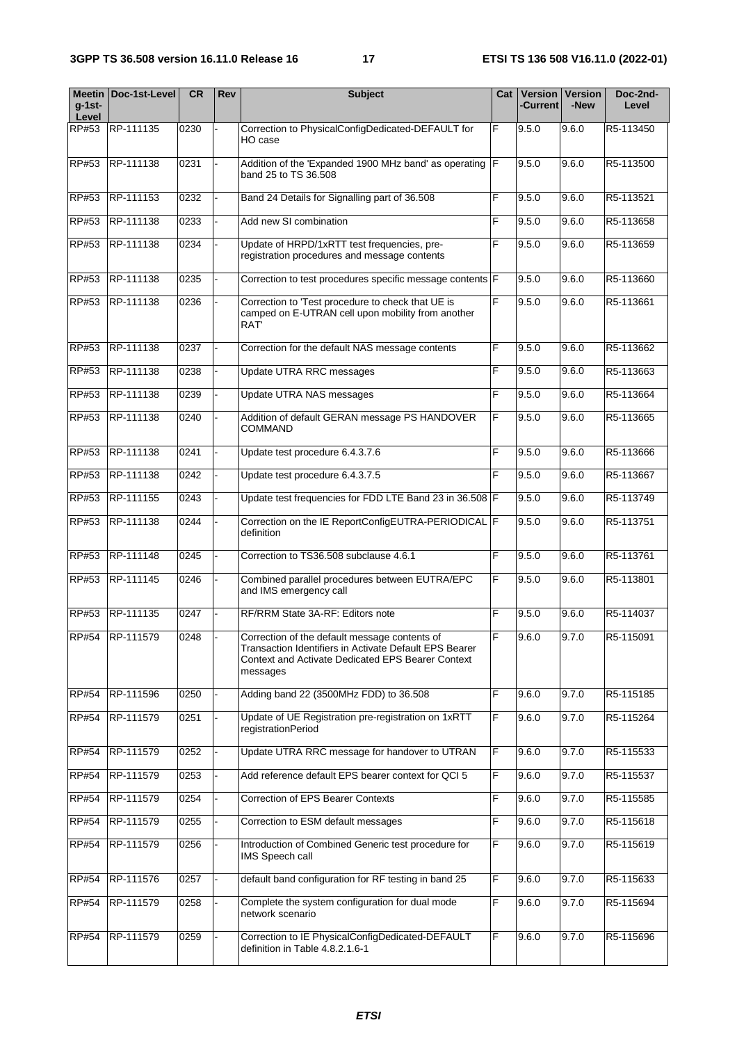| Meeting-1st-Level | Doc-1st-Level | CR | Rev | Subject | Cat | Version-Current | Version-New | Doc-2nd-Level |
|---|---|---|---|---|---|---|---|---|
| RP#53 | RP-111135 | 0230 | - | Correction to PhysicalConfigDedicated-DEFAULT for HO case | F | 9.5.0 | 9.6.0 | R5-113450 |
| RP#53 | RP-111138 | 0231 | - | Addition of the 'Expanded 1900 MHz band' as operating band 25 to TS 36.508 | F | 9.5.0 | 9.6.0 | R5-113500 |
| RP#53 | RP-111153 | 0232 | - | Band 24 Details for Signalling part of 36.508 | F | 9.5.0 | 9.6.0 | R5-113521 |
| RP#53 | RP-111138 | 0233 | - | Add new SI combination | F | 9.5.0 | 9.6.0 | R5-113658 |
| RP#53 | RP-111138 | 0234 | - | Update of HRPD/1xRTT test frequencies, pre-registration procedures and message contents | F | 9.5.0 | 9.6.0 | R5-113659 |
| RP#53 | RP-111138 | 0235 | - | Correction to test procedures specific message contents | F | 9.5.0 | 9.6.0 | R5-113660 |
| RP#53 | RP-111138 | 0236 | - | Correction to 'Test procedure to check that UE is camped on E-UTRAN cell upon mobility from another RAT' | F | 9.5.0 | 9.6.0 | R5-113661 |
| RP#53 | RP-111138 | 0237 | - | Correction for the default NAS message contents | F | 9.5.0 | 9.6.0 | R5-113662 |
| RP#53 | RP-111138 | 0238 | - | Update UTRA RRC messages | F | 9.5.0 | 9.6.0 | R5-113663 |
| RP#53 | RP-111138 | 0239 | - | Update UTRA NAS messages | F | 9.5.0 | 9.6.0 | R5-113664 |
| RP#53 | RP-111138 | 0240 | - | Addition of default GERAN message PS HANDOVER COMMAND | F | 9.5.0 | 9.6.0 | R5-113665 |
| RP#53 | RP-111138 | 0241 | - | Update test procedure 6.4.3.7.6 | F | 9.5.0 | 9.6.0 | R5-113666 |
| RP#53 | RP-111138 | 0242 | - | Update test procedure 6.4.3.7.5 | F | 9.5.0 | 9.6.0 | R5-113667 |
| RP#53 | RP-111155 | 0243 | - | Update test frequencies for FDD LTE Band 23 in 36.508 | F | 9.5.0 | 9.6.0 | R5-113749 |
| RP#53 | RP-111138 | 0244 | - | Correction on the IE ReportConfigEUTRA-PERIODICAL definition | F | 9.5.0 | 9.6.0 | R5-113751 |
| RP#53 | RP-111148 | 0245 | - | Correction to TS36.508 subclause 4.6.1 | F | 9.5.0 | 9.6.0 | R5-113761 |
| RP#53 | RP-111145 | 0246 | - | Combined parallel procedures between EUTRA/EPC and IMS emergency call | F | 9.5.0 | 9.6.0 | R5-113801 |
| RP#53 | RP-111135 | 0247 | - | RF/RRM State 3A-RF: Editors note | F | 9.5.0 | 9.6.0 | R5-114037 |
| RP#54 | RP-111579 | 0248 | - | Correction of the default message contents of Transaction Identifiers in Activate Default EPS Bearer Context and Activate Dedicated EPS Bearer Context messages | F | 9.6.0 | 9.7.0 | R5-115091 |
| RP#54 | RP-111596 | 0250 | - | Adding band 22 (3500MHz FDD) to 36.508 | F | 9.6.0 | 9.7.0 | R5-115185 |
| RP#54 | RP-111579 | 0251 | - | Update of UE Registration pre-registration on 1xRTT registrationPeriod | F | 9.6.0 | 9.7.0 | R5-115264 |
| RP#54 | RP-111579 | 0252 | - | Update UTRA RRC message for handover to UTRAN | F | 9.6.0 | 9.7.0 | R5-115533 |
| RP#54 | RP-111579 | 0253 | - | Add reference default EPS bearer context for QCI 5 | F | 9.6.0 | 9.7.0 | R5-115537 |
| RP#54 | RP-111579 | 0254 | - | Correction of EPS Bearer Contexts | F | 9.6.0 | 9.7.0 | R5-115585 |
| RP#54 | RP-111579 | 0255 | - | Correction to ESM default messages | F | 9.6.0 | 9.7.0 | R5-115618 |
| RP#54 | RP-111579 | 0256 | - | Introduction of Combined Generic test procedure for IMS Speech call | F | 9.6.0 | 9.7.0 | R5-115619 |
| RP#54 | RP-111576 | 0257 | - | default band configuration for RF testing in band 25 | F | 9.6.0 | 9.7.0 | R5-115633 |
| RP#54 | RP-111579 | 0258 | - | Complete the system configuration for dual mode network scenario | F | 9.6.0 | 9.7.0 | R5-115694 |
| RP#54 | RP-111579 | 0259 | - | Correction to IE PhysicalConfigDedicated-DEFAULT definition in Table 4.8.2.1.6-1 | F | 9.6.0 | 9.7.0 | R5-115696 |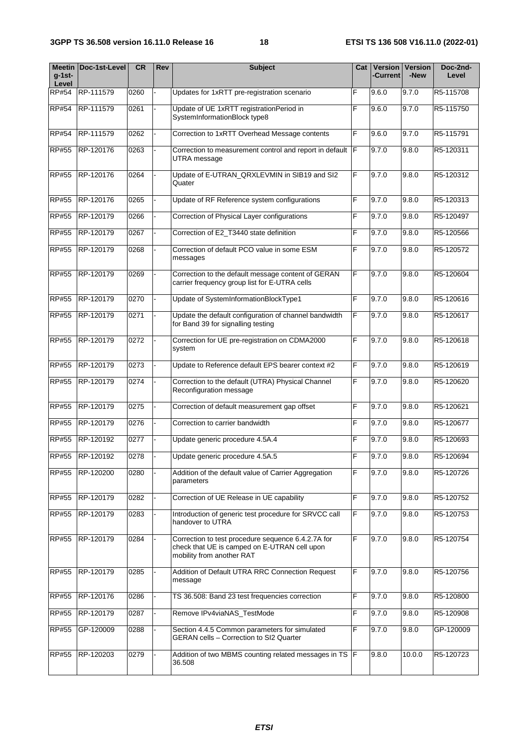| Meeting-1st-Level | Doc-1st-Level | CR | Rev | Subject | Cat | Version-Current | Version-New | Doc-2nd-Level |
|---|---|---|---|---|---|---|---|---|
| RP#54 | RP-111579 | 0260 | - | Updates for 1xRTT pre-registration scenario | F | 9.6.0 | 9.7.0 | R5-115708 |
| RP#54 | RP-111579 | 0261 | - | Update of UE 1xRTT registrationPeriod in SystemInformationBlock type8 | F | 9.6.0 | 9.7.0 | R5-115750 |
| RP#54 | RP-111579 | 0262 | - | Correction to 1xRTT Overhead Message contents | F | 9.6.0 | 9.7.0 | R5-115791 |
| RP#55 | RP-120176 | 0263 | - | Correction to measurement control and report in default UTRA message | F | 9.7.0 | 9.8.0 | R5-120311 |
| RP#55 | RP-120176 | 0264 | - | Update of E-UTRAN_QRXLEVMIN in SIB19 and SI2 Quater | F | 9.7.0 | 9.8.0 | R5-120312 |
| RP#55 | RP-120176 | 0265 | - | Update of RF Reference system configurations | F | 9.7.0 | 9.8.0 | R5-120313 |
| RP#55 | RP-120179 | 0266 | - | Correction of Physical Layer configurations | F | 9.7.0 | 9.8.0 | R5-120497 |
| RP#55 | RP-120179 | 0267 | - | Correction of E2_T3440 state definition | F | 9.7.0 | 9.8.0 | R5-120566 |
| RP#55 | RP-120179 | 0268 | - | Correction of default PCO value in some ESM messages | F | 9.7.0 | 9.8.0 | R5-120572 |
| RP#55 | RP-120179 | 0269 | - | Correction to the default message content of GERAN carrier frequency group list for E-UTRA cells | F | 9.7.0 | 9.8.0 | R5-120604 |
| RP#55 | RP-120179 | 0270 | - | Update of SystemInformationBlockType1 | F | 9.7.0 | 9.8.0 | R5-120616 |
| RP#55 | RP-120179 | 0271 | - | Update the default configuration of channel bandwidth for Band 39 for signalling testing | F | 9.7.0 | 9.8.0 | R5-120617 |
| RP#55 | RP-120179 | 0272 | - | Correction for UE pre-registration on CDMA2000 system | F | 9.7.0 | 9.8.0 | R5-120618 |
| RP#55 | RP-120179 | 0273 | - | Update to Reference default EPS bearer context #2 | F | 9.7.0 | 9.8.0 | R5-120619 |
| RP#55 | RP-120179 | 0274 | - | Correction to the default (UTRA) Physical Channel Reconfiguration message | F | 9.7.0 | 9.8.0 | R5-120620 |
| RP#55 | RP-120179 | 0275 | - | Correction of default measurement gap offset | F | 9.7.0 | 9.8.0 | R5-120621 |
| RP#55 | RP-120179 | 0276 | - | Correction to carrier bandwidth | F | 9.7.0 | 9.8.0 | R5-120677 |
| RP#55 | RP-120192 | 0277 | - | Update generic procedure 4.5A.4 | F | 9.7.0 | 9.8.0 | R5-120693 |
| RP#55 | RP-120192 | 0278 | - | Update generic procedure 4.5A.5 | F | 9.7.0 | 9.8.0 | R5-120694 |
| RP#55 | RP-120200 | 0280 | - | Addition of the default value of Carrier Aggregation parameters | F | 9.7.0 | 9.8.0 | R5-120726 |
| RP#55 | RP-120179 | 0282 | - | Correction of UE Release in UE capability | F | 9.7.0 | 9.8.0 | R5-120752 |
| RP#55 | RP-120179 | 0283 | - | Introduction of generic test procedure for SRVCC call handover to UTRA | F | 9.7.0 | 9.8.0 | R5-120753 |
| RP#55 | RP-120179 | 0284 | - | Correction to test procedure sequence 6.4.2.7A for check that UE is camped on E-UTRAN cell upon mobility from another RAT | F | 9.7.0 | 9.8.0 | R5-120754 |
| RP#55 | RP-120179 | 0285 | - | Addition of Default UTRA RRC Connection Request message | F | 9.7.0 | 9.8.0 | R5-120756 |
| RP#55 | RP-120176 | 0286 | - | TS 36.508: Band 23 test frequencies correction | F | 9.7.0 | 9.8.0 | R5-120800 |
| RP#55 | RP-120179 | 0287 | - | Remove IPv4viaNAS_TestMode | F | 9.7.0 | 9.8.0 | R5-120908 |
| RP#55 | GP-120009 | 0288 | - | Section 4.4.5 Common parameters for simulated GERAN cells – Correction to SI2 Quarter | F | 9.7.0 | 9.8.0 | GP-120009 |
| RP#55 | RP-120203 | 0279 | - | Addition of two MBMS counting related messages in TS 36.508 | F | 9.8.0 | 10.0.0 | R5-120723 |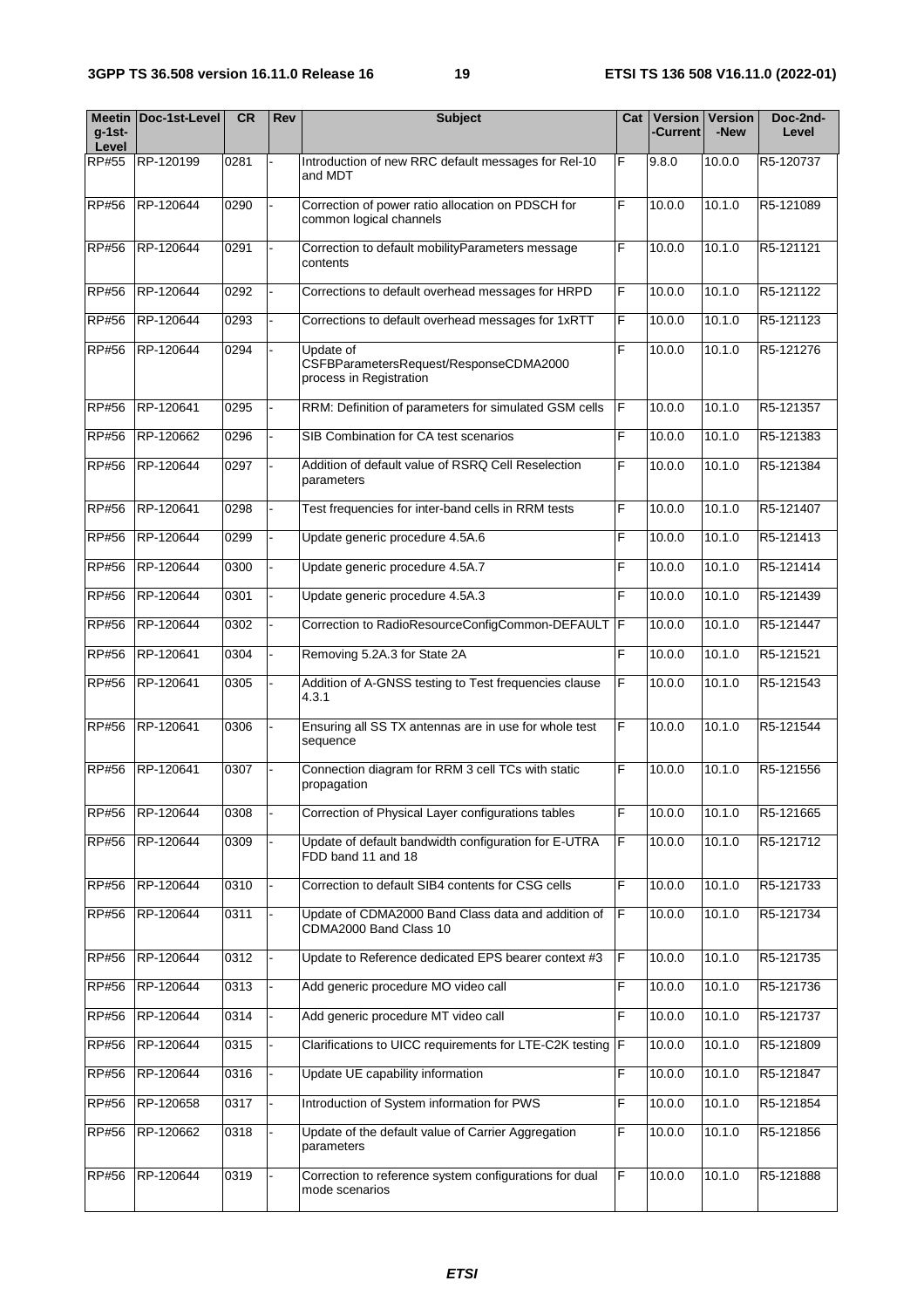| Meeting-1st-Level | Doc-1st-Level | CR | Rev | Subject | Cat | Version -Current | Version -New | Doc-2nd-Level |
|---|---|---|---|---|---|---|---|---|
| RP#55 | RP-120199 | 0281 | - | Introduction of new RRC default messages for Rel-10 and MDT | F | 9.8.0 | 10.0.0 | R5-120737 |
| RP#56 | RP-120644 | 0290 | - | Correction of power ratio allocation on PDSCH for common logical channels | F | 10.0.0 | 10.1.0 | R5-121089 |
| RP#56 | RP-120644 | 0291 | - | Correction to default mobilityParameters message contents | F | 10.0.0 | 10.1.0 | R5-121121 |
| RP#56 | RP-120644 | 0292 | - | Corrections to default overhead messages for HRPD | F | 10.0.0 | 10.1.0 | R5-121122 |
| RP#56 | RP-120644 | 0293 | - | Corrections to default overhead messages for 1xRTT | F | 10.0.0 | 10.1.0 | R5-121123 |
| RP#56 | RP-120644 | 0294 | - | Update of CSFBParametersRequest/ResponseCDMA2000 process in Registration | F | 10.0.0 | 10.1.0 | R5-121276 |
| RP#56 | RP-120641 | 0295 | - | RRM: Definition of parameters for simulated GSM cells | F | 10.0.0 | 10.1.0 | R5-121357 |
| RP#56 | RP-120662 | 0296 | - | SIB Combination for CA test scenarios | F | 10.0.0 | 10.1.0 | R5-121383 |
| RP#56 | RP-120644 | 0297 | - | Addition of default value of RSRQ Cell Reselection parameters | F | 10.0.0 | 10.1.0 | R5-121384 |
| RP#56 | RP-120641 | 0298 | - | Test frequencies for inter-band cells in RRM tests | F | 10.0.0 | 10.1.0 | R5-121407 |
| RP#56 | RP-120644 | 0299 | - | Update generic procedure 4.5A.6 | F | 10.0.0 | 10.1.0 | R5-121413 |
| RP#56 | RP-120644 | 0300 | - | Update generic procedure 4.5A.7 | F | 10.0.0 | 10.1.0 | R5-121414 |
| RP#56 | RP-120644 | 0301 | - | Update generic procedure 4.5A.3 | F | 10.0.0 | 10.1.0 | R5-121439 |
| RP#56 | RP-120644 | 0302 | - | Correction to RadioResourceConfigCommon-DEFAULT | F | 10.0.0 | 10.1.0 | R5-121447 |
| RP#56 | RP-120641 | 0304 | - | Removing 5.2A.3 for State 2A | F | 10.0.0 | 10.1.0 | R5-121521 |
| RP#56 | RP-120641 | 0305 | - | Addition of A-GNSS testing to Test frequencies clause 4.3.1 | F | 10.0.0 | 10.1.0 | R5-121543 |
| RP#56 | RP-120641 | 0306 | - | Ensuring all SS TX antennas are in use for whole test sequence | F | 10.0.0 | 10.1.0 | R5-121544 |
| RP#56 | RP-120641 | 0307 | - | Connection diagram for RRM 3 cell TCs with static propagation | F | 10.0.0 | 10.1.0 | R5-121556 |
| RP#56 | RP-120644 | 0308 | - | Correction of Physical Layer configurations tables | F | 10.0.0 | 10.1.0 | R5-121665 |
| RP#56 | RP-120644 | 0309 | - | Update of default bandwidth configuration for E-UTRA FDD band 11 and 18 | F | 10.0.0 | 10.1.0 | R5-121712 |
| RP#56 | RP-120644 | 0310 | - | Correction to default SIB4 contents for CSG cells | F | 10.0.0 | 10.1.0 | R5-121733 |
| RP#56 | RP-120644 | 0311 | - | Update of CDMA2000 Band Class data and addition of CDMA2000 Band Class 10 | F | 10.0.0 | 10.1.0 | R5-121734 |
| RP#56 | RP-120644 | 0312 | - | Update to Reference dedicated EPS bearer context #3 | F | 10.0.0 | 10.1.0 | R5-121735 |
| RP#56 | RP-120644 | 0313 | - | Add generic procedure MO video call | F | 10.0.0 | 10.1.0 | R5-121736 |
| RP#56 | RP-120644 | 0314 | - | Add generic procedure MT video call | F | 10.0.0 | 10.1.0 | R5-121737 |
| RP#56 | RP-120644 | 0315 | - | Clarifications to UICC requirements for LTE-C2K testing | F | 10.0.0 | 10.1.0 | R5-121809 |
| RP#56 | RP-120644 | 0316 | - | Update UE capability information | F | 10.0.0 | 10.1.0 | R5-121847 |
| RP#56 | RP-120658 | 0317 | - | Introduction of System information for PWS | F | 10.0.0 | 10.1.0 | R5-121854 |
| RP#56 | RP-120662 | 0318 | - | Update of the default value of Carrier Aggregation parameters | F | 10.0.0 | 10.1.0 | R5-121856 |
| RP#56 | RP-120644 | 0319 | - | Correction to reference system configurations for dual mode scenarios | F | 10.0.0 | 10.1.0 | R5-121888 |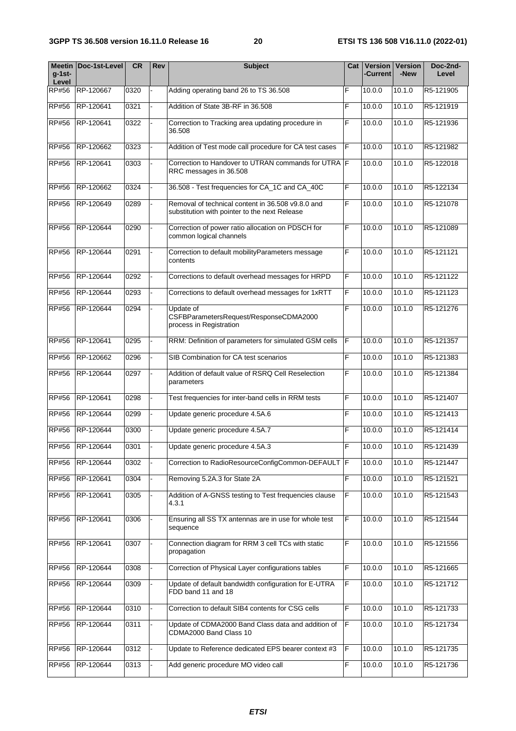| Meeting-1st-Level | Doc-1st-Level | CR | Rev | Subject | Cat | Version-Current | Version-New | Doc-2nd-Level |
|---|---|---|---|---|---|---|---|---|
| RP#56 | RP-120667 | 0320 | - | Adding operating band 26 to TS 36.508 | F | 10.0.0 | 10.1.0 | R5-121905 |
| RP#56 | RP-120641 | 0321 | - | Addition of State 3B-RF in 36.508 | F | 10.0.0 | 10.1.0 | R5-121919 |
| RP#56 | RP-120641 | 0322 | - | Correction to Tracking area updating procedure in 36.508 | F | 10.0.0 | 10.1.0 | R5-121936 |
| RP#56 | RP-120662 | 0323 | - | Addition of Test mode call procedure for CA test cases | F | 10.0.0 | 10.1.0 | R5-121982 |
| RP#56 | RP-120641 | 0303 | - | Correction to Handover to UTRAN commands for UTRA RRC messages in 36.508 | F | 10.0.0 | 10.1.0 | R5-122018 |
| RP#56 | RP-120662 | 0324 | - | 36.508 - Test frequencies for CA_1C and CA_40C | F | 10.0.0 | 10.1.0 | R5-122134 |
| RP#56 | RP-120649 | 0289 | - | Removal of technical content in 36.508 v9.8.0 and substitution with pointer to the next Release | F | 10.0.0 | 10.1.0 | R5-121078 |
| RP#56 | RP-120644 | 0290 | - | Correction of power ratio allocation on PDSCH for common logical channels | F | 10.0.0 | 10.1.0 | R5-121089 |
| RP#56 | RP-120644 | 0291 | - | Correction to default mobilityParameters message contents | F | 10.0.0 | 10.1.0 | R5-121121 |
| RP#56 | RP-120644 | 0292 | - | Corrections to default overhead messages for HRPD | F | 10.0.0 | 10.1.0 | R5-121122 |
| RP#56 | RP-120644 | 0293 | - | Corrections to default overhead messages for 1xRTT | F | 10.0.0 | 10.1.0 | R5-121123 |
| RP#56 | RP-120644 | 0294 | - | Update of CSFBParametersRequest/ResponseCDMA2000 process in Registration | F | 10.0.0 | 10.1.0 | R5-121276 |
| RP#56 | RP-120641 | 0295 | - | RRM: Definition of parameters for simulated GSM cells | F | 10.0.0 | 10.1.0 | R5-121357 |
| RP#56 | RP-120662 | 0296 | - | SIB Combination for CA test scenarios | F | 10.0.0 | 10.1.0 | R5-121383 |
| RP#56 | RP-120644 | 0297 | - | Addition of default value of RSRQ Cell Reselection parameters | F | 10.0.0 | 10.1.0 | R5-121384 |
| RP#56 | RP-120641 | 0298 | - | Test frequencies for inter-band cells in RRM tests | F | 10.0.0 | 10.1.0 | R5-121407 |
| RP#56 | RP-120644 | 0299 | - | Update generic procedure 4.5A.6 | F | 10.0.0 | 10.1.0 | R5-121413 |
| RP#56 | RP-120644 | 0300 | - | Update generic procedure 4.5A.7 | F | 10.0.0 | 10.1.0 | R5-121414 |
| RP#56 | RP-120644 | 0301 | - | Update generic procedure 4.5A.3 | F | 10.0.0 | 10.1.0 | R5-121439 |
| RP#56 | RP-120644 | 0302 | - | Correction to RadioResourceConfigCommon-DEFAULT | F | 10.0.0 | 10.1.0 | R5-121447 |
| RP#56 | RP-120641 | 0304 | - | Removing 5.2A.3 for State 2A | F | 10.0.0 | 10.1.0 | R5-121521 |
| RP#56 | RP-120641 | 0305 | - | Addition of A-GNSS testing to Test frequencies clause 4.3.1 | F | 10.0.0 | 10.1.0 | R5-121543 |
| RP#56 | RP-120641 | 0306 | - | Ensuring all SS TX antennas are in use for whole test sequence | F | 10.0.0 | 10.1.0 | R5-121544 |
| RP#56 | RP-120641 | 0307 | - | Connection diagram for RRM 3 cell TCs with static propagation | F | 10.0.0 | 10.1.0 | R5-121556 |
| RP#56 | RP-120644 | 0308 | - | Correction of Physical Layer configurations tables | F | 10.0.0 | 10.1.0 | R5-121665 |
| RP#56 | RP-120644 | 0309 | - | Update of default bandwidth configuration for E-UTRA FDD band 11 and 18 | F | 10.0.0 | 10.1.0 | R5-121712 |
| RP#56 | RP-120644 | 0310 | - | Correction to default SIB4 contents for CSG cells | F | 10.0.0 | 10.1.0 | R5-121733 |
| RP#56 | RP-120644 | 0311 | - | Update of CDMA2000 Band Class data and addition of CDMA2000 Band Class 10 | F | 10.0.0 | 10.1.0 | R5-121734 |
| RP#56 | RP-120644 | 0312 | - | Update to Reference dedicated EPS bearer context #3 | F | 10.0.0 | 10.1.0 | R5-121735 |
| RP#56 | RP-120644 | 0313 | - | Add generic procedure MO video call | F | 10.0.0 | 10.1.0 | R5-121736 |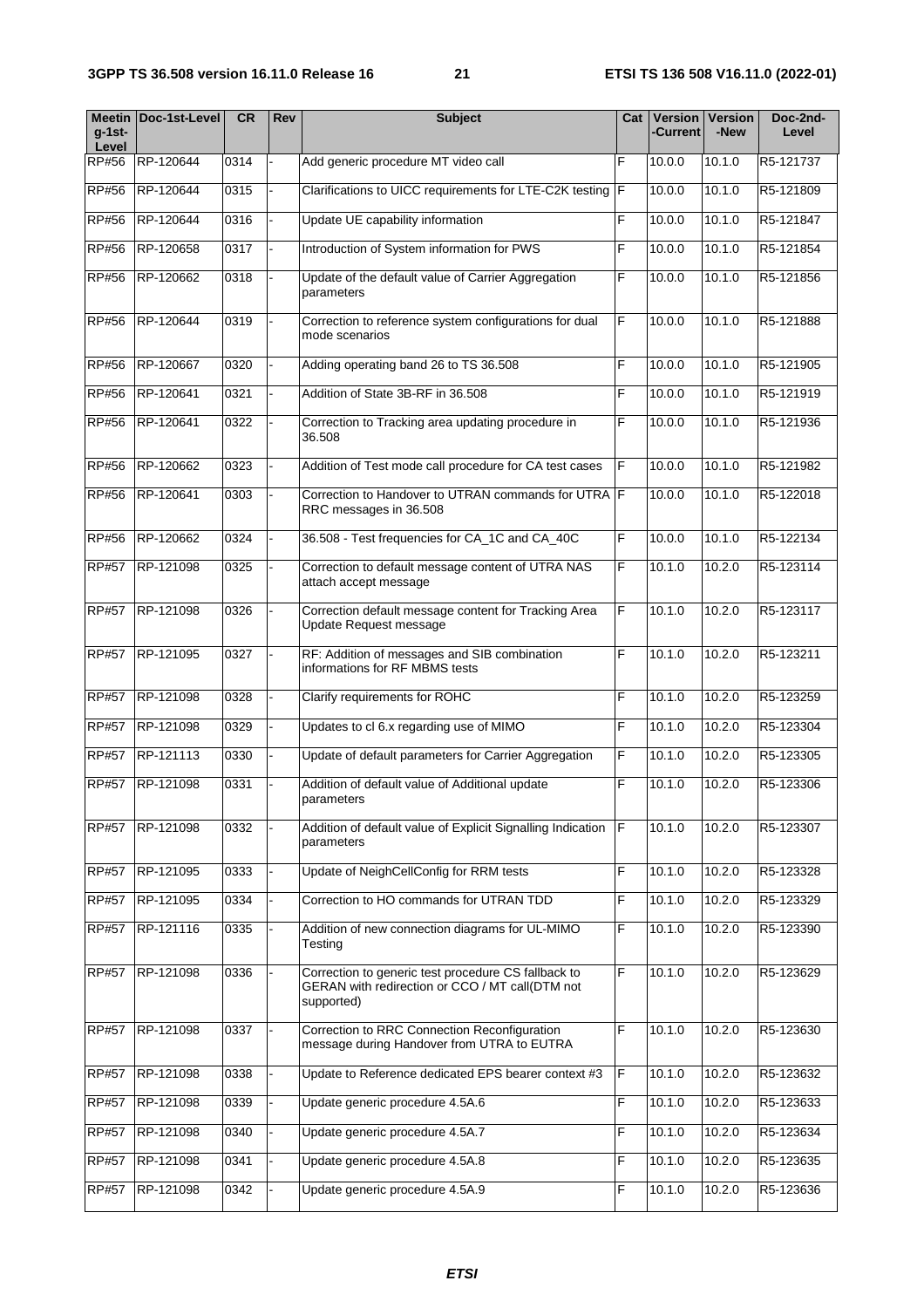| Meeting-1st-Level | Doc-1st-Level | CR | Rev | Subject | Cat | Version-Current | Version-New | Doc-2nd-Level |
|---|---|---|---|---|---|---|---|---|
| RP#56 | RP-120644 | 0314 | - | Add generic procedure MT video call | F | 10.0.0 | 10.1.0 | R5-121737 |
| RP#56 | RP-120644 | 0315 | - | Clarifications to UICC requirements for LTE-C2K testing | F | 10.0.0 | 10.1.0 | R5-121809 |
| RP#56 | RP-120644 | 0316 | - | Update UE capability information | F | 10.0.0 | 10.1.0 | R5-121847 |
| RP#56 | RP-120658 | 0317 | - | Introduction of System information for PWS | F | 10.0.0 | 10.1.0 | R5-121854 |
| RP#56 | RP-120662 | 0318 | - | Update of the default value of Carrier Aggregation parameters | F | 10.0.0 | 10.1.0 | R5-121856 |
| RP#56 | RP-120644 | 0319 | - | Correction to reference system configurations for dual mode scenarios | F | 10.0.0 | 10.1.0 | R5-121888 |
| RP#56 | RP-120667 | 0320 | - | Adding operating band 26 to TS 36.508 | F | 10.0.0 | 10.1.0 | R5-121905 |
| RP#56 | RP-120641 | 0321 | - | Addition of State 3B-RF in 36.508 | F | 10.0.0 | 10.1.0 | R5-121919 |
| RP#56 | RP-120641 | 0322 | - | Correction to Tracking area updating procedure in 36.508 | F | 10.0.0 | 10.1.0 | R5-121936 |
| RP#56 | RP-120662 | 0323 | - | Addition of Test mode call procedure for CA test cases | F | 10.0.0 | 10.1.0 | R5-121982 |
| RP#56 | RP-120641 | 0303 | - | Correction to Handover to UTRAN commands for UTRA RRC messages in 36.508 | F | 10.0.0 | 10.1.0 | R5-122018 |
| RP#56 | RP-120662 | 0324 | - | 36.508 - Test frequencies for CA_1C and CA_40C | F | 10.0.0 | 10.1.0 | R5-122134 |
| RP#57 | RP-121098 | 0325 | - | Correction to default message content of UTRA NAS attach accept message | F | 10.1.0 | 10.2.0 | R5-123114 |
| RP#57 | RP-121098 | 0326 | - | Correction default message content for Tracking Area Update Request message | F | 10.1.0 | 10.2.0 | R5-123117 |
| RP#57 | RP-121095 | 0327 | - | RF: Addition of messages and SIB combination informations for RF MBMS tests | F | 10.1.0 | 10.2.0 | R5-123211 |
| RP#57 | RP-121098 | 0328 | - | Clarify requirements for ROHC | F | 10.1.0 | 10.2.0 | R5-123259 |
| RP#57 | RP-121098 | 0329 | - | Updates to cl 6.x regarding use of MIMO | F | 10.1.0 | 10.2.0 | R5-123304 |
| RP#57 | RP-121113 | 0330 | - | Update of default parameters for Carrier Aggregation | F | 10.1.0 | 10.2.0 | R5-123305 |
| RP#57 | RP-121098 | 0331 | - | Addition of default value of Additional update parameters | F | 10.1.0 | 10.2.0 | R5-123306 |
| RP#57 | RP-121098 | 0332 | - | Addition of default value of Explicit Signalling Indication parameters | F | 10.1.0 | 10.2.0 | R5-123307 |
| RP#57 | RP-121095 | 0333 | - | Update of NeighCellConfig for RRM tests | F | 10.1.0 | 10.2.0 | R5-123328 |
| RP#57 | RP-121095 | 0334 | - | Correction to HO commands for UTRAN TDD | F | 10.1.0 | 10.2.0 | R5-123329 |
| RP#57 | RP-121116 | 0335 | - | Addition of new connection diagrams for UL-MIMO Testing | F | 10.1.0 | 10.2.0 | R5-123390 |
| RP#57 | RP-121098 | 0336 | - | Correction to generic test procedure CS fallback to GERAN with redirection or CCO / MT call(DTM not supported) | F | 10.1.0 | 10.2.0 | R5-123629 |
| RP#57 | RP-121098 | 0337 | - | Correction to RRC Connection Reconfiguration message during Handover from UTRA to EUTRA | F | 10.1.0 | 10.2.0 | R5-123630 |
| RP#57 | RP-121098 | 0338 | - | Update to Reference dedicated EPS bearer context #3 | F | 10.1.0 | 10.2.0 | R5-123632 |
| RP#57 | RP-121098 | 0339 | - | Update generic procedure 4.5A.6 | F | 10.1.0 | 10.2.0 | R5-123633 |
| RP#57 | RP-121098 | 0340 | - | Update generic procedure 4.5A.7 | F | 10.1.0 | 10.2.0 | R5-123634 |
| RP#57 | RP-121098 | 0341 | - | Update generic procedure 4.5A.8 | F | 10.1.0 | 10.2.0 | R5-123635 |
| RP#57 | RP-121098 | 0342 | - | Update generic procedure 4.5A.9 | F | 10.1.0 | 10.2.0 | R5-123636 |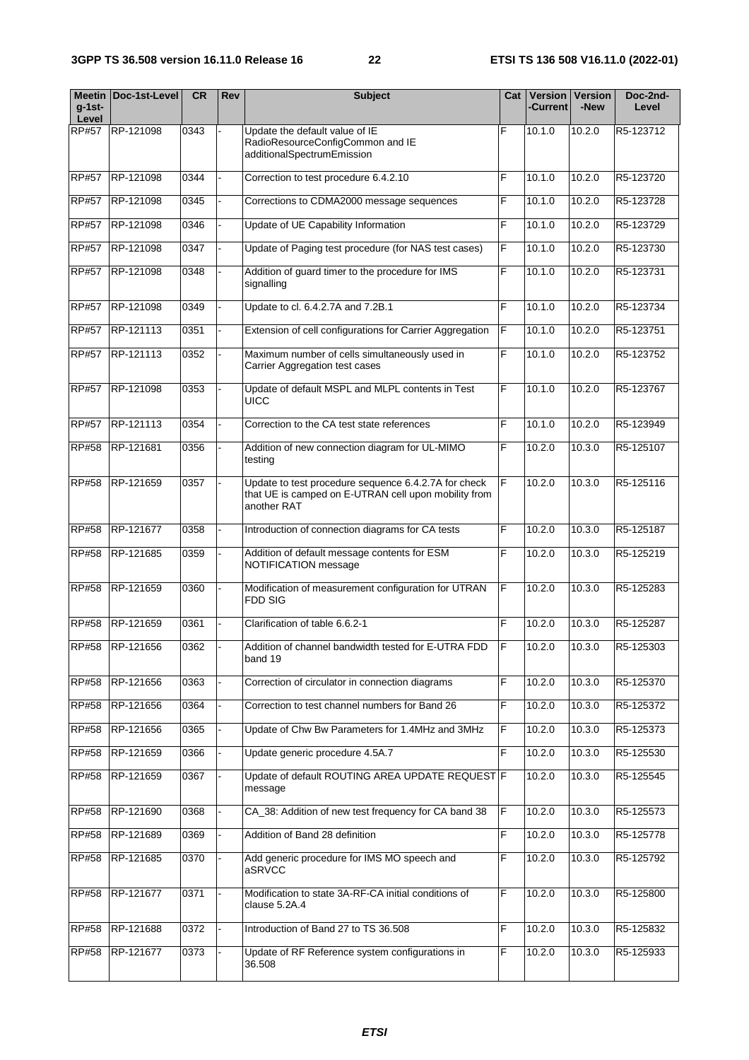| Meeting-1st-Level | Doc-1st-Level | CR | Rev | Subject | Cat | Version -Current | Version -New | Doc-2nd-Level |
|---|---|---|---|---|---|---|---|---|
| RP#57 | RP-121098 | 0343 | - | Update the default value of IE RadioResourceConfigCommon and IE additionalSpectrumEmission | F | 10.1.0 | 10.2.0 | R5-123712 |
| RP#57 | RP-121098 | 0344 | - | Correction to test procedure 6.4.2.10 | F | 10.1.0 | 10.2.0 | R5-123720 |
| RP#57 | RP-121098 | 0345 | - | Corrections to CDMA2000 message sequences | F | 10.1.0 | 10.2.0 | R5-123728 |
| RP#57 | RP-121098 | 0346 | - | Update of UE Capability Information | F | 10.1.0 | 10.2.0 | R5-123729 |
| RP#57 | RP-121098 | 0347 | - | Update of Paging test procedure (for NAS test cases) | F | 10.1.0 | 10.2.0 | R5-123730 |
| RP#57 | RP-121098 | 0348 | - | Addition of guard timer to the procedure for IMS signalling | F | 10.1.0 | 10.2.0 | R5-123731 |
| RP#57 | RP-121098 | 0349 | - | Update to cl. 6.4.2.7A and 7.2B.1 | F | 10.1.0 | 10.2.0 | R5-123734 |
| RP#57 | RP-121113 | 0351 | - | Extension of cell configurations for Carrier Aggregation | F | 10.1.0 | 10.2.0 | R5-123751 |
| RP#57 | RP-121113 | 0352 | - | Maximum number of cells simultaneously used in Carrier Aggregation test cases | F | 10.1.0 | 10.2.0 | R5-123752 |
| RP#57 | RP-121098 | 0353 | - | Update of default MSPL and MLPL contents in Test UICC | F | 10.1.0 | 10.2.0 | R5-123767 |
| RP#57 | RP-121113 | 0354 | - | Correction to the CA test state references | F | 10.1.0 | 10.2.0 | R5-123949 |
| RP#58 | RP-121681 | 0356 | - | Addition of new connection diagram for UL-MIMO testing | F | 10.2.0 | 10.3.0 | R5-125107 |
| RP#58 | RP-121659 | 0357 | - | Update to test procedure sequence 6.4.2.7A for check that UE is camped on E-UTRAN cell upon mobility from another RAT | F | 10.2.0 | 10.3.0 | R5-125116 |
| RP#58 | RP-121677 | 0358 | - | Introduction of connection diagrams for CA tests | F | 10.2.0 | 10.3.0 | R5-125187 |
| RP#58 | RP-121685 | 0359 | - | Addition of default message contents for ESM NOTIFICATION message | F | 10.2.0 | 10.3.0 | R5-125219 |
| RP#58 | RP-121659 | 0360 | - | Modification of measurement configuration for UTRAN FDD SIG | F | 10.2.0 | 10.3.0 | R5-125283 |
| RP#58 | RP-121659 | 0361 | - | Clarification of table 6.6.2-1 | F | 10.2.0 | 10.3.0 | R5-125287 |
| RP#58 | RP-121656 | 0362 | - | Addition of channel bandwidth tested for E-UTRA FDD band 19 | F | 10.2.0 | 10.3.0 | R5-125303 |
| RP#58 | RP-121656 | 0363 | - | Correction of circulator in connection diagrams | F | 10.2.0 | 10.3.0 | R5-125370 |
| RP#58 | RP-121656 | 0364 | - | Correction to test channel numbers for Band 26 | F | 10.2.0 | 10.3.0 | R5-125372 |
| RP#58 | RP-121656 | 0365 | - | Update of Chw Bw Parameters for 1.4MHz and 3MHz | F | 10.2.0 | 10.3.0 | R5-125373 |
| RP#58 | RP-121659 | 0366 | - | Update generic procedure 4.5A.7 | F | 10.2.0 | 10.3.0 | R5-125530 |
| RP#58 | RP-121659 | 0367 | - | Update of default ROUTING AREA UPDATE REQUEST message | F | 10.2.0 | 10.3.0 | R5-125545 |
| RP#58 | RP-121690 | 0368 | - | CA_38: Addition of new test frequency for CA band 38 | F | 10.2.0 | 10.3.0 | R5-125573 |
| RP#58 | RP-121689 | 0369 | - | Addition of Band 28 definition | F | 10.2.0 | 10.3.0 | R5-125778 |
| RP#58 | RP-121685 | 0370 | - | Add generic procedure for IMS MO speech and aSRVCC | F | 10.2.0 | 10.3.0 | R5-125792 |
| RP#58 | RP-121677 | 0371 | - | Modification to state 3A-RF-CA initial conditions of clause 5.2A.4 | F | 10.2.0 | 10.3.0 | R5-125800 |
| RP#58 | RP-121688 | 0372 | - | Introduction of Band 27 to TS 36.508 | F | 10.2.0 | 10.3.0 | R5-125832 |
| RP#58 | RP-121677 | 0373 | - | Update of RF Reference system configurations in 36.508 | F | 10.2.0 | 10.3.0 | R5-125933 |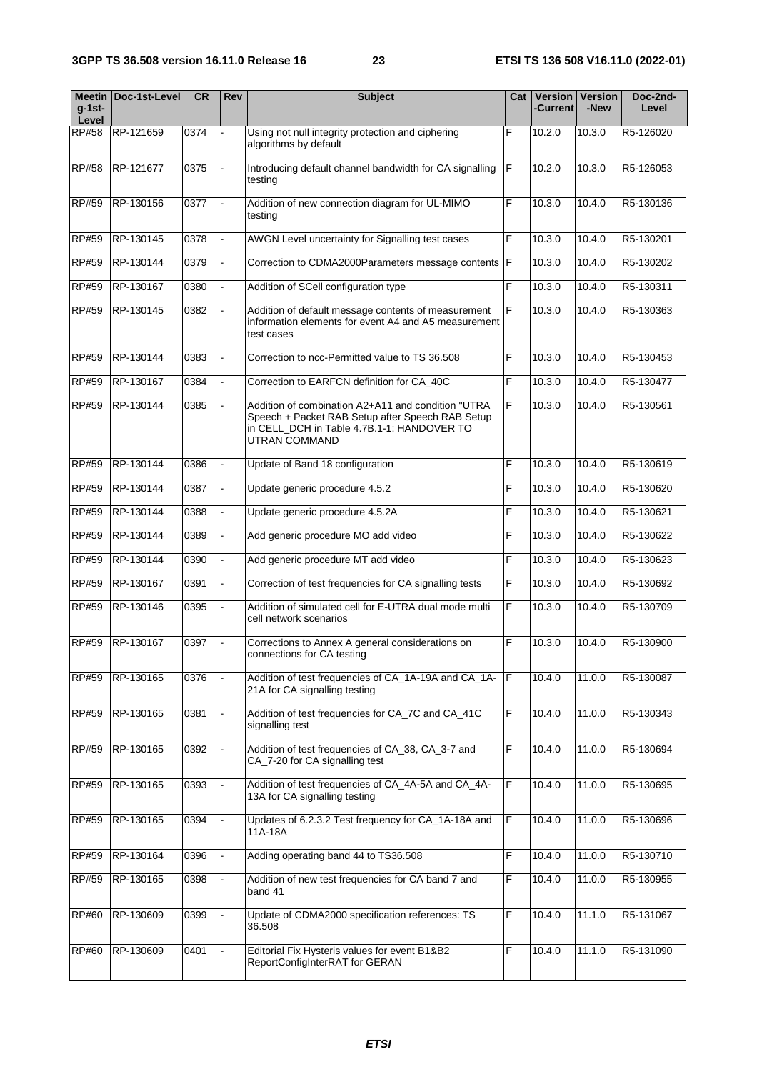| Meeting-1st-Level | Doc-1st-Level | CR | Rev | Subject | Cat | Version-Current | Version-New | Doc-2nd-Level |
|---|---|---|---|---|---|---|---|---|
| RP#58 | RP-121659 | 0374 | - | Using not null integrity protection and ciphering algorithms by default | F | 10.2.0 | 10.3.0 | R5-126020 |
| RP#58 | RP-121677 | 0375 | - | Introducing default channel bandwidth for CA signalling testing | F | 10.2.0 | 10.3.0 | R5-126053 |
| RP#59 | RP-130156 | 0377 | - | Addition of new connection diagram for UL-MIMO testing | F | 10.3.0 | 10.4.0 | R5-130136 |
| RP#59 | RP-130145 | 0378 | - | AWGN Level uncertainty for Signalling test cases | F | 10.3.0 | 10.4.0 | R5-130201 |
| RP#59 | RP-130144 | 0379 | - | Correction to CDMA2000Parameters message contents | F | 10.3.0 | 10.4.0 | R5-130202 |
| RP#59 | RP-130167 | 0380 | - | Addition of SCell configuration type | F | 10.3.0 | 10.4.0 | R5-130311 |
| RP#59 | RP-130145 | 0382 | - | Addition of default message contents of measurement information elements for event A4 and A5 measurement test cases | F | 10.3.0 | 10.4.0 | R5-130363 |
| RP#59 | RP-130144 | 0383 | - | Correction to ncc-Permitted value to TS 36.508 | F | 10.3.0 | 10.4.0 | R5-130453 |
| RP#59 | RP-130167 | 0384 | - | Correction to EARFCN definition for CA_40C | F | 10.3.0 | 10.4.0 | R5-130477 |
| RP#59 | RP-130144 | 0385 | - | Addition of combination A2+A11 and condition "UTRA Speech + Packet RAB Setup after Speech RAB Setup in CELL_DCH in Table 4.7B.1-1: HANDOVER TO UTRAN COMMAND | F | 10.3.0 | 10.4.0 | R5-130561 |
| RP#59 | RP-130144 | 0386 | - | Update of Band 18 configuration | F | 10.3.0 | 10.4.0 | R5-130619 |
| RP#59 | RP-130144 | 0387 | - | Update generic procedure 4.5.2 | F | 10.3.0 | 10.4.0 | R5-130620 |
| RP#59 | RP-130144 | 0388 | - | Update generic procedure 4.5.2A | F | 10.3.0 | 10.4.0 | R5-130621 |
| RP#59 | RP-130144 | 0389 | - | Add generic procedure MO add video | F | 10.3.0 | 10.4.0 | R5-130622 |
| RP#59 | RP-130144 | 0390 | - | Add generic procedure MT add video | F | 10.3.0 | 10.4.0 | R5-130623 |
| RP#59 | RP-130167 | 0391 | - | Correction of test frequencies for CA signalling tests | F | 10.3.0 | 10.4.0 | R5-130692 |
| RP#59 | RP-130146 | 0395 | - | Addition of simulated cell for E-UTRA dual mode multi cell network scenarios | F | 10.3.0 | 10.4.0 | R5-130709 |
| RP#59 | RP-130167 | 0397 | - | Corrections to Annex A general considerations on connections for CA testing | F | 10.3.0 | 10.4.0 | R5-130900 |
| RP#59 | RP-130165 | 0376 | - | Addition of test frequencies of CA_1A-19A and CA_1A-21A for CA signalling testing | F | 10.4.0 | 11.0.0 | R5-130087 |
| RP#59 | RP-130165 | 0381 | - | Addition of test frequencies for CA_7C and CA_41C signalling test | F | 10.4.0 | 11.0.0 | R5-130343 |
| RP#59 | RP-130165 | 0392 | - | Addition of test frequencies of CA_38, CA_3-7 and CA_7-20 for CA signalling test | F | 10.4.0 | 11.0.0 | R5-130694 |
| RP#59 | RP-130165 | 0393 | - | Addition of test frequencies of CA_4A-5A and CA_4A-13A for CA signalling testing | F | 10.4.0 | 11.0.0 | R5-130695 |
| RP#59 | RP-130165 | 0394 | - | Updates of 6.2.3.2 Test frequency for CA_1A-18A and 11A-18A | F | 10.4.0 | 11.0.0 | R5-130696 |
| RP#59 | RP-130164 | 0396 | - | Adding operating band 44 to TS36.508 | F | 10.4.0 | 11.0.0 | R5-130710 |
| RP#59 | RP-130165 | 0398 | - | Addition of new test frequencies for CA band 7 and band 41 | F | 10.4.0 | 11.0.0 | R5-130955 |
| RP#60 | RP-130609 | 0399 | - | Update of CDMA2000 specification references: TS 36.508 | F | 10.4.0 | 11.1.0 | R5-131067 |
| RP#60 | RP-130609 | 0401 | - | Editorial Fix Hysteris values for event B1&B2 ReportConfigInterRAT for GERAN | F | 10.4.0 | 11.1.0 | R5-131090 |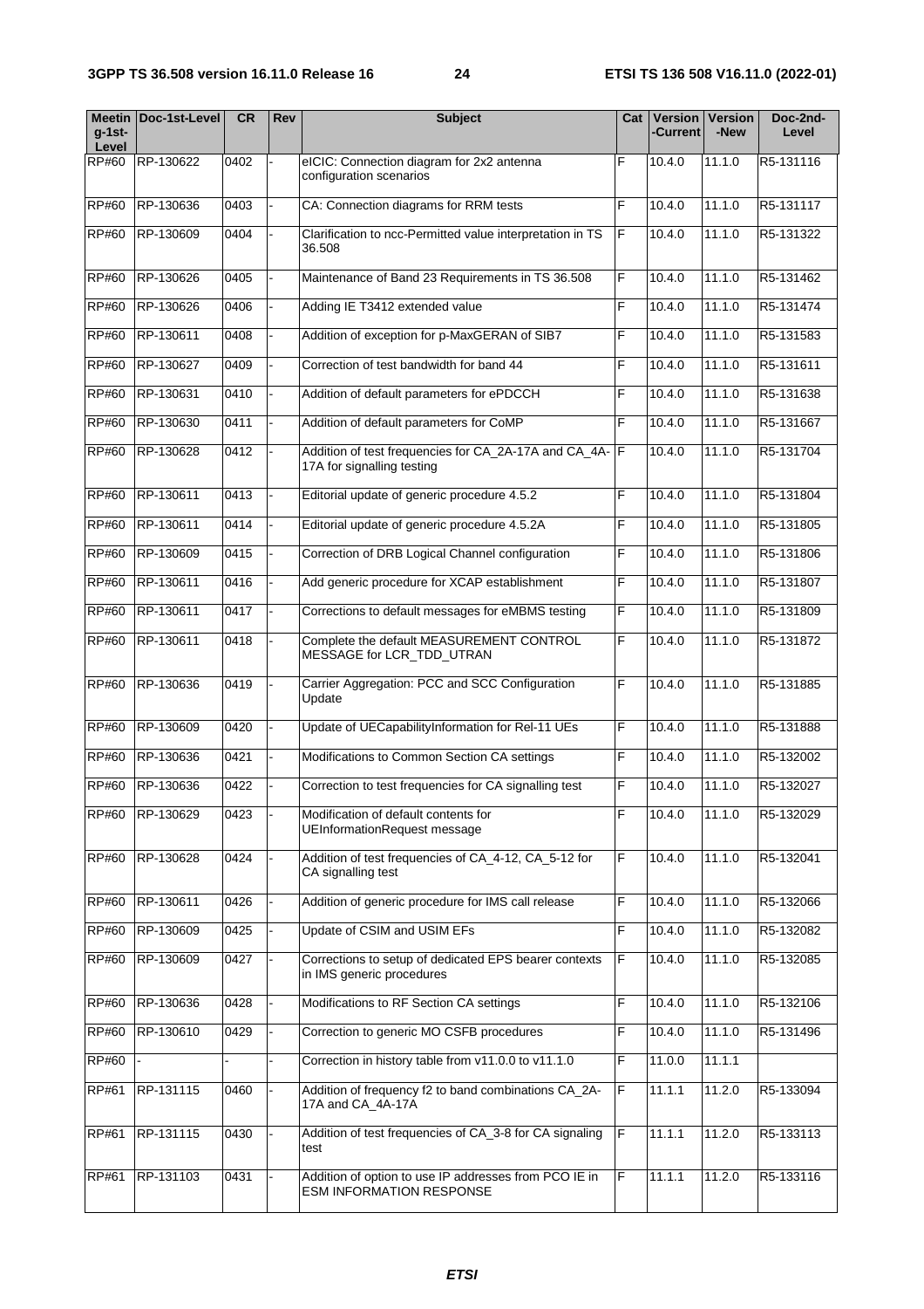| Meeting-1st-Level | Doc-1st-Level | CR | Rev | Subject | Cat | Version-Current | Version-New | Doc-2nd-Level |
|---|---|---|---|---|---|---|---|---|
| RP#60 | RP-130622 | 0402 | - | eICIC: Connection diagram for 2x2 antenna configuration scenarios | F | 10.4.0 | 11.1.0 | R5-131116 |
| RP#60 | RP-130636 | 0403 | - | CA: Connection diagrams for RRM tests | F | 10.4.0 | 11.1.0 | R5-131117 |
| RP#60 | RP-130609 | 0404 | - | Clarification to ncc-Permitted value interpretation in TS 36.508 | F | 10.4.0 | 11.1.0 | R5-131322 |
| RP#60 | RP-130626 | 0405 | - | Maintenance of Band 23 Requirements in TS 36.508 | F | 10.4.0 | 11.1.0 | R5-131462 |
| RP#60 | RP-130626 | 0406 | - | Adding IE T3412 extended value | F | 10.4.0 | 11.1.0 | R5-131474 |
| RP#60 | RP-130611 | 0408 | - | Addition of exception for p-MaxGERAN of SIB7 | F | 10.4.0 | 11.1.0 | R5-131583 |
| RP#60 | RP-130627 | 0409 | - | Correction of test bandwidth for band 44 | F | 10.4.0 | 11.1.0 | R5-131611 |
| RP#60 | RP-130631 | 0410 | - | Addition of default parameters for ePDCCH | F | 10.4.0 | 11.1.0 | R5-131638 |
| RP#60 | RP-130630 | 0411 | - | Addition of default parameters for CoMP | F | 10.4.0 | 11.1.0 | R5-131667 |
| RP#60 | RP-130628 | 0412 | - | Addition of test frequencies for CA_2A-17A and CA_4A-17A for signalling testing | F | 10.4.0 | 11.1.0 | R5-131704 |
| RP#60 | RP-130611 | 0413 | - | Editorial update of generic procedure 4.5.2 | F | 10.4.0 | 11.1.0 | R5-131804 |
| RP#60 | RP-130611 | 0414 | - | Editorial update of generic procedure 4.5.2A | F | 10.4.0 | 11.1.0 | R5-131805 |
| RP#60 | RP-130609 | 0415 | - | Correction of DRB Logical Channel configuration | F | 10.4.0 | 11.1.0 | R5-131806 |
| RP#60 | RP-130611 | 0416 | - | Add generic procedure for XCAP establishment | F | 10.4.0 | 11.1.0 | R5-131807 |
| RP#60 | RP-130611 | 0417 | - | Corrections to default messages for eMBMS testing | F | 10.4.0 | 11.1.0 | R5-131809 |
| RP#60 | RP-130611 | 0418 | - | Complete the default MEASUREMENT CONTROL MESSAGE for LCR_TDD_UTRAN | F | 10.4.0 | 11.1.0 | R5-131872 |
| RP#60 | RP-130636 | 0419 | - | Carrier Aggregation: PCC and SCC Configuration Update | F | 10.4.0 | 11.1.0 | R5-131885 |
| RP#60 | RP-130609 | 0420 | - | Update of UECapabilityInformation for Rel-11 UEs | F | 10.4.0 | 11.1.0 | R5-131888 |
| RP#60 | RP-130636 | 0421 | - | Modifications to Common Section CA settings | F | 10.4.0 | 11.1.0 | R5-132002 |
| RP#60 | RP-130636 | 0422 | - | Correction to test frequencies for CA signalling test | F | 10.4.0 | 11.1.0 | R5-132027 |
| RP#60 | RP-130629 | 0423 | - | Modification of default contents for UEInformationRequest message | F | 10.4.0 | 11.1.0 | R5-132029 |
| RP#60 | RP-130628 | 0424 | - | Addition of test frequencies of CA_4-12, CA_5-12 for CA signalling test | F | 10.4.0 | 11.1.0 | R5-132041 |
| RP#60 | RP-130611 | 0426 | - | Addition of generic procedure for IMS call release | F | 10.4.0 | 11.1.0 | R5-132066 |
| RP#60 | RP-130609 | 0425 | - | Update of CSIM and USIM EFs | F | 10.4.0 | 11.1.0 | R5-132082 |
| RP#60 | RP-130609 | 0427 | - | Corrections to setup of dedicated EPS bearer contexts in IMS generic procedures | F | 10.4.0 | 11.1.0 | R5-132085 |
| RP#60 | RP-130636 | 0428 | - | Modifications to RF Section CA settings | F | 10.4.0 | 11.1.0 | R5-132106 |
| RP#60 | RP-130610 | 0429 | - | Correction to generic MO CSFB procedures | F | 10.4.0 | 11.1.0 | R5-131496 |
| RP#60 | - | - | - | Correction in history table from v11.0.0 to v11.1.0 | F | 11.0.0 | 11.1.1 | |
| RP#61 | RP-131115 | 0460 | - | Addition of frequency f2 to band combinations CA_2A-17A and CA_4A-17A | F | 11.1.1 | 11.2.0 | R5-133094 |
| RP#61 | RP-131115 | 0430 | - | Addition of test frequencies of CA_3-8 for CA signaling test | F | 11.1.1 | 11.2.0 | R5-133113 |
| RP#61 | RP-131103 | 0431 | - | Addition of option to use IP addresses from PCO IE in ESM INFORMATION RESPONSE | F | 11.1.1 | 11.2.0 | R5-133116 |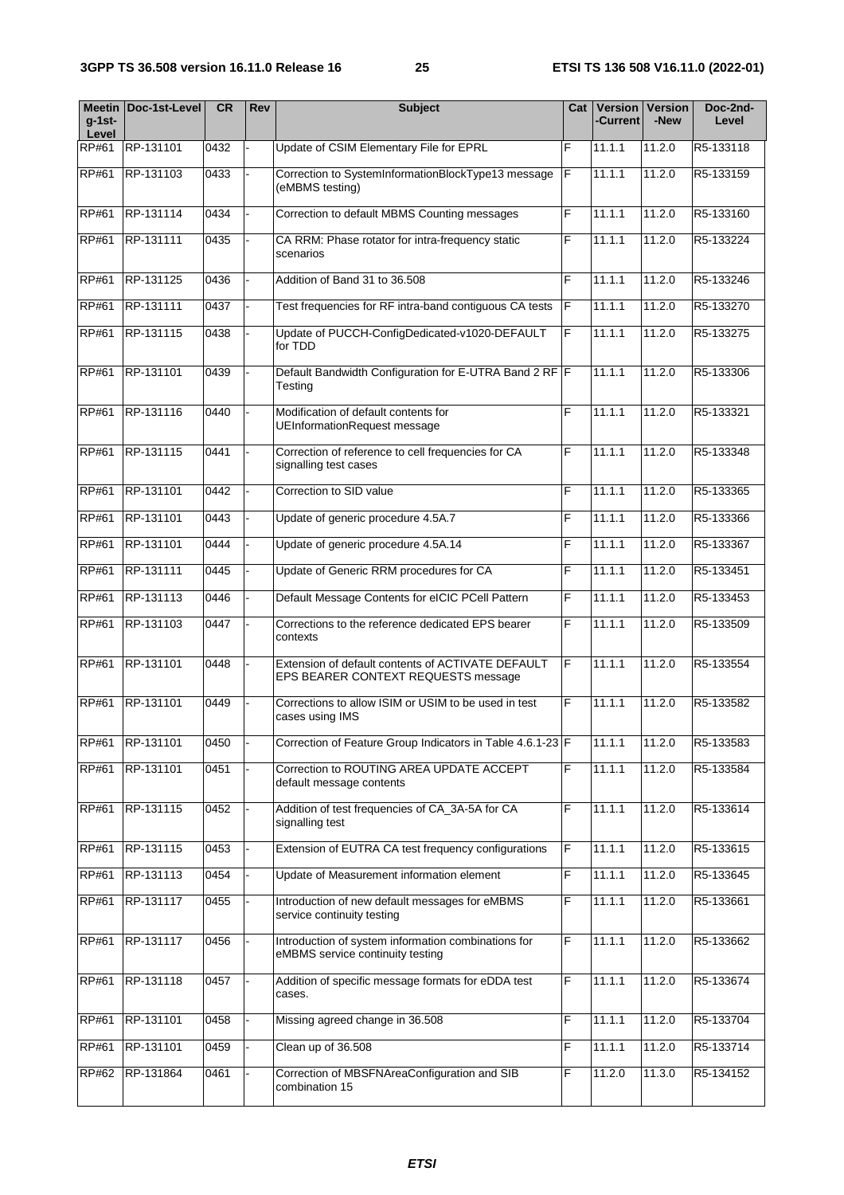| Meeting-1st-Level | Doc-1st-Level | CR | Rev | Subject | Cat | Version-Current | Version-New | Doc-2nd-Level |
|---|---|---|---|---|---|---|---|---|
| RP#61 | RP-131101 | 0432 | - | Update of CSIM Elementary File for EPRL | F | 11.1.1 | 11.2.0 | R5-133118 |
| RP#61 | RP-131103 | 0433 | - | Correction to SystemInformationBlockType13 message (eMBMS testing) | F | 11.1.1 | 11.2.0 | R5-133159 |
| RP#61 | RP-131114 | 0434 | - | Correction to default MBMS Counting messages | F | 11.1.1 | 11.2.0 | R5-133160 |
| RP#61 | RP-131111 | 0435 | - | CA RRM: Phase rotator for intra-frequency static scenarios | F | 11.1.1 | 11.2.0 | R5-133224 |
| RP#61 | RP-131125 | 0436 | - | Addition of Band 31 to 36.508 | F | 11.1.1 | 11.2.0 | R5-133246 |
| RP#61 | RP-131111 | 0437 | - | Test frequencies for RF intra-band contiguous CA tests | F | 11.1.1 | 11.2.0 | R5-133270 |
| RP#61 | RP-131115 | 0438 | - | Update of PUCCH-ConfigDedicated-v1020-DEFAULT for TDD | F | 11.1.1 | 11.2.0 | R5-133275 |
| RP#61 | RP-131101 | 0439 | - | Default Bandwidth Configuration for E-UTRA Band 2 RF Testing | F | 11.1.1 | 11.2.0 | R5-133306 |
| RP#61 | RP-131116 | 0440 | - | Modification of default contents for UEInformationRequest message | F | 11.1.1 | 11.2.0 | R5-133321 |
| RP#61 | RP-131115 | 0441 | - | Correction of reference to cell frequencies for CA signalling test cases | F | 11.1.1 | 11.2.0 | R5-133348 |
| RP#61 | RP-131101 | 0442 | - | Correction to SID value | F | 11.1.1 | 11.2.0 | R5-133365 |
| RP#61 | RP-131101 | 0443 | - | Update of generic procedure 4.5A.7 | F | 11.1.1 | 11.2.0 | R5-133366 |
| RP#61 | RP-131101 | 0444 | - | Update of generic procedure 4.5A.14 | F | 11.1.1 | 11.2.0 | R5-133367 |
| RP#61 | RP-131111 | 0445 | - | Update of Generic RRM procedures for CA | F | 11.1.1 | 11.2.0 | R5-133451 |
| RP#61 | RP-131113 | 0446 | - | Default Message Contents for eICIC PCell Pattern | F | 11.1.1 | 11.2.0 | R5-133453 |
| RP#61 | RP-131103 | 0447 | - | Corrections to the reference dedicated EPS bearer contexts | F | 11.1.1 | 11.2.0 | R5-133509 |
| RP#61 | RP-131101 | 0448 | - | Extension of default contents of ACTIVATE DEFAULT EPS BEARER CONTEXT REQUESTS message | F | 11.1.1 | 11.2.0 | R5-133554 |
| RP#61 | RP-131101 | 0449 | - | Corrections to allow ISIM or USIM to be used in test cases using IMS | F | 11.1.1 | 11.2.0 | R5-133582 |
| RP#61 | RP-131101 | 0450 | - | Correction of Feature Group Indicators in Table 4.6.1-23 | F | 11.1.1 | 11.2.0 | R5-133583 |
| RP#61 | RP-131101 | 0451 | - | Correction to ROUTING AREA UPDATE ACCEPT default message contents | F | 11.1.1 | 11.2.0 | R5-133584 |
| RP#61 | RP-131115 | 0452 | - | Addition of test frequencies of CA_3A-5A for CA signalling test | F | 11.1.1 | 11.2.0 | R5-133614 |
| RP#61 | RP-131115 | 0453 | - | Extension of EUTRA CA test frequency configurations | F | 11.1.1 | 11.2.0 | R5-133615 |
| RP#61 | RP-131113 | 0454 | - | Update of Measurement information element | F | 11.1.1 | 11.2.0 | R5-133645 |
| RP#61 | RP-131117 | 0455 | - | Introduction of new default messages for eMBMS service continuity testing | F | 11.1.1 | 11.2.0 | R5-133661 |
| RP#61 | RP-131117 | 0456 | - | Introduction of system information combinations for eMBMS service continuity testing | F | 11.1.1 | 11.2.0 | R5-133662 |
| RP#61 | RP-131118 | 0457 | - | Addition of specific message formats for eDDA test cases. | F | 11.1.1 | 11.2.0 | R5-133674 |
| RP#61 | RP-131101 | 0458 | - | Missing agreed change in 36.508 | F | 11.1.1 | 11.2.0 | R5-133704 |
| RP#61 | RP-131101 | 0459 | - | Clean up of 36.508 | F | 11.1.1 | 11.2.0 | R5-133714 |
| RP#62 | RP-131864 | 0461 | - | Correction of MBSFNAreaConfiguration and SIB combination 15 | F | 11.2.0 | 11.3.0 | R5-134152 |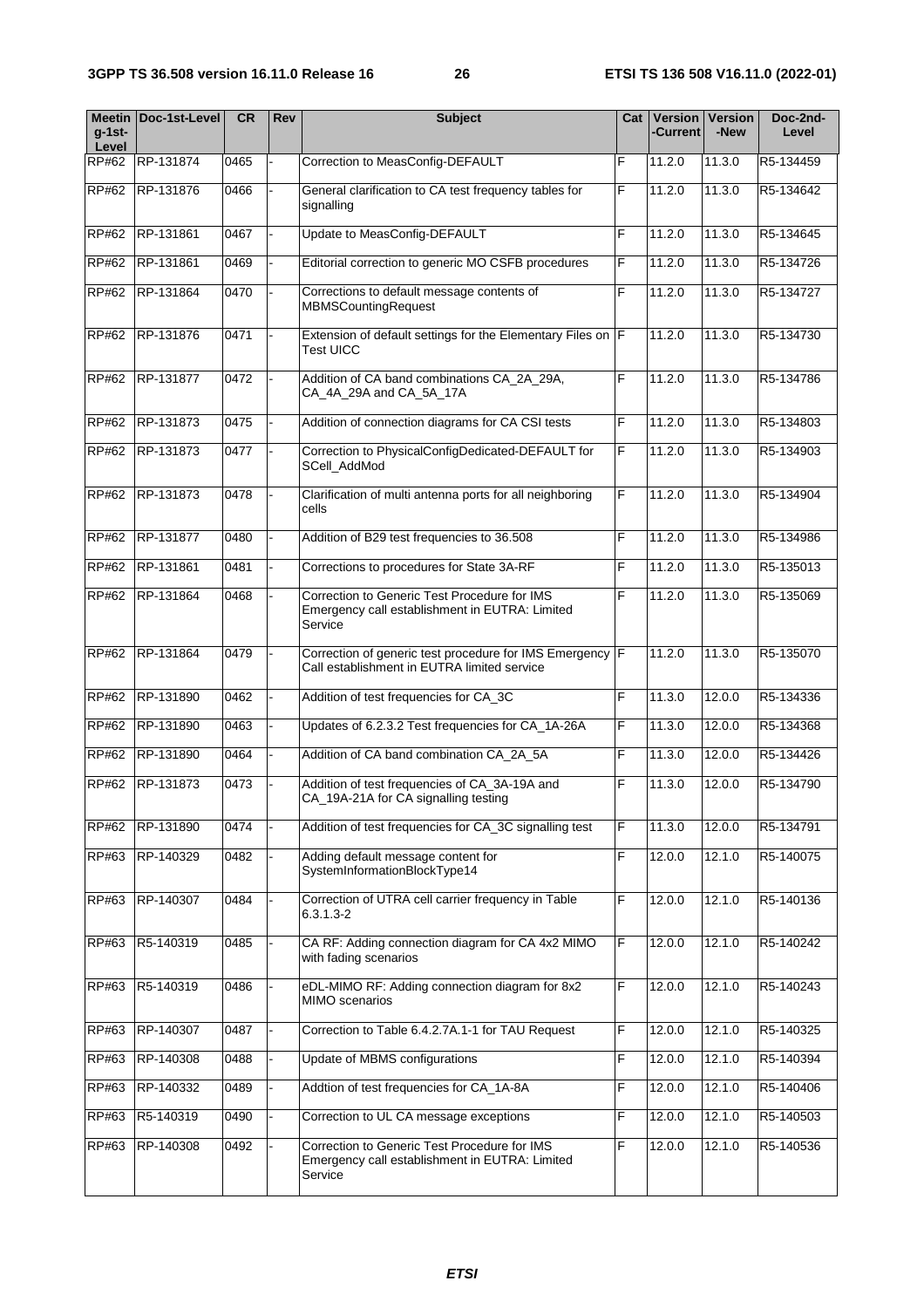| Meeting-1st-Level | Doc-1st-Level | CR | Rev | Subject | Cat | Version-Current | Version-New | Doc-2nd-Level |
|---|---|---|---|---|---|---|---|---|
| RP#62 | RP-131874 | 0465 | - | Correction to MeasConfig-DEFAULT | F | 11.2.0 | 11.3.0 | R5-134459 |
| RP#62 | RP-131876 | 0466 | - | General clarification to CA test frequency tables for signalling | F | 11.2.0 | 11.3.0 | R5-134642 |
| RP#62 | RP-131861 | 0467 | - | Update to MeasConfig-DEFAULT | F | 11.2.0 | 11.3.0 | R5-134645 |
| RP#62 | RP-131861 | 0469 | - | Editorial correction to generic MO CSFB procedures | F | 11.2.0 | 11.3.0 | R5-134726 |
| RP#62 | RP-131864 | 0470 | - | Corrections to default message contents of MBMSCountingRequest | F | 11.2.0 | 11.3.0 | R5-134727 |
| RP#62 | RP-131876 | 0471 | - | Extension of default settings for the Elementary Files on Test UICC | F | 11.2.0 | 11.3.0 | R5-134730 |
| RP#62 | RP-131877 | 0472 | - | Addition of CA band combinations CA_2A_29A, CA_4A_29A and CA_5A_17A | F | 11.2.0 | 11.3.0 | R5-134786 |
| RP#62 | RP-131873 | 0475 | - | Addition of connection diagrams for CA CSI tests | F | 11.2.0 | 11.3.0 | R5-134803 |
| RP#62 | RP-131873 | 0477 | - | Correction to PhysicalConfigDedicated-DEFAULT for SCell_AddMod | F | 11.2.0 | 11.3.0 | R5-134903 |
| RP#62 | RP-131873 | 0478 | - | Clarification of multi antenna ports for all neighboring cells | F | 11.2.0 | 11.3.0 | R5-134904 |
| RP#62 | RP-131877 | 0480 | - | Addition of B29 test frequencies to 36.508 | F | 11.2.0 | 11.3.0 | R5-134986 |
| RP#62 | RP-131861 | 0481 | - | Corrections to procedures for State 3A-RF | F | 11.2.0 | 11.3.0 | R5-135013 |
| RP#62 | RP-131864 | 0468 | - | Correction to Generic Test Procedure for IMS Emergency call establishment in EUTRA: Limited Service | F | 11.2.0 | 11.3.0 | R5-135069 |
| RP#62 | RP-131864 | 0479 | - | Correction of generic test procedure for IMS Emergency Call establishment in EUTRA limited service | F | 11.2.0 | 11.3.0 | R5-135070 |
| RP#62 | RP-131890 | 0462 | - | Addition of test frequencies for CA_3C | F | 11.3.0 | 12.0.0 | R5-134336 |
| RP#62 | RP-131890 | 0463 | - | Updates of 6.2.3.2 Test frequencies for CA_1A-26A | F | 11.3.0 | 12.0.0 | R5-134368 |
| RP#62 | RP-131890 | 0464 | - | Addition of CA band combination CA_2A_5A | F | 11.3.0 | 12.0.0 | R5-134426 |
| RP#62 | RP-131873 | 0473 | - | Addition of test frequencies of CA_3A-19A and CA_19A-21A for CA signalling testing | F | 11.3.0 | 12.0.0 | R5-134790 |
| RP#62 | RP-131890 | 0474 | - | Addition of test frequencies for CA_3C signalling test | F | 11.3.0 | 12.0.0 | R5-134791 |
| RP#63 | RP-140329 | 0482 | - | Adding default message content for SystemInformationBlockType14 | F | 12.0.0 | 12.1.0 | R5-140075 |
| RP#63 | RP-140307 | 0484 | - | Correction of UTRA cell carrier frequency in Table 6.3.1.3-2 | F | 12.0.0 | 12.1.0 | R5-140136 |
| RP#63 | R5-140319 | 0485 | - | CA RF: Adding connection diagram for CA 4x2 MIMO with fading scenarios | F | 12.0.0 | 12.1.0 | R5-140242 |
| RP#63 | R5-140319 | 0486 | - | eDL-MIMO RF: Adding connection diagram for 8x2 MIMO scenarios | F | 12.0.0 | 12.1.0 | R5-140243 |
| RP#63 | RP-140307 | 0487 | - | Correction to Table 6.4.2.7A.1-1 for TAU Request | F | 12.0.0 | 12.1.0 | R5-140325 |
| RP#63 | RP-140308 | 0488 | - | Update of MBMS configurations | F | 12.0.0 | 12.1.0 | R5-140394 |
| RP#63 | RP-140332 | 0489 | - | Addtion of test frequencies for CA_1A-8A | F | 12.0.0 | 12.1.0 | R5-140406 |
| RP#63 | R5-140319 | 0490 | - | Correction to UL CA message exceptions | F | 12.0.0 | 12.1.0 | R5-140503 |
| RP#63 | RP-140308 | 0492 | - | Correction to Generic Test Procedure for IMS Emergency call establishment in EUTRA: Limited Service | F | 12.0.0 | 12.1.0 | R5-140536 |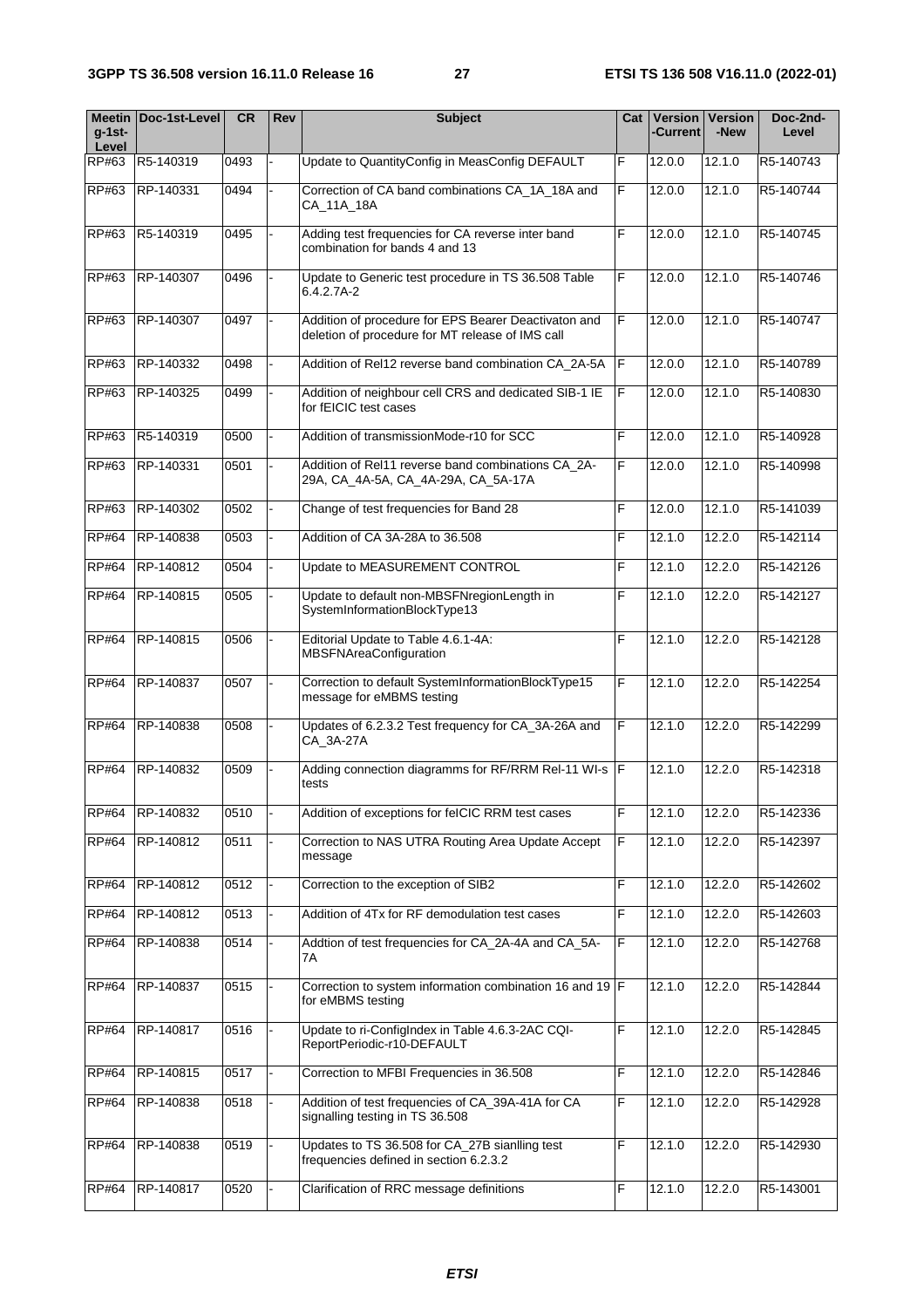| Meeting-1st-Level | Doc-1st-Level | CR | Rev | Subject | Cat | Version-Current | Version-New | Doc-2nd-Level |
|---|---|---|---|---|---|---|---|---|
| RP#63 | R5-140319 | 0493 | - | Update to QuantityConfig in MeasConfig DEFAULT | F | 12.0.0 | 12.1.0 | R5-140743 |
| RP#63 | RP-140331 | 0494 | - | Correction of CA band combinations CA_1A_18A and CA_11A_18A | F | 12.0.0 | 12.1.0 | R5-140744 |
| RP#63 | R5-140319 | 0495 | - | Adding test frequencies for CA reverse inter band combination for bands 4 and 13 | F | 12.0.0 | 12.1.0 | R5-140745 |
| RP#63 | RP-140307 | 0496 | - | Update to Generic test procedure in TS 36.508 Table 6.4.2.7A-2 | F | 12.0.0 | 12.1.0 | R5-140746 |
| RP#63 | RP-140307 | 0497 | - | Addition of procedure for EPS Bearer Deactivaton and deletion of procedure for MT release of IMS call | F | 12.0.0 | 12.1.0 | R5-140747 |
| RP#63 | RP-140332 | 0498 | - | Addition of Rel12 reverse band combination CA_2A-5A | F | 12.0.0 | 12.1.0 | R5-140789 |
| RP#63 | RP-140325 | 0499 | - | Addition of neighbour cell CRS and dedicated SIB-1 IE for fEICIC test cases | F | 12.0.0 | 12.1.0 | R5-140830 |
| RP#63 | R5-140319 | 0500 | - | Addition of transmissionMode-r10 for SCC | F | 12.0.0 | 12.1.0 | R5-140928 |
| RP#63 | RP-140331 | 0501 | - | Addition of Rel11 reverse band combinations CA_2A-29A, CA_4A-5A, CA_4A-29A, CA_5A-17A | F | 12.0.0 | 12.1.0 | R5-140998 |
| RP#63 | RP-140302 | 0502 | - | Change of test frequencies for Band 28 | F | 12.0.0 | 12.1.0 | R5-141039 |
| RP#64 | RP-140838 | 0503 | - | Addition of CA 3A-28A to 36.508 | F | 12.1.0 | 12.2.0 | R5-142114 |
| RP#64 | RP-140812 | 0504 | - | Update to MEASUREMENT CONTROL | F | 12.1.0 | 12.2.0 | R5-142126 |
| RP#64 | RP-140815 | 0505 | - | Update to default non-MBSFNregionLength in SystemInformationBlockType13 | F | 12.1.0 | 12.2.0 | R5-142127 |
| RP#64 | RP-140815 | 0506 | - | Editorial Update to Table 4.6.1-4A: MBSFNAreaConfiguration | F | 12.1.0 | 12.2.0 | R5-142128 |
| RP#64 | RP-140837 | 0507 | - | Correction to default SystemInformationBlockType15 message for eMBMS testing | F | 12.1.0 | 12.2.0 | R5-142254 |
| RP#64 | RP-140838 | 0508 | - | Updates of 6.2.3.2 Test frequency for CA_3A-26A and CA_3A-27A | F | 12.1.0 | 12.2.0 | R5-142299 |
| RP#64 | RP-140832 | 0509 | - | Adding connection diagramms for RF/RRM Rel-11 WI-s tests | F | 12.1.0 | 12.2.0 | R5-142318 |
| RP#64 | RP-140832 | 0510 | - | Addition of exceptions for feICIC RRM test cases | F | 12.1.0 | 12.2.0 | R5-142336 |
| RP#64 | RP-140812 | 0511 | - | Correction to NAS UTRA Routing Area Update Accept message | F | 12.1.0 | 12.2.0 | R5-142397 |
| RP#64 | RP-140812 | 0512 | - | Correction to the exception of SIB2 | F | 12.1.0 | 12.2.0 | R5-142602 |
| RP#64 | RP-140812 | 0513 | - | Addition of 4Tx for RF demodulation test cases | F | 12.1.0 | 12.2.0 | R5-142603 |
| RP#64 | RP-140838 | 0514 | - | Addtion of test frequencies for CA_2A-4A and CA_5A-7A | F | 12.1.0 | 12.2.0 | R5-142768 |
| RP#64 | RP-140837 | 0515 | - | Correction to system information combination 16 and 19 for eMBMS testing | F | 12.1.0 | 12.2.0 | R5-142844 |
| RP#64 | RP-140817 | 0516 | - | Update to ri-ConfigIndex in Table 4.6.3-2AC CQI-ReportPeriodic-r10-DEFAULT | F | 12.1.0 | 12.2.0 | R5-142845 |
| RP#64 | RP-140815 | 0517 | - | Correction to MFBI Frequencies in 36.508 | F | 12.1.0 | 12.2.0 | R5-142846 |
| RP#64 | RP-140838 | 0518 | - | Addition of test frequencies of CA_39A-41A for CA signalling testing in TS 36.508 | F | 12.1.0 | 12.2.0 | R5-142928 |
| RP#64 | RP-140838 | 0519 | - | Updates to TS 36.508 for CA_27B sianlling test frequencies defined in section 6.2.3.2 | F | 12.1.0 | 12.2.0 | R5-142930 |
| RP#64 | RP-140817 | 0520 | - | Clarification of RRC message definitions | F | 12.1.0 | 12.2.0 | R5-143001 |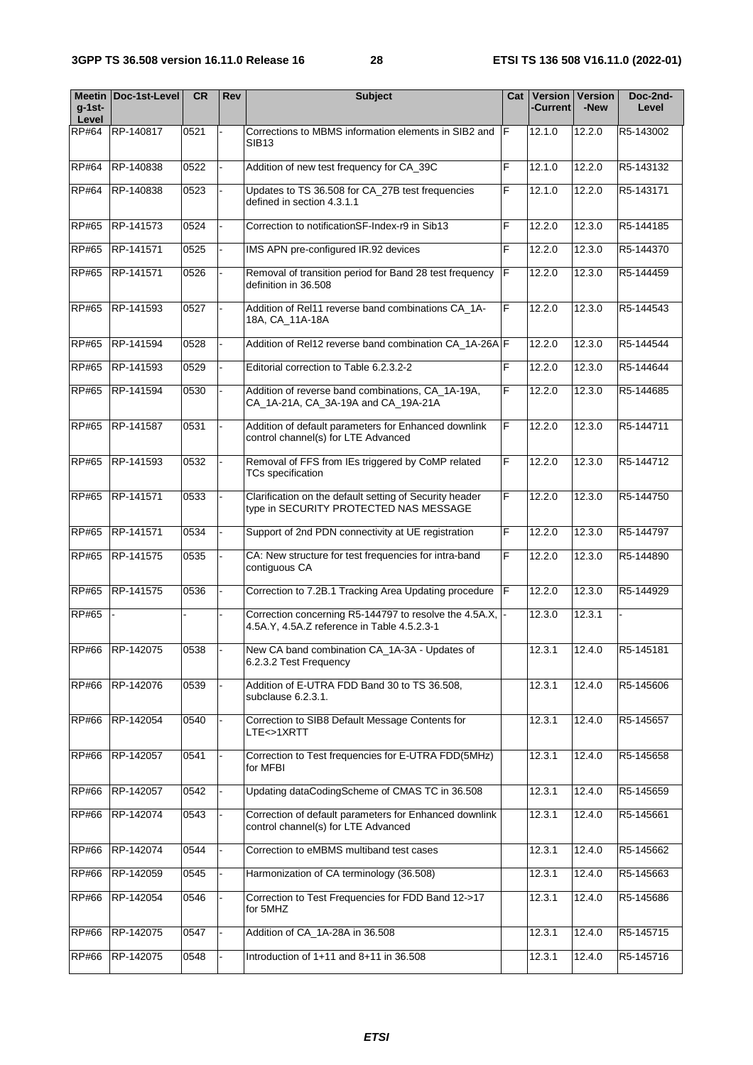| Meeting-1st-Level | Doc-1st-Level | CR | Rev | Subject | Cat | Version-Current | Version-New | Doc-2nd-Level |
|---|---|---|---|---|---|---|---|---|
| RP#64 | RP-140817 | 0521 | - | Corrections to MBMS information elements in SIB2 and SIB13 | F | 12.1.0 | 12.2.0 | R5-143002 |
| RP#64 | RP-140838 | 0522 | - | Addition of new test frequency for CA_39C | F | 12.1.0 | 12.2.0 | R5-143132 |
| RP#64 | RP-140838 | 0523 | - | Updates to TS 36.508 for CA_27B test frequencies defined in section 4.3.1.1 | F | 12.1.0 | 12.2.0 | R5-143171 |
| RP#65 | RP-141573 | 0524 | - | Correction to notificationSF-Index-r9 in Sib13 | F | 12.2.0 | 12.3.0 | R5-144185 |
| RP#65 | RP-141571 | 0525 | - | IMS APN pre-configured IR.92 devices | F | 12.2.0 | 12.3.0 | R5-144370 |
| RP#65 | RP-141571 | 0526 | - | Removal of transition period for Band 28 test frequency definition in 36.508 | F | 12.2.0 | 12.3.0 | R5-144459 |
| RP#65 | RP-141593 | 0527 | - | Addition of Rel11 reverse band combinations CA_1A-18A, CA_11A-18A | F | 12.2.0 | 12.3.0 | R5-144543 |
| RP#65 | RP-141594 | 0528 | - | Addition of Rel12 reverse band combination CA_1A-26A | F | 12.2.0 | 12.3.0 | R5-144544 |
| RP#65 | RP-141593 | 0529 | - | Editorial correction to Table 6.2.3.2-2 | F | 12.2.0 | 12.3.0 | R5-144644 |
| RP#65 | RP-141594 | 0530 | - | Addition of reverse band combinations, CA_1A-19A, CA_1A-21A, CA_3A-19A and CA_19A-21A | F | 12.2.0 | 12.3.0 | R5-144685 |
| RP#65 | RP-141587 | 0531 | - | Addition of default parameters for Enhanced downlink control channel(s) for LTE Advanced | F | 12.2.0 | 12.3.0 | R5-144711 |
| RP#65 | RP-141593 | 0532 | - | Removal of FFS from IEs triggered by CoMP related TCs specification | F | 12.2.0 | 12.3.0 | R5-144712 |
| RP#65 | RP-141571 | 0533 | - | Clarification on the default setting of Security header type in SECURITY PROTECTED NAS MESSAGE | F | 12.2.0 | 12.3.0 | R5-144750 |
| RP#65 | RP-141571 | 0534 | - | Support of 2nd PDN connectivity at UE registration | F | 12.2.0 | 12.3.0 | R5-144797 |
| RP#65 | RP-141575 | 0535 | - | CA: New structure for test frequencies for intra-band contiguous CA | F | 12.2.0 | 12.3.0 | R5-144890 |
| RP#65 | RP-141575 | 0536 | - | Correction to 7.2B.1 Tracking Area Updating procedure | F | 12.2.0 | 12.3.0 | R5-144929 |
| RP#65 | - | - | - | Correction concerning R5-144797 to resolve the 4.5A.X, 4.5A.Y, 4.5A.Z reference in Table 4.5.2.3-1 | - | 12.3.0 | 12.3.1 | - |
| RP#66 | RP-142075 | 0538 | - | New CA band combination CA_1A-3A - Updates of 6.2.3.2 Test Frequency | | 12.3.1 | 12.4.0 | R5-145181 |
| RP#66 | RP-142076 | 0539 | - | Addition of E-UTRA FDD Band 30 to TS 36.508, subclause 6.2.3.1. | | 12.3.1 | 12.4.0 | R5-145606 |
| RP#66 | RP-142054 | 0540 | - | Correction to SIB8 Default Message Contents for LTE<>1XRTT | | 12.3.1 | 12.4.0 | R5-145657 |
| RP#66 | RP-142057 | 0541 | - | Correction to Test frequencies for E-UTRA FDD(5MHz) for MFBI | | 12.3.1 | 12.4.0 | R5-145658 |
| RP#66 | RP-142057 | 0542 | - | Updating dataCodingScheme of CMAS TC in 36.508 | | 12.3.1 | 12.4.0 | R5-145659 |
| RP#66 | RP-142074 | 0543 | - | Correction of default parameters for Enhanced downlink control channel(s) for LTE Advanced | | 12.3.1 | 12.4.0 | R5-145661 |
| RP#66 | RP-142074 | 0544 | - | Correction to eMBMS multiband test cases | | 12.3.1 | 12.4.0 | R5-145662 |
| RP#66 | RP-142059 | 0545 | - | Harmonization of CA terminology (36.508) | | 12.3.1 | 12.4.0 | R5-145663 |
| RP#66 | RP-142054 | 0546 | - | Correction to Test Frequencies for FDD Band 12->17 for 5MHZ | | 12.3.1 | 12.4.0 | R5-145686 |
| RP#66 | RP-142075 | 0547 | - | Addition of CA_1A-28A in 36.508 | | 12.3.1 | 12.4.0 | R5-145715 |
| RP#66 | RP-142075 | 0548 | - | Introduction of 1+11 and 8+11 in 36.508 | | 12.3.1 | 12.4.0 | R5-145716 |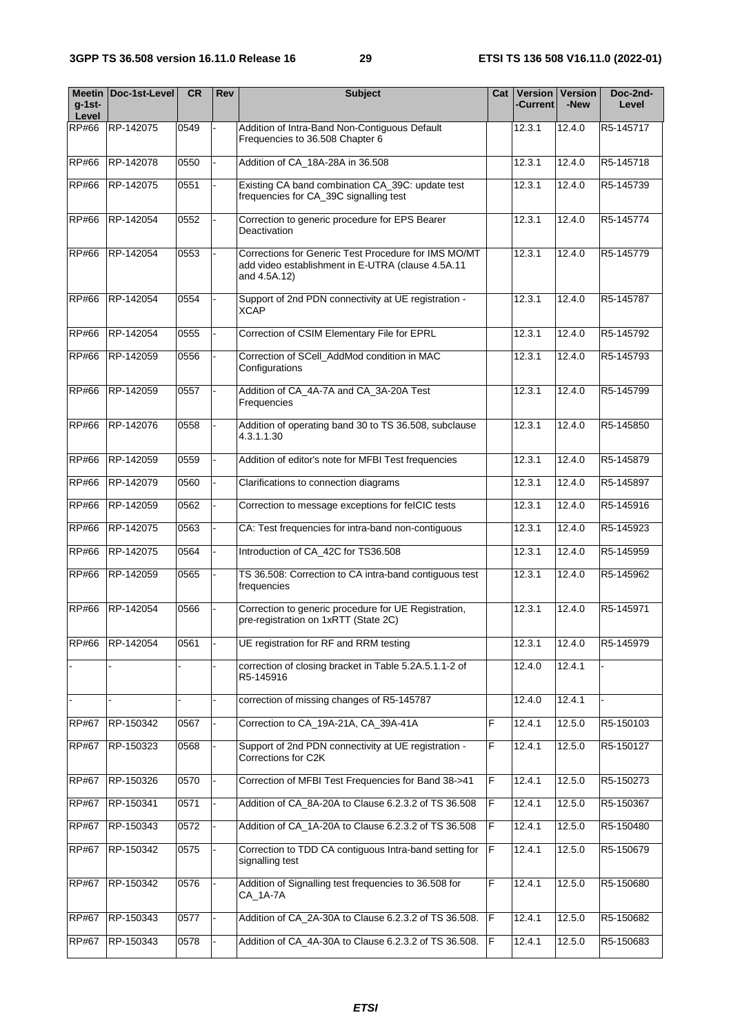| Meeting-1st-Level | Doc-1st-Level | CR | Rev | Subject | Cat | Version-Current | Version-New | Doc-2nd-Level |
|---|---|---|---|---|---|---|---|---|
| RP#66 | RP-142075 | 0549 | - | Addition of Intra-Band Non-Contiguous Default Frequencies to 36.508 Chapter 6 | | 12.3.1 | 12.4.0 | R5-145717 |
| RP#66 | RP-142078 | 0550 | - | Addition of CA_18A-28A in 36.508 | | 12.3.1 | 12.4.0 | R5-145718 |
| RP#66 | RP-142075 | 0551 | - | Existing CA band combination CA_39C: update test frequencies for CA_39C signalling test | | 12.3.1 | 12.4.0 | R5-145739 |
| RP#66 | RP-142054 | 0552 | - | Correction to generic procedure for EPS Bearer Deactivation | | 12.3.1 | 12.4.0 | R5-145774 |
| RP#66 | RP-142054 | 0553 | - | Corrections for Generic Test Procedure for IMS MO/MT add video establishment in E-UTRA (clause 4.5A.11 and 4.5A.12) | | 12.3.1 | 12.4.0 | R5-145779 |
| RP#66 | RP-142054 | 0554 | - | Support of 2nd PDN connectivity at UE registration - XCAP | | 12.3.1 | 12.4.0 | R5-145787 |
| RP#66 | RP-142054 | 0555 | - | Correction of CSIM Elementary File for EPRL | | 12.3.1 | 12.4.0 | R5-145792 |
| RP#66 | RP-142059 | 0556 | - | Correction of SCell_AddMod condition in MAC Configurations | | 12.3.1 | 12.4.0 | R5-145793 |
| RP#66 | RP-142059 | 0557 | - | Addition of CA_4A-7A and CA_3A-20A Test Frequencies | | 12.3.1 | 12.4.0 | R5-145799 |
| RP#66 | RP-142076 | 0558 | - | Addition of operating band 30 to TS 36.508, subclause 4.3.1.1.30 | | 12.3.1 | 12.4.0 | R5-145850 |
| RP#66 | RP-142059 | 0559 | - | Addition of editor's note for MFBI Test frequencies | | 12.3.1 | 12.4.0 | R5-145879 |
| RP#66 | RP-142079 | 0560 | - | Clarifications to connection diagrams | | 12.3.1 | 12.4.0 | R5-145897 |
| RP#66 | RP-142059 | 0562 | - | Correction to message exceptions for feICIC tests | | 12.3.1 | 12.4.0 | R5-145916 |
| RP#66 | RP-142075 | 0563 | - | CA: Test frequencies for intra-band non-contiguous | | 12.3.1 | 12.4.0 | R5-145923 |
| RP#66 | RP-142075 | 0564 | - | Introduction of CA_42C for TS36.508 | | 12.3.1 | 12.4.0 | R5-145959 |
| RP#66 | RP-142059 | 0565 | - | TS 36.508: Correction to CA intra-band contiguous test frequencies | | 12.3.1 | 12.4.0 | R5-145962 |
| RP#66 | RP-142054 | 0566 | - | Correction to generic procedure for UE Registration, pre-registration on 1xRTT (State 2C) | | 12.3.1 | 12.4.0 | R5-145971 |
| RP#66 | RP-142054 | 0561 | - | UE registration for RF and RRM testing | | 12.3.1 | 12.4.0 | R5-145979 |
| - | - | - | - | correction of closing bracket in Table 5.2A.5.1.1-2 of R5-145916 | | 12.4.0 | 12.4.1 | - |
| - | - | - | - | correction of missing changes of R5-145787 | | 12.4.0 | 12.4.1 | - |
| RP#67 | RP-150342 | 0567 | - | Correction to CA_19A-21A, CA_39A-41A | F | 12.4.1 | 12.5.0 | R5-150103 |
| RP#67 | RP-150323 | 0568 | - | Support of 2nd PDN connectivity at UE registration - Corrections for C2K | F | 12.4.1 | 12.5.0 | R5-150127 |
| RP#67 | RP-150326 | 0570 | - | Correction of MFBI Test Frequencies for Band 38->41 | F | 12.4.1 | 12.5.0 | R5-150273 |
| RP#67 | RP-150341 | 0571 | - | Addition of CA_8A-20A to Clause 6.2.3.2 of TS 36.508 | F | 12.4.1 | 12.5.0 | R5-150367 |
| RP#67 | RP-150343 | 0572 | - | Addition of CA_1A-20A to Clause 6.2.3.2 of TS 36.508 | F | 12.4.1 | 12.5.0 | R5-150480 |
| RP#67 | RP-150342 | 0575 | - | Correction to TDD CA contiguous Intra-band setting for signalling test | F | 12.4.1 | 12.5.0 | R5-150679 |
| RP#67 | RP-150342 | 0576 | - | Addition of Signalling test frequencies to 36.508 for CA_1A-7A | F | 12.4.1 | 12.5.0 | R5-150680 |
| RP#67 | RP-150343 | 0577 | - | Addition of CA_2A-30A to Clause 6.2.3.2 of TS 36.508. | F | 12.4.1 | 12.5.0 | R5-150682 |
| RP#67 | RP-150343 | 0578 | - | Addition of CA_4A-30A to Clause 6.2.3.2 of TS 36.508. | F | 12.4.1 | 12.5.0 | R5-150683 |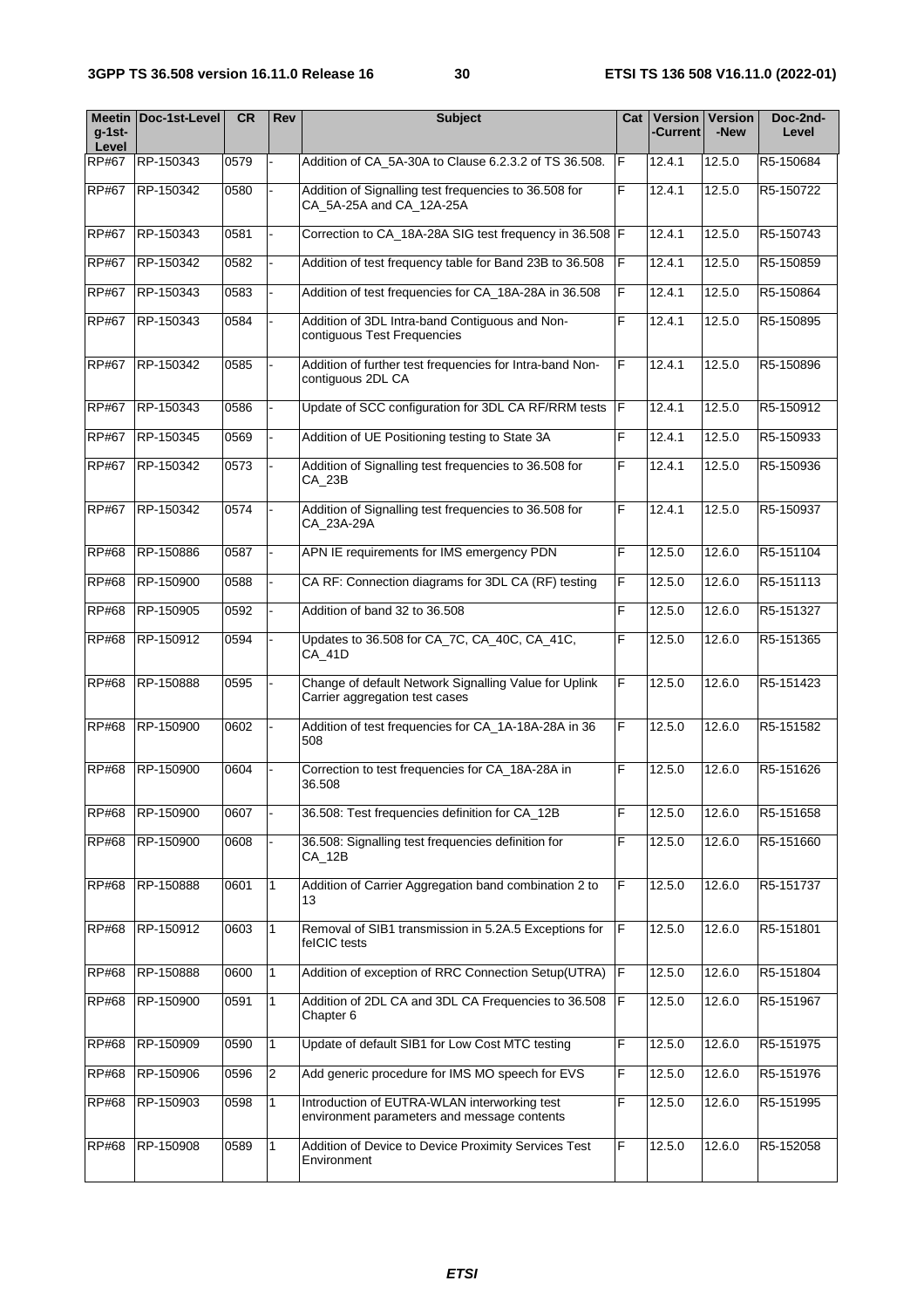| Meeting-1st-Level | Doc-1st-Level | CR | Rev | Subject | Cat | Version-Current | Version-New | Doc-2nd-Level |
|---|---|---|---|---|---|---|---|---|
| RP#67 | RP-150343 | 0579 | - | Addition of CA_5A-30A to Clause 6.2.3.2 of TS 36.508. | F | 12.4.1 | 12.5.0 | R5-150684 |
| RP#67 | RP-150342 | 0580 | - | Addition of Signalling test frequencies to 36.508 for CA_5A-25A and CA_12A-25A | F | 12.4.1 | 12.5.0 | R5-150722 |
| RP#67 | RP-150343 | 0581 | - | Correction to CA_18A-28A SIG test frequency in 36.508 | F | 12.4.1 | 12.5.0 | R5-150743 |
| RP#67 | RP-150342 | 0582 | - | Addition of test frequency table for Band 23B to 36.508 | F | 12.4.1 | 12.5.0 | R5-150859 |
| RP#67 | RP-150343 | 0583 | - | Addition of test frequencies for CA_18A-28A in 36.508 | F | 12.4.1 | 12.5.0 | R5-150864 |
| RP#67 | RP-150343 | 0584 | - | Addition of 3DL Intra-band Contiguous and Non-contiguous Test Frequencies | F | 12.4.1 | 12.5.0 | R5-150895 |
| RP#67 | RP-150342 | 0585 | - | Addition of further test frequencies for Intra-band Non-contiguous 2DL CA | F | 12.4.1 | 12.5.0 | R5-150896 |
| RP#67 | RP-150343 | 0586 | - | Update of SCC configuration for 3DL CA RF/RRM tests | F | 12.4.1 | 12.5.0 | R5-150912 |
| RP#67 | RP-150345 | 0569 | - | Addition of UE Positioning testing to State 3A | F | 12.4.1 | 12.5.0 | R5-150933 |
| RP#67 | RP-150342 | 0573 | - | Addition of Signalling test frequencies to 36.508 for CA_23B | F | 12.4.1 | 12.5.0 | R5-150936 |
| RP#67 | RP-150342 | 0574 | - | Addition of Signalling test frequencies to 36.508 for CA_23A-29A | F | 12.4.1 | 12.5.0 | R5-150937 |
| RP#68 | RP-150886 | 0587 | - | APN IE requirements for IMS emergency PDN | F | 12.5.0 | 12.6.0 | R5-151104 |
| RP#68 | RP-150900 | 0588 | - | CA RF: Connection diagrams for 3DL CA (RF) testing | F | 12.5.0 | 12.6.0 | R5-151113 |
| RP#68 | RP-150905 | 0592 | - | Addition of band 32 to 36.508 | F | 12.5.0 | 12.6.0 | R5-151327 |
| RP#68 | RP-150912 | 0594 | - | Updates to 36.508 for CA_7C, CA_40C, CA_41C, CA_41D | F | 12.5.0 | 12.6.0 | R5-151365 |
| RP#68 | RP-150888 | 0595 | - | Change of default Network Signalling Value for Uplink Carrier aggregation test cases | F | 12.5.0 | 12.6.0 | R5-151423 |
| RP#68 | RP-150900 | 0602 | - | Addition of test frequencies for CA_1A-18A-28A in 36 508 | F | 12.5.0 | 12.6.0 | R5-151582 |
| RP#68 | RP-150900 | 0604 | - | Correction to test frequencies for CA_18A-28A in 36.508 | F | 12.5.0 | 12.6.0 | R5-151626 |
| RP#68 | RP-150900 | 0607 | - | 36.508: Test frequencies definition for CA_12B | F | 12.5.0 | 12.6.0 | R5-151658 |
| RP#68 | RP-150900 | 0608 | - | 36.508: Signalling test frequencies definition for CA_12B | F | 12.5.0 | 12.6.0 | R5-151660 |
| RP#68 | RP-150888 | 0601 | 1 | Addition of Carrier Aggregation band combination 2 to 13 | F | 12.5.0 | 12.6.0 | R5-151737 |
| RP#68 | RP-150912 | 0603 | 1 | Removal of SIB1 transmission in 5.2A.5 Exceptions for feICIC tests | F | 12.5.0 | 12.6.0 | R5-151801 |
| RP#68 | RP-150888 | 0600 | 1 | Addition of exception of RRC Connection Setup(UTRA) | F | 12.5.0 | 12.6.0 | R5-151804 |
| RP#68 | RP-150900 | 0591 | 1 | Addition of 2DL CA and 3DL CA Frequencies to 36.508 Chapter 6 | F | 12.5.0 | 12.6.0 | R5-151967 |
| RP#68 | RP-150909 | 0590 | 1 | Update of default SIB1 for Low Cost MTC testing | F | 12.5.0 | 12.6.0 | R5-151975 |
| RP#68 | RP-150906 | 0596 | 2 | Add generic procedure for IMS MO speech for EVS | F | 12.5.0 | 12.6.0 | R5-151976 |
| RP#68 | RP-150903 | 0598 | 1 | Introduction of EUTRA-WLAN interworking test environment parameters and message contents | F | 12.5.0 | 12.6.0 | R5-151995 |
| RP#68 | RP-150908 | 0589 | 1 | Addition of Device to Device Proximity Services Test Environment | F | 12.5.0 | 12.6.0 | R5-152058 |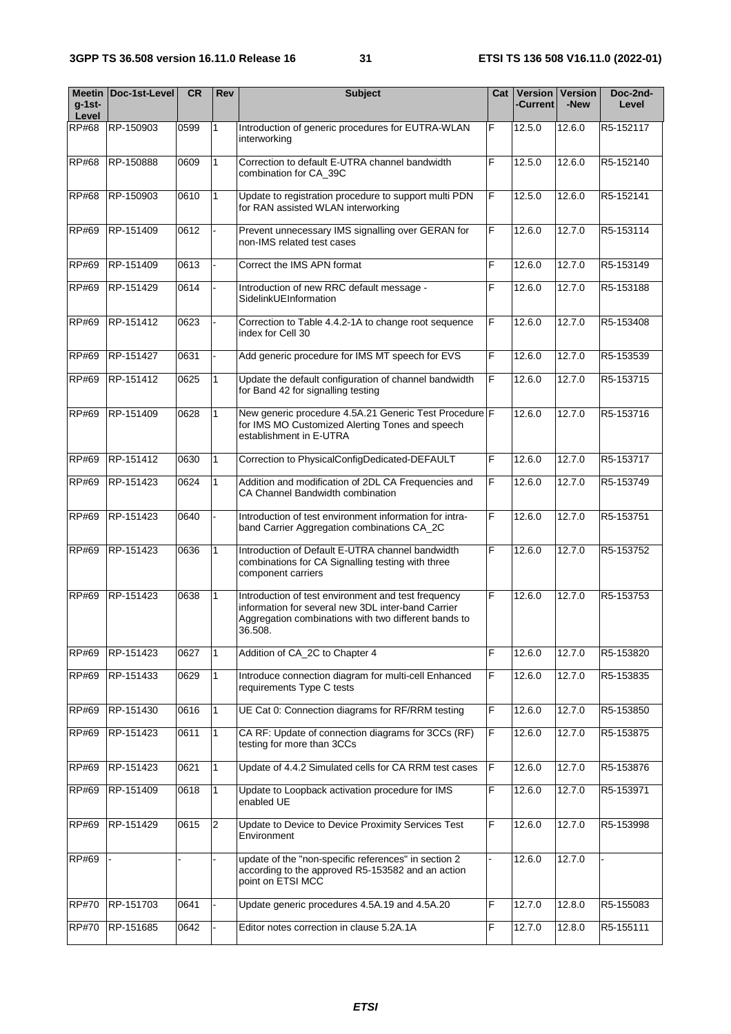| Meeting-1st-Level | Doc-1st-Level | CR | Rev | Subject | Cat | Version-Current | Version-New | Doc-2nd-Level |
|---|---|---|---|---|---|---|---|---|
| RP#68 | RP-150903 | 0599 | 1 | Introduction of generic procedures for EUTRA-WLAN interworking | F | 12.5.0 | 12.6.0 | R5-152117 |
| RP#68 | RP-150888 | 0609 | 1 | Correction to default E-UTRA channel bandwidth combination for CA_39C | F | 12.5.0 | 12.6.0 | R5-152140 |
| RP#68 | RP-150903 | 0610 | 1 | Update to registration procedure to support multi PDN for RAN assisted WLAN interworking | F | 12.5.0 | 12.6.0 | R5-152141 |
| RP#69 | RP-151409 | 0612 | - | Prevent unnecessary IMS signalling over GERAN for non-IMS related test cases | F | 12.6.0 | 12.7.0 | R5-153114 |
| RP#69 | RP-151409 | 0613 | - | Correct the IMS APN format | F | 12.6.0 | 12.7.0 | R5-153149 |
| RP#69 | RP-151429 | 0614 | - | Introduction of new RRC default message - SidelinkUEInformation | F | 12.6.0 | 12.7.0 | R5-153188 |
| RP#69 | RP-151412 | 0623 | - | Correction to Table 4.4.2-1A to change root sequence index for Cell 30 | F | 12.6.0 | 12.7.0 | R5-153408 |
| RP#69 | RP-151427 | 0631 | - | Add generic procedure for IMS MT speech for EVS | F | 12.6.0 | 12.7.0 | R5-153539 |
| RP#69 | RP-151412 | 0625 | 1 | Update the default configuration of channel bandwidth for Band 42 for signalling testing | F | 12.6.0 | 12.7.0 | R5-153715 |
| RP#69 | RP-151409 | 0628 | 1 | New generic procedure 4.5A.21 Generic Test Procedure for IMS MO Customized Alerting Tones and speech establishment in E-UTRA | F | 12.6.0 | 12.7.0 | R5-153716 |
| RP#69 | RP-151412 | 0630 | 1 | Correction to PhysicalConfigDedicated-DEFAULT | F | 12.6.0 | 12.7.0 | R5-153717 |
| RP#69 | RP-151423 | 0624 | 1 | Addition and modification of 2DL CA Frequencies and CA Channel Bandwidth combination | F | 12.6.0 | 12.7.0 | R5-153749 |
| RP#69 | RP-151423 | 0640 | - | Introduction of test environment information for intra-band Carrier Aggregation combinations CA_2C | F | 12.6.0 | 12.7.0 | R5-153751 |
| RP#69 | RP-151423 | 0636 | 1 | Introduction of Default E-UTRA channel bandwidth combinations for CA Signalling testing with three component carriers | F | 12.6.0 | 12.7.0 | R5-153752 |
| RP#69 | RP-151423 | 0638 | 1 | Introduction of test environment and test frequency information for several new 3DL inter-band Carrier Aggregation combinations with two different bands to 36.508. | F | 12.6.0 | 12.7.0 | R5-153753 |
| RP#69 | RP-151423 | 0627 | 1 | Addition of CA_2C to Chapter 4 | F | 12.6.0 | 12.7.0 | R5-153820 |
| RP#69 | RP-151433 | 0629 | 1 | Introduce connection diagram for multi-cell Enhanced requirements Type C tests | F | 12.6.0 | 12.7.0 | R5-153835 |
| RP#69 | RP-151430 | 0616 | 1 | UE Cat 0: Connection diagrams for RF/RRM testing | F | 12.6.0 | 12.7.0 | R5-153850 |
| RP#69 | RP-151423 | 0611 | 1 | CA RF: Update of connection diagrams for 3CCs (RF) testing for more than 3CCs | F | 12.6.0 | 12.7.0 | R5-153875 |
| RP#69 | RP-151423 | 0621 | 1 | Update of 4.4.2 Simulated cells for CA RRM test cases | F | 12.6.0 | 12.7.0 | R5-153876 |
| RP#69 | RP-151409 | 0618 | 1 | Update to Loopback activation procedure for IMS enabled UE | F | 12.6.0 | 12.7.0 | R5-153971 |
| RP#69 | RP-151429 | 0615 | 2 | Update to Device to Device Proximity Services Test Environment | F | 12.6.0 | 12.7.0 | R5-153998 |
| RP#69 | - | - | - | update of the "non-specific references" in section 2 according to the approved R5-153582 and an action point on ETSI MCC | - | 12.6.0 | 12.7.0 | - |
| RP#70 | RP-151703 | 0641 | - | Update generic procedures 4.5A.19 and 4.5A.20 | F | 12.7.0 | 12.8.0 | R5-155083 |
| RP#70 | RP-151685 | 0642 | - | Editor notes correction in clause 5.2A.1A | F | 12.7.0 | 12.8.0 | R5-155111 |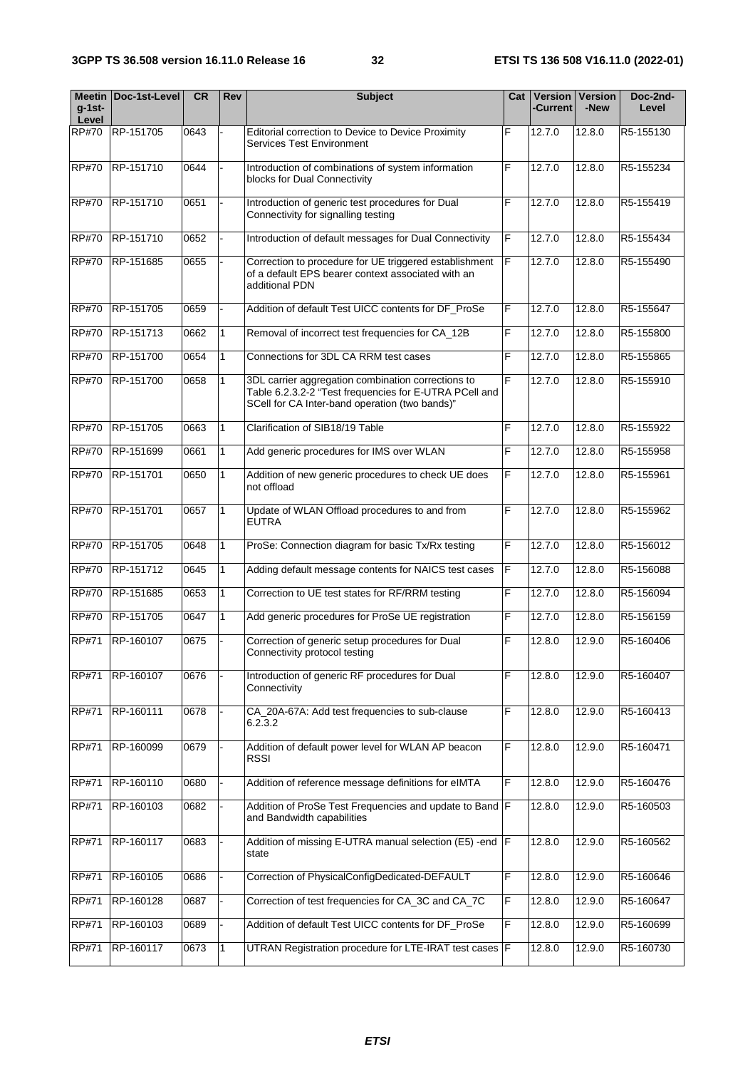| Meeting-1st-Level | Doc-1st-Level | CR | Rev | Subject | Cat | Version -Current | Version -New | Doc-2nd-Level |
|---|---|---|---|---|---|---|---|---|
| RP#70 | RP-151705 | 0643 | - | Editorial correction to Device to Device Proximity Services Test Environment | F | 12.7.0 | 12.8.0 | R5-155130 |
| RP#70 | RP-151710 | 0644 | - | Introduction of combinations of system information blocks for Dual Connectivity | F | 12.7.0 | 12.8.0 | R5-155234 |
| RP#70 | RP-151710 | 0651 | - | Introduction of generic test procedures for Dual Connectivity for signalling testing | F | 12.7.0 | 12.8.0 | R5-155419 |
| RP#70 | RP-151710 | 0652 | - | Introduction of default messages for Dual Connectivity | F | 12.7.0 | 12.8.0 | R5-155434 |
| RP#70 | RP-151685 | 0655 | - | Correction to procedure for UE triggered establishment of a default EPS bearer context associated with an additional PDN | F | 12.7.0 | 12.8.0 | R5-155490 |
| RP#70 | RP-151705 | 0659 | - | Addition of default Test UICC contents for DF_ProSe | F | 12.7.0 | 12.8.0 | R5-155647 |
| RP#70 | RP-151713 | 0662 | 1 | Removal of incorrect test frequencies for CA_12B | F | 12.7.0 | 12.8.0 | R5-155800 |
| RP#70 | RP-151700 | 0654 | 1 | Connections for 3DL CA RRM test cases | F | 12.7.0 | 12.8.0 | R5-155865 |
| RP#70 | RP-151700 | 0658 | 1 | 3DL carrier aggregation combination corrections to Table 6.2.3.2-2 "Test frequencies for E-UTRA PCell and SCell for CA Inter-band operation (two bands)" | F | 12.7.0 | 12.8.0 | R5-155910 |
| RP#70 | RP-151705 | 0663 | 1 | Clarification of SIB18/19 Table | F | 12.7.0 | 12.8.0 | R5-155922 |
| RP#70 | RP-151699 | 0661 | 1 | Add generic procedures for IMS over WLAN | F | 12.7.0 | 12.8.0 | R5-155958 |
| RP#70 | RP-151701 | 0650 | 1 | Addition of new generic procedures to check UE does not offload | F | 12.7.0 | 12.8.0 | R5-155961 |
| RP#70 | RP-151701 | 0657 | 1 | Update of WLAN Offload procedures to and from EUTRA | F | 12.7.0 | 12.8.0 | R5-155962 |
| RP#70 | RP-151705 | 0648 | 1 | ProSe: Connection diagram for basic Tx/Rx testing | F | 12.7.0 | 12.8.0 | R5-156012 |
| RP#70 | RP-151712 | 0645 | 1 | Adding default message contents for NAICS test cases | F | 12.7.0 | 12.8.0 | R5-156088 |
| RP#70 | RP-151685 | 0653 | 1 | Correction to UE test states for RF/RRM testing | F | 12.7.0 | 12.8.0 | R5-156094 |
| RP#70 | RP-151705 | 0647 | 1 | Add generic procedures for ProSe UE registration | F | 12.7.0 | 12.8.0 | R5-156159 |
| RP#71 | RP-160107 | 0675 | - | Correction of generic setup procedures for Dual Connectivity protocol testing | F | 12.8.0 | 12.9.0 | R5-160406 |
| RP#71 | RP-160107 | 0676 | - | Introduction of generic RF procedures for Dual Connectivity | F | 12.8.0 | 12.9.0 | R5-160407 |
| RP#71 | RP-160111 | 0678 | - | CA_20A-67A: Add test frequencies to sub-clause 6.2.3.2 | F | 12.8.0 | 12.9.0 | R5-160413 |
| RP#71 | RP-160099 | 0679 | - | Addition of default power level for WLAN AP beacon RSSI | F | 12.8.0 | 12.9.0 | R5-160471 |
| RP#71 | RP-160110 | 0680 | - | Addition of reference message definitions for eIMTA | F | 12.8.0 | 12.9.0 | R5-160476 |
| RP#71 | RP-160103 | 0682 | - | Addition of ProSe Test Frequencies and update to Band and Bandwidth capabilities | F | 12.8.0 | 12.9.0 | R5-160503 |
| RP#71 | RP-160117 | 0683 | - | Addition of missing E-UTRA manual selection (E5) -end state | F | 12.8.0 | 12.9.0 | R5-160562 |
| RP#71 | RP-160105 | 0686 | - | Correction of PhysicalConfigDedicated-DEFAULT | F | 12.8.0 | 12.9.0 | R5-160646 |
| RP#71 | RP-160128 | 0687 | - | Correction of test frequencies for CA_3C and CA_7C | F | 12.8.0 | 12.9.0 | R5-160647 |
| RP#71 | RP-160103 | 0689 | - | Addition of default Test UICC contents for DF_ProSe | F | 12.8.0 | 12.9.0 | R5-160699 |
| RP#71 | RP-160117 | 0673 | 1 | UTRAN Registration procedure for LTE-IRAT test cases | F | 12.8.0 | 12.9.0 | R5-160730 |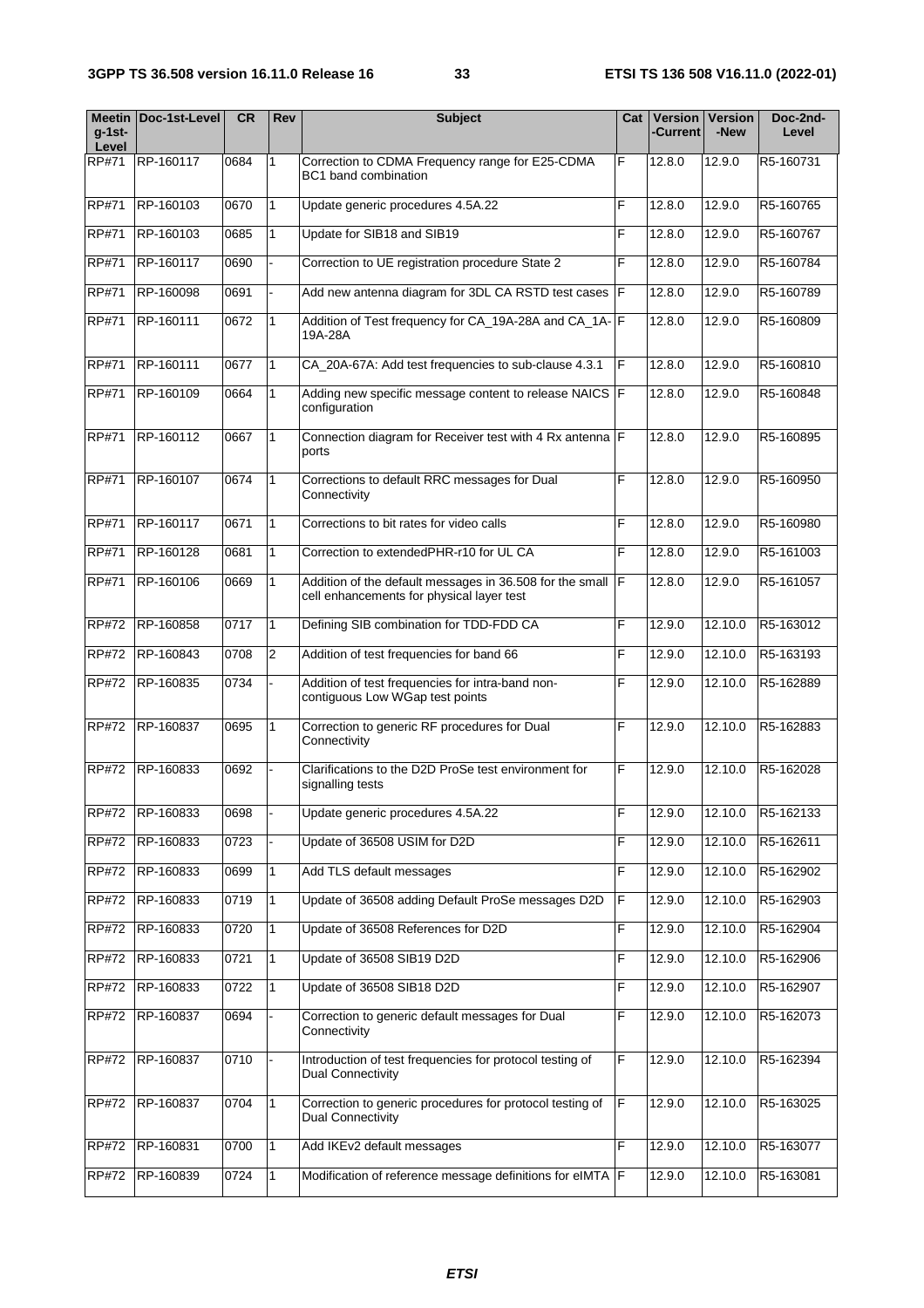| Meeting-1st-Level | Doc-1st-Level | CR | Rev | Subject | Cat | Version -Current | Version -New | Doc-2nd-Level |
|---|---|---|---|---|---|---|---|---|
| RP#71 | RP-160117 | 0684 | 1 | Correction to CDMA Frequency range for E25-CDMA BC1 band combination | F | 12.8.0 | 12.9.0 | R5-160731 |
| RP#71 | RP-160103 | 0670 | 1 | Update generic procedures 4.5A.22 | F | 12.8.0 | 12.9.0 | R5-160765 |
| RP#71 | RP-160103 | 0685 | 1 | Update for SIB18 and SIB19 | F | 12.8.0 | 12.9.0 | R5-160767 |
| RP#71 | RP-160117 | 0690 | - | Correction to UE registration procedure State 2 | F | 12.8.0 | 12.9.0 | R5-160784 |
| RP#71 | RP-160098 | 0691 | - | Add new antenna diagram for 3DL CA RSTD test cases | F | 12.8.0 | 12.9.0 | R5-160789 |
| RP#71 | RP-160111 | 0672 | 1 | Addition of Test frequency for CA_19A-28A and CA_1A-19A-28A | F | 12.8.0 | 12.9.0 | R5-160809 |
| RP#71 | RP-160111 | 0677 | 1 | CA_20A-67A: Add test frequencies to sub-clause 4.3.1 | F | 12.8.0 | 12.9.0 | R5-160810 |
| RP#71 | RP-160109 | 0664 | 1 | Adding new specific message content to release NAICS configuration | F | 12.8.0 | 12.9.0 | R5-160848 |
| RP#71 | RP-160112 | 0667 | 1 | Connection diagram for Receiver test with 4 Rx antenna ports | F | 12.8.0 | 12.9.0 | R5-160895 |
| RP#71 | RP-160107 | 0674 | 1 | Corrections to default RRC messages for Dual Connectivity | F | 12.8.0 | 12.9.0 | R5-160950 |
| RP#71 | RP-160117 | 0671 | 1 | Corrections to bit rates for video calls | F | 12.8.0 | 12.9.0 | R5-160980 |
| RP#71 | RP-160128 | 0681 | 1 | Correction to extendedPHR-r10 for UL CA | F | 12.8.0 | 12.9.0 | R5-161003 |
| RP#71 | RP-160106 | 0669 | 1 | Addition of the default messages in 36.508 for the small cell enhancements for physical layer test | F | 12.8.0 | 12.9.0 | R5-161057 |
| RP#72 | RP-160858 | 0717 | 1 | Defining SIB combination for TDD-FDD CA | F | 12.9.0 | 12.10.0 | R5-163012 |
| RP#72 | RP-160843 | 0708 | 2 | Addition of test frequencies for band 66 | F | 12.9.0 | 12.10.0 | R5-163193 |
| RP#72 | RP-160835 | 0734 | - | Addition of test frequencies for intra-band non-contiguous Low WGap test points | F | 12.9.0 | 12.10.0 | R5-162889 |
| RP#72 | RP-160837 | 0695 | 1 | Correction to generic RF procedures for Dual Connectivity | F | 12.9.0 | 12.10.0 | R5-162883 |
| RP#72 | RP-160833 | 0692 | - | Clarifications to the D2D ProSe test environment for signalling tests | F | 12.9.0 | 12.10.0 | R5-162028 |
| RP#72 | RP-160833 | 0698 | - | Update generic procedures 4.5A.22 | F | 12.9.0 | 12.10.0 | R5-162133 |
| RP#72 | RP-160833 | 0723 | - | Update of 36508 USIM for D2D | F | 12.9.0 | 12.10.0 | R5-162611 |
| RP#72 | RP-160833 | 0699 | 1 | Add TLS default messages | F | 12.9.0 | 12.10.0 | R5-162902 |
| RP#72 | RP-160833 | 0719 | 1 | Update of 36508 adding Default ProSe messages D2D | F | 12.9.0 | 12.10.0 | R5-162903 |
| RP#72 | RP-160833 | 0720 | 1 | Update of 36508 References for D2D | F | 12.9.0 | 12.10.0 | R5-162904 |
| RP#72 | RP-160833 | 0721 | 1 | Update of 36508 SIB19 D2D | F | 12.9.0 | 12.10.0 | R5-162906 |
| RP#72 | RP-160833 | 0722 | 1 | Update of 36508 SIB18 D2D | F | 12.9.0 | 12.10.0 | R5-162907 |
| RP#72 | RP-160837 | 0694 | - | Correction to generic default messages for Dual Connectivity | F | 12.9.0 | 12.10.0 | R5-162073 |
| RP#72 | RP-160837 | 0710 | - | Introduction of test frequencies for protocol testing of Dual Connectivity | F | 12.9.0 | 12.10.0 | R5-162394 |
| RP#72 | RP-160837 | 0704 | 1 | Correction to generic procedures for protocol testing of Dual Connectivity | F | 12.9.0 | 12.10.0 | R5-163025 |
| RP#72 | RP-160831 | 0700 | 1 | Add IKEv2 default messages | F | 12.9.0 | 12.10.0 | R5-163077 |
| RP#72 | RP-160839 | 0724 | 1 | Modification of reference message definitions for eIMTA | F | 12.9.0 | 12.10.0 | R5-163081 |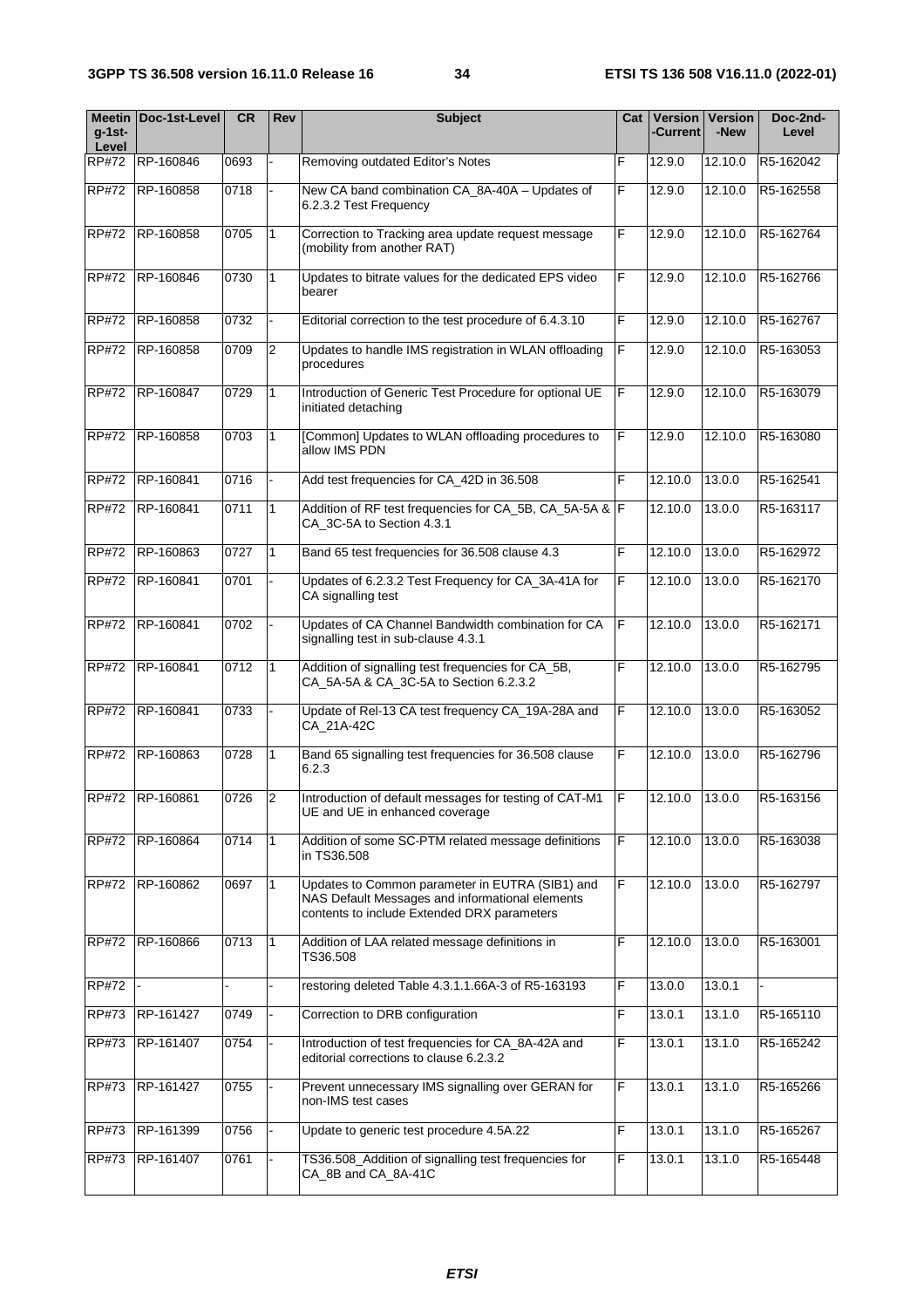| Meeting-1st-Level | Doc-1st-Level | CR | Rev | Subject | Cat | Version-Current | Version-New | Doc-2nd-Level |
|---|---|---|---|---|---|---|---|---|
| RP#72 | RP-160846 | 0693 | - | Removing outdated Editor's Notes | F | 12.9.0 | 12.10.0 | R5-162042 |
| RP#72 | RP-160858 | 0718 | - | New CA band combination CA_8A-40A – Updates of 6.2.3.2 Test Frequency | F | 12.9.0 | 12.10.0 | R5-162558 |
| RP#72 | RP-160858 | 0705 | 1 | Correction to Tracking area update request message (mobility from another RAT) | F | 12.9.0 | 12.10.0 | R5-162764 |
| RP#72 | RP-160846 | 0730 | 1 | Updates to bitrate values for the dedicated EPS video bearer | F | 12.9.0 | 12.10.0 | R5-162766 |
| RP#72 | RP-160858 | 0732 | - | Editorial correction to the test procedure of 6.4.3.10 | F | 12.9.0 | 12.10.0 | R5-162767 |
| RP#72 | RP-160858 | 0709 | 2 | Updates to handle IMS registration in WLAN offloading procedures | F | 12.9.0 | 12.10.0 | R5-163053 |
| RP#72 | RP-160847 | 0729 | 1 | Introduction of Generic Test Procedure for optional UE initiated detaching | F | 12.9.0 | 12.10.0 | R5-163079 |
| RP#72 | RP-160858 | 0703 | 1 | [Common] Updates to WLAN offloading procedures to allow IMS PDN | F | 12.9.0 | 12.10.0 | R5-163080 |
| RP#72 | RP-160841 | 0716 | - | Add test frequencies for CA_42D in 36.508 | F | 12.10.0 | 13.0.0 | R5-162541 |
| RP#72 | RP-160841 | 0711 | 1 | Addition of RF test frequencies for CA_5B, CA_5A-5A & CA_3C-5A to Section 4.3.1 | F | 12.10.0 | 13.0.0 | R5-163117 |
| RP#72 | RP-160863 | 0727 | 1 | Band 65 test frequencies for 36.508 clause 4.3 | F | 12.10.0 | 13.0.0 | R5-162972 |
| RP#72 | RP-160841 | 0701 | - | Updates of 6.2.3.2 Test Frequency for CA_3A-41A for CA signalling test | F | 12.10.0 | 13.0.0 | R5-162170 |
| RP#72 | RP-160841 | 0702 | - | Updates of CA Channel Bandwidth combination for CA signalling test in sub-clause 4.3.1 | F | 12.10.0 | 13.0.0 | R5-162171 |
| RP#72 | RP-160841 | 0712 | 1 | Addition of signalling test frequencies for CA_5B, CA_5A-5A & CA_3C-5A to Section 6.2.3.2 | F | 12.10.0 | 13.0.0 | R5-162795 |
| RP#72 | RP-160841 | 0733 | - | Update of Rel-13 CA test frequency CA_19A-28A and CA_21A-42C | F | 12.10.0 | 13.0.0 | R5-163052 |
| RP#72 | RP-160863 | 0728 | 1 | Band 65 signalling test frequencies for 36.508 clause 6.2.3 | F | 12.10.0 | 13.0.0 | R5-162796 |
| RP#72 | RP-160861 | 0726 | 2 | Introduction of default messages for testing of CAT-M1 UE and UE in enhanced coverage | F | 12.10.0 | 13.0.0 | R5-163156 |
| RP#72 | RP-160864 | 0714 | 1 | Addition of some SC-PTM related message definitions in TS36.508 | F | 12.10.0 | 13.0.0 | R5-163038 |
| RP#72 | RP-160862 | 0697 | 1 | Updates to Common parameter in EUTRA (SIB1) and NAS Default Messages and informational elements contents to include Extended DRX parameters | F | 12.10.0 | 13.0.0 | R5-162797 |
| RP#72 | RP-160866 | 0713 | 1 | Addition of LAA related message definitions in TS36.508 | F | 12.10.0 | 13.0.0 | R5-163001 |
| RP#72 | - | - | - | restoring deleted Table 4.3.1.1.66A-3 of R5-163193 | F | 13.0.0 | 13.0.1 | - |
| RP#73 | RP-161427 | 0749 | - | Correction to DRB configuration | F | 13.0.1 | 13.1.0 | R5-165110 |
| RP#73 | RP-161407 | 0754 | - | Introduction of test frequencies for CA_8A-42A and editorial corrections to clause 6.2.3.2 | F | 13.0.1 | 13.1.0 | R5-165242 |
| RP#73 | RP-161427 | 0755 | - | Prevent unnecessary IMS signalling over GERAN for non-IMS test cases | F | 13.0.1 | 13.1.0 | R5-165266 |
| RP#73 | RP-161399 | 0756 | - | Update to generic test procedure 4.5A.22 | F | 13.0.1 | 13.1.0 | R5-165267 |
| RP#73 | RP-161407 | 0761 | - | TS36.508_Addition of signalling test frequencies for CA_8B and CA_8A-41C | F | 13.0.1 | 13.1.0 | R5-165448 |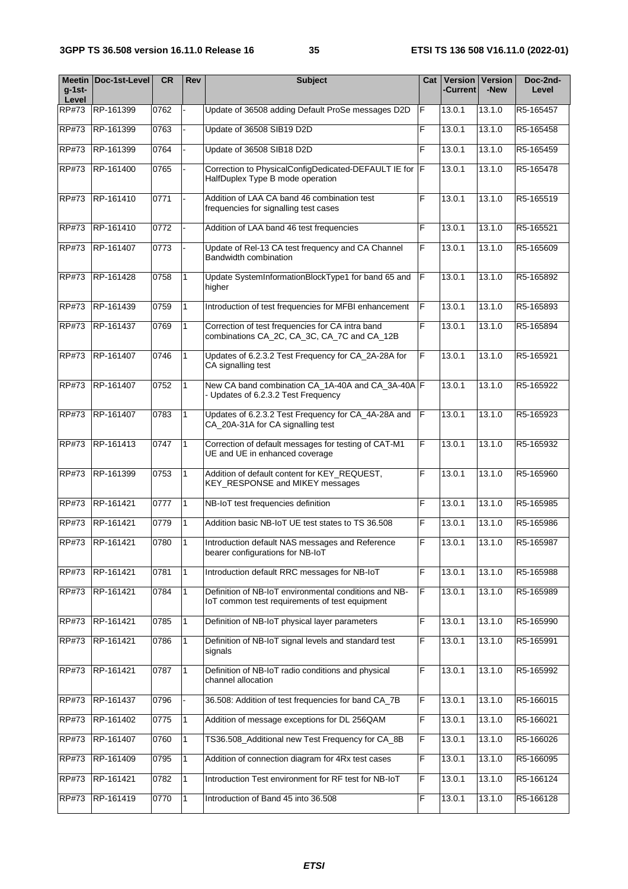| Meeting-1st-Level | Doc-1st-Level | CR | Rev | Subject | Cat | Version-Current | Version-New | Doc-2nd-Level |
|---|---|---|---|---|---|---|---|---|
| RP#73 | RP-161399 | 0762 | - | Update of 36508 adding Default ProSe messages D2D | F | 13.0.1 | 13.1.0 | R5-165457 |
| RP#73 | RP-161399 | 0763 | - | Update of 36508 SIB19 D2D | F | 13.0.1 | 13.1.0 | R5-165458 |
| RP#73 | RP-161399 | 0764 | - | Update of 36508 SIB18 D2D | F | 13.0.1 | 13.1.0 | R5-165459 |
| RP#73 | RP-161400 | 0765 | - | Correction to PhysicalConfigDedicated-DEFAULT IE for HalfDuplex Type B mode operation | F | 13.0.1 | 13.1.0 | R5-165478 |
| RP#73 | RP-161410 | 0771 | - | Addition of LAA CA band 46 combination test frequencies for signalling test cases | F | 13.0.1 | 13.1.0 | R5-165519 |
| RP#73 | RP-161410 | 0772 | - | Addition of LAA band 46 test frequencies | F | 13.0.1 | 13.1.0 | R5-165521 |
| RP#73 | RP-161407 | 0773 | - | Update of Rel-13 CA test frequency and CA Channel Bandwidth combination | F | 13.0.1 | 13.1.0 | R5-165609 |
| RP#73 | RP-161428 | 0758 | 1 | Update SystemInformationBlockType1 for band 65 and higher | F | 13.0.1 | 13.1.0 | R5-165892 |
| RP#73 | RP-161439 | 0759 | 1 | Introduction of test frequencies for MFBI enhancement | F | 13.0.1 | 13.1.0 | R5-165893 |
| RP#73 | RP-161437 | 0769 | 1 | Correction of test frequencies for CA intra band combinations CA_2C, CA_3C, CA_7C and CA_12B | F | 13.0.1 | 13.1.0 | R5-165894 |
| RP#73 | RP-161407 | 0746 | 1 | Updates of 6.2.3.2 Test Frequency for CA_2A-28A for CA signalling test | F | 13.0.1 | 13.1.0 | R5-165921 |
| RP#73 | RP-161407 | 0752 | 1 | New CA band combination CA_1A-40A and CA_3A-40A - Updates of 6.2.3.2 Test Frequency | F | 13.0.1 | 13.1.0 | R5-165922 |
| RP#73 | RP-161407 | 0783 | 1 | Updates of 6.2.3.2 Test Frequency for CA_4A-28A and CA_20A-31A for CA signalling test | F | 13.0.1 | 13.1.0 | R5-165923 |
| RP#73 | RP-161413 | 0747 | 1 | Correction of default messages for testing of CAT-M1 UE and UE in enhanced coverage | F | 13.0.1 | 13.1.0 | R5-165932 |
| RP#73 | RP-161399 | 0753 | 1 | Addition of default content for KEY_REQUEST, KEY_RESPONSE and MIKEY messages | F | 13.0.1 | 13.1.0 | R5-165960 |
| RP#73 | RP-161421 | 0777 | 1 | NB-IoT test frequencies definition | F | 13.0.1 | 13.1.0 | R5-165985 |
| RP#73 | RP-161421 | 0779 | 1 | Addition basic NB-IoT UE test states to TS 36.508 | F | 13.0.1 | 13.1.0 | R5-165986 |
| RP#73 | RP-161421 | 0780 | 1 | Introduction default NAS messages and Reference bearer configurations for NB-IoT | F | 13.0.1 | 13.1.0 | R5-165987 |
| RP#73 | RP-161421 | 0781 | 1 | Introduction default RRC messages for NB-IoT | F | 13.0.1 | 13.1.0 | R5-165988 |
| RP#73 | RP-161421 | 0784 | 1 | Definition of NB-IoT environmental conditions and NB-IoT common test requirements of test equipment | F | 13.0.1 | 13.1.0 | R5-165989 |
| RP#73 | RP-161421 | 0785 | 1 | Definition of NB-IoT physical layer parameters | F | 13.0.1 | 13.1.0 | R5-165990 |
| RP#73 | RP-161421 | 0786 | 1 | Definition of NB-IoT signal levels and standard test signals | F | 13.0.1 | 13.1.0 | R5-165991 |
| RP#73 | RP-161421 | 0787 | 1 | Definition of NB-IoT radio conditions and physical channel allocation | F | 13.0.1 | 13.1.0 | R5-165992 |
| RP#73 | RP-161437 | 0796 | - | 36.508: Addition of test frequencies for band CA_7B | F | 13.0.1 | 13.1.0 | R5-166015 |
| RP#73 | RP-161402 | 0775 | 1 | Addition of message exceptions for DL 256QAM | F | 13.0.1 | 13.1.0 | R5-166021 |
| RP#73 | RP-161407 | 0760 | 1 | TS36.508_Additional new Test Frequency for CA_8B | F | 13.0.1 | 13.1.0 | R5-166026 |
| RP#73 | RP-161409 | 0795 | 1 | Addition of connection diagram for 4Rx test cases | F | 13.0.1 | 13.1.0 | R5-166095 |
| RP#73 | RP-161421 | 0782 | 1 | Introduction Test environment for RF test for NB-IoT | F | 13.0.1 | 13.1.0 | R5-166124 |
| RP#73 | RP-161419 | 0770 | 1 | Introduction of Band 45 into 36.508 | F | 13.0.1 | 13.1.0 | R5-166128 |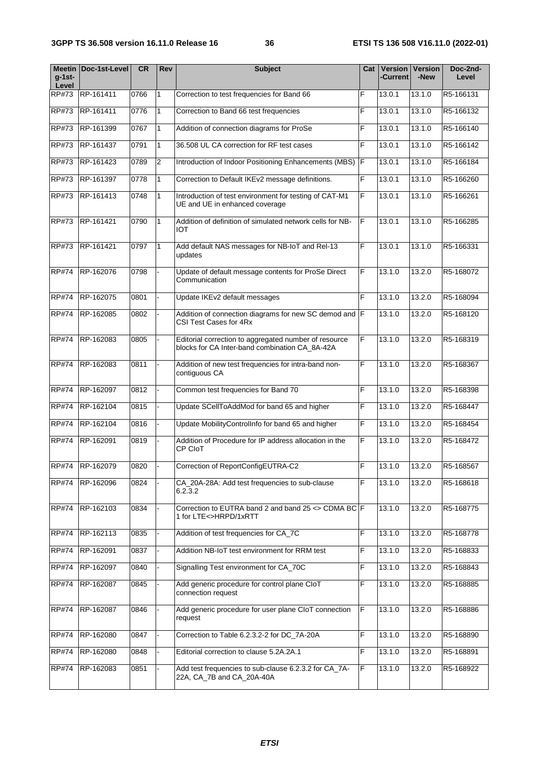| Meeting-1st-Level | Doc-1st-Level | CR | Rev | Subject | Cat | Version-Current | Version-New | Doc-2nd-Level |
|---|---|---|---|---|---|---|---|---|
| RP#73 | RP-161411 | 0766 | 1 | Correction to test frequencies for Band 66 | F | 13.0.1 | 13.1.0 | R5-166131 |
| RP#73 | RP-161411 | 0776 | 1 | Correction to Band 66 test frequencies | F | 13.0.1 | 13.1.0 | R5-166132 |
| RP#73 | RP-161399 | 0767 | 1 | Addition of connection diagrams for ProSe | F | 13.0.1 | 13.1.0 | R5-166140 |
| RP#73 | RP-161437 | 0791 | 1 | 36.508 UL CA correction for RF test cases | F | 13.0.1 | 13.1.0 | R5-166142 |
| RP#73 | RP-161423 | 0789 | 2 | Introduction of Indoor Positioning Enhancements (MBS) | F | 13.0.1 | 13.1.0 | R5-166184 |
| RP#73 | RP-161397 | 0778 | 1 | Correction to Default IKEv2 message definitions. | F | 13.0.1 | 13.1.0 | R5-166260 |
| RP#73 | RP-161413 | 0748 | 1 | Introduction of test environment for testing of CAT-M1 UE and UE in enhanced coverage | F | 13.0.1 | 13.1.0 | R5-166261 |
| RP#73 | RP-161421 | 0790 | 1 | Addition of definition of simulated network cells for NB-IOT | F | 13.0.1 | 13.1.0 | R5-166285 |
| RP#73 | RP-161421 | 0797 | 1 | Add default NAS messages for NB-IoT and Rel-13 updates | F | 13.0.1 | 13.1.0 | R5-166331 |
| RP#74 | RP-162076 | 0798 | - | Update of default message contents for ProSe Direct Communication | F | 13.1.0 | 13.2.0 | R5-168072 |
| RP#74 | RP-162075 | 0801 | - | Update IKEv2 default messages | F | 13.1.0 | 13.2.0 | R5-168094 |
| RP#74 | RP-162085 | 0802 | - | Addition of connection diagrams for new SC demod and CSI Test Cases for 4Rx | F | 13.1.0 | 13.2.0 | R5-168120 |
| RP#74 | RP-162083 | 0805 | - | Editorial correction to aggregated number of resource blocks for CA Inter-band combination CA_8A-42A | F | 13.1.0 | 13.2.0 | R5-168319 |
| RP#74 | RP-162083 | 0811 | - | Addition of new test frequencies for intra-band non-contiguous CA | F | 13.1.0 | 13.2.0 | R5-168367 |
| RP#74 | RP-162097 | 0812 | - | Common test frequencies for Band 70 | F | 13.1.0 | 13.2.0 | R5-168398 |
| RP#74 | RP-162104 | 0815 | - | Update SCellToAddMod for band 65 and higher | F | 13.1.0 | 13.2.0 | R5-168447 |
| RP#74 | RP-162104 | 0816 | - | Update MobilityControlInfo for band 65 and higher | F | 13.1.0 | 13.2.0 | R5-168454 |
| RP#74 | RP-162091 | 0819 | - | Addition of Procedure for IP address allocation in the CP CIoT | F | 13.1.0 | 13.2.0 | R5-168472 |
| RP#74 | RP-162079 | 0820 | - | Correction of ReportConfigEUTRA-C2 | F | 13.1.0 | 13.2.0 | R5-168567 |
| RP#74 | RP-162096 | 0824 | - | CA_20A-28A: Add test frequencies to sub-clause 6.2.3.2 | F | 13.1.0 | 13.2.0 | R5-168618 |
| RP#74 | RP-162103 | 0834 | - | Correction to EUTRA band 2 and band 25 <> CDMA BC 1 for LTE<>HRPD/1xRTT | F | 13.1.0 | 13.2.0 | R5-168775 |
| RP#74 | RP-162113 | 0835 | - | Addition of test frequencies for CA_7C | F | 13.1.0 | 13.2.0 | R5-168778 |
| RP#74 | RP-162091 | 0837 | - | Addition NB-IoT test environment for RRM test | F | 13.1.0 | 13.2.0 | R5-168833 |
| RP#74 | RP-162097 | 0840 | - | Signalling Test environment for CA_70C | F | 13.1.0 | 13.2.0 | R5-168843 |
| RP#74 | RP-162087 | 0845 | - | Add generic procedure for control plane CIoT connection request | F | 13.1.0 | 13.2.0 | R5-168885 |
| RP#74 | RP-162087 | 0846 | - | Add generic procedure for user plane CIoT connection request | F | 13.1.0 | 13.2.0 | R5-168886 |
| RP#74 | RP-162080 | 0847 | - | Correction to Table 6.2.3.2-2 for DC_7A-20A | F | 13.1.0 | 13.2.0 | R5-168890 |
| RP#74 | RP-162080 | 0848 | - | Editorial correction to clause 5.2A.2A.1 | F | 13.1.0 | 13.2.0 | R5-168891 |
| RP#74 | RP-162083 | 0851 | - | Add test frequencies to sub-clause 6.2.3.2 for CA_7A-22A, CA_7B and CA_20A-40A | F | 13.1.0 | 13.2.0 | R5-168922 |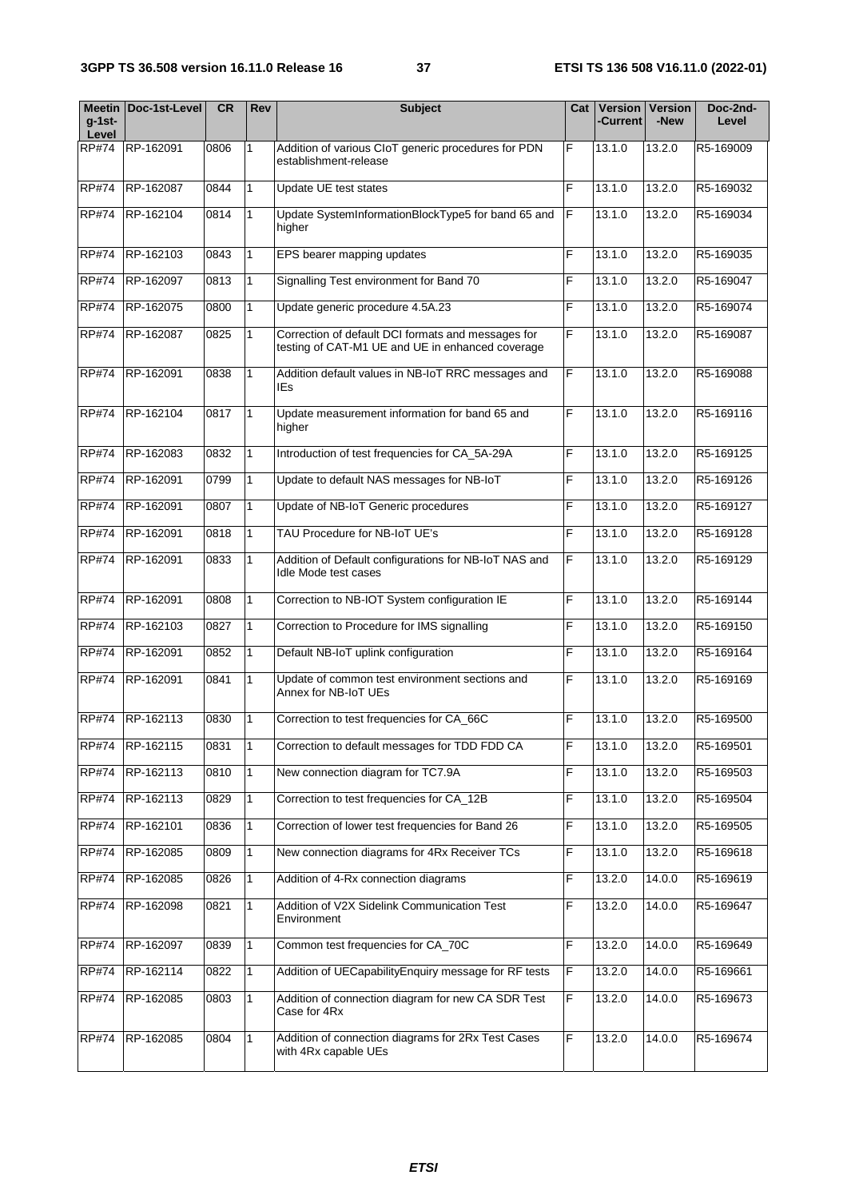| Meeting-1st-Level | Doc-1st-Level | CR | Rev | Subject | Cat | Version-Current | Version-New | Doc-2nd-Level |
|---|---|---|---|---|---|---|---|---|
| RP#74 | RP-162091 | 0806 | 1 | Addition of various CIoT generic procedures for PDN establishment-release | F | 13.1.0 | 13.2.0 | R5-169009 |
| RP#74 | RP-162087 | 0844 | 1 | Update UE test states | F | 13.1.0 | 13.2.0 | R5-169032 |
| RP#74 | RP-162104 | 0814 | 1 | Update SystemInformationBlockType5 for band 65 and higher | F | 13.1.0 | 13.2.0 | R5-169034 |
| RP#74 | RP-162103 | 0843 | 1 | EPS bearer mapping updates | F | 13.1.0 | 13.2.0 | R5-169035 |
| RP#74 | RP-162097 | 0813 | 1 | Signalling Test environment for Band 70 | F | 13.1.0 | 13.2.0 | R5-169047 |
| RP#74 | RP-162075 | 0800 | 1 | Update generic procedure 4.5A.23 | F | 13.1.0 | 13.2.0 | R5-169074 |
| RP#74 | RP-162087 | 0825 | 1 | Correction of default DCI formats and messages for testing of CAT-M1 UE and UE in enhanced coverage | F | 13.1.0 | 13.2.0 | R5-169087 |
| RP#74 | RP-162091 | 0838 | 1 | Addition default values in NB-IoT RRC messages and IEs | F | 13.1.0 | 13.2.0 | R5-169088 |
| RP#74 | RP-162104 | 0817 | 1 | Update measurement information for band 65 and higher | F | 13.1.0 | 13.2.0 | R5-169116 |
| RP#74 | RP-162083 | 0832 | 1 | Introduction of test frequencies for CA_5A-29A | F | 13.1.0 | 13.2.0 | R5-169125 |
| RP#74 | RP-162091 | 0799 | 1 | Update to default NAS messages for NB-IoT | F | 13.1.0 | 13.2.0 | R5-169126 |
| RP#74 | RP-162091 | 0807 | 1 | Update of NB-IoT Generic procedures | F | 13.1.0 | 13.2.0 | R5-169127 |
| RP#74 | RP-162091 | 0818 | 1 | TAU Procedure for NB-IoT UE's | F | 13.1.0 | 13.2.0 | R5-169128 |
| RP#74 | RP-162091 | 0833 | 1 | Addition of Default configurations for NB-IoT NAS and Idle Mode test cases | F | 13.1.0 | 13.2.0 | R5-169129 |
| RP#74 | RP-162091 | 0808 | 1 | Correction to NB-IOT System configuration IE | F | 13.1.0 | 13.2.0 | R5-169144 |
| RP#74 | RP-162103 | 0827 | 1 | Correction to Procedure for IMS signalling | F | 13.1.0 | 13.2.0 | R5-169150 |
| RP#74 | RP-162091 | 0852 | 1 | Default NB-IoT uplink configuration | F | 13.1.0 | 13.2.0 | R5-169164 |
| RP#74 | RP-162091 | 0841 | 1 | Update of common test environment sections and Annex for NB-IoT UEs | F | 13.1.0 | 13.2.0 | R5-169169 |
| RP#74 | RP-162113 | 0830 | 1 | Correction to test frequencies for CA_66C | F | 13.1.0 | 13.2.0 | R5-169500 |
| RP#74 | RP-162115 | 0831 | 1 | Correction to default messages for TDD FDD CA | F | 13.1.0 | 13.2.0 | R5-169501 |
| RP#74 | RP-162113 | 0810 | 1 | New connection diagram for TC7.9A | F | 13.1.0 | 13.2.0 | R5-169503 |
| RP#74 | RP-162113 | 0829 | 1 | Correction to test frequencies for CA_12B | F | 13.1.0 | 13.2.0 | R5-169504 |
| RP#74 | RP-162101 | 0836 | 1 | Correction of lower test frequencies for Band 26 | F | 13.1.0 | 13.2.0 | R5-169505 |
| RP#74 | RP-162085 | 0809 | 1 | New connection diagrams for 4Rx Receiver TCs | F | 13.1.0 | 13.2.0 | R5-169618 |
| RP#74 | RP-162085 | 0826 | 1 | Addition of 4-Rx connection diagrams | F | 13.2.0 | 14.0.0 | R5-169619 |
| RP#74 | RP-162098 | 0821 | 1 | Addition of V2X Sidelink Communication Test Environment | F | 13.2.0 | 14.0.0 | R5-169647 |
| RP#74 | RP-162097 | 0839 | 1 | Common test frequencies for CA_70C | F | 13.2.0 | 14.0.0 | R5-169649 |
| RP#74 | RP-162114 | 0822 | 1 | Addition of UECapabilityEnquiry message for RF tests | F | 13.2.0 | 14.0.0 | R5-169661 |
| RP#74 | RP-162085 | 0803 | 1 | Addition of connection diagram for new CA SDR Test Case for 4Rx | F | 13.2.0 | 14.0.0 | R5-169673 |
| RP#74 | RP-162085 | 0804 | 1 | Addition of connection diagrams for 2Rx Test Cases with 4Rx capable UEs | F | 13.2.0 | 14.0.0 | R5-169674 |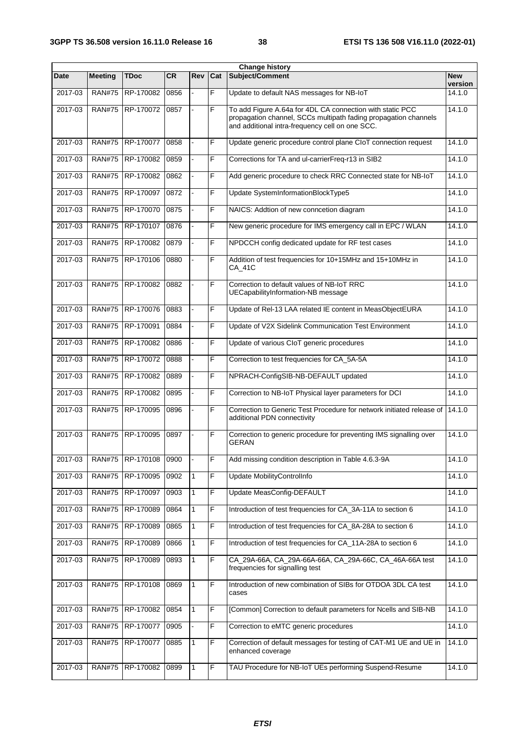| Change history | | | | | | | |
|---|---|---|---|---|---|---|---|
| **Date** | **Meeting** | **TDoc** | **CR** | **Rev** | **Cat** | **Subject/Comment** | **New version** |
| 2017-03 | RAN#75 | RP-170082 | 0856 | - | F | Update to default NAS messages for NB-IoT | 14.1.0 |
| 2017-03 | RAN#75 | RP-170072 | 0857 | - | F | To add Figure A.64a for 4DL CA connection with static PCC propagation channel, SCCs multipath fading propagation channels and additional intra-frequency cell on one SCC. | 14.1.0 |
| 2017-03 | RAN#75 | RP-170077 | 0858 | - | F | Update generic procedure control plane CIoT connection request | 14.1.0 |
| 2017-03 | RAN#75 | RP-170082 | 0859 | - | F | Corrections for TA and ul-carrierFreq-r13 in SIB2 | 14.1.0 |
| 2017-03 | RAN#75 | RP-170082 | 0862 | - | F | Add generic procedure to check RRC Connected state for NB-IoT | 14.1.0 |
| 2017-03 | RAN#75 | RP-170097 | 0872 | - | F | Update SystemInformationBlockType5 | 14.1.0 |
| 2017-03 | RAN#75 | RP-170070 | 0875 | - | F | NAICS: Addtion of new conncetion diagram | 14.1.0 |
| 2017-03 | RAN#75 | RP-170107 | 0876 | - | F | New generic procedure for IMS emergency call in EPC / WLAN | 14.1.0 |
| 2017-03 | RAN#75 | RP-170082 | 0879 | - | F | NPDCCH config dedicated update for RF test cases | 14.1.0 |
| 2017-03 | RAN#75 | RP-170106 | 0880 | - | F | Addition of test frequencies for 10+15MHz and 15+10MHz in CA_41C | 14.1.0 |
| 2017-03 | RAN#75 | RP-170082 | 0882 | - | F | Correction to default values of NB-IoT RRC UECapabilityInformation-NB message | 14.1.0 |
| 2017-03 | RAN#75 | RP-170076 | 0883 | - | F | Update of Rel-13 LAA related IE content in MeasObjectEURA | 14.1.0 |
| 2017-03 | RAN#75 | RP-170091 | 0884 | - | F | Update of V2X Sidelink Communication Test Environment | 14.1.0 |
| 2017-03 | RAN#75 | RP-170082 | 0886 | - | F | Update of various CIoT generic procedures | 14.1.0 |
| 2017-03 | RAN#75 | RP-170072 | 0888 | - | F | Correction to test frequencies for CA_5A-5A | 14.1.0 |
| 2017-03 | RAN#75 | RP-170082 | 0889 | - | F | NPRACH-ConfigSIB-NB-DEFAULT updated | 14.1.0 |
| 2017-03 | RAN#75 | RP-170082 | 0895 | - | F | Correction to NB-IoT Physical layer parameters for DCI | 14.1.0 |
| 2017-03 | RAN#75 | RP-170095 | 0896 | - | F | Correction to Generic Test Procedure for network initiated release of additional PDN connectivity | 14.1.0 |
| 2017-03 | RAN#75 | RP-170095 | 0897 | - | F | Correction to generic procedure for preventing IMS signalling over GERAN | 14.1.0 |
| 2017-03 | RAN#75 | RP-170108 | 0900 | - | F | Add missing condition description in Table 4.6.3-9A | 14.1.0 |
| 2017-03 | RAN#75 | RP-170095 | 0902 | 1 | F | Update MobilityControlInfo | 14.1.0 |
| 2017-03 | RAN#75 | RP-170097 | 0903 | 1 | F | Update MeasConfig-DEFAULT | 14.1.0 |
| 2017-03 | RAN#75 | RP-170089 | 0864 | 1 | F | Introduction of test frequencies for CA_3A-11A to section 6 | 14.1.0 |
| 2017-03 | RAN#75 | RP-170089 | 0865 | 1 | F | Introduction of test frequencies for CA_8A-28A to section 6 | 14.1.0 |
| 2017-03 | RAN#75 | RP-170089 | 0866 | 1 | F | Introduction of test frequencies for CA_11A-28A to section 6 | 14.1.0 |
| 2017-03 | RAN#75 | RP-170089 | 0893 | 1 | F | CA_29A-66A, CA_29A-66A-66A, CA_29A-66C, CA_46A-66A test frequencies for signalling test | 14.1.0 |
| 2017-03 | RAN#75 | RP-170108 | 0869 | 1 | F | Introduction of new combination of SIBs for OTDOA 3DL CA test cases | 14.1.0 |
| 2017-03 | RAN#75 | RP-170082 | 0854 | 1 | F | [Common] Correction to default parameters for Ncells and SIB-NB | 14.1.0 |
| 2017-03 | RAN#75 | RP-170077 | 0905 | - | F | Correction to eMTC generic procedures | 14.1.0 |
| 2017-03 | RAN#75 | RP-170077 | 0885 | 1 | F | Correction of default messages for testing of CAT-M1 UE and UE in enhanced coverage | 14.1.0 |
| 2017-03 | RAN#75 | RP-170082 | 0899 | 1 | F | TAU Procedure for NB-IoT UEs performing Suspend-Resume | 14.1.0 |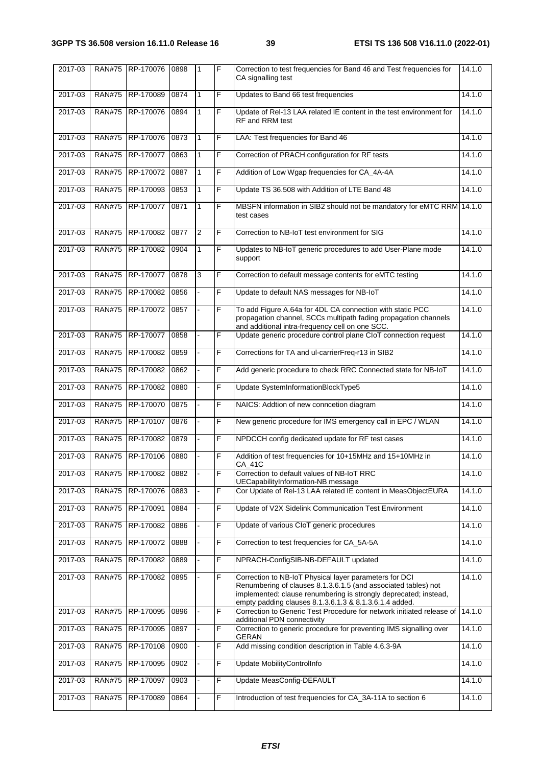| | | | | | | | |
|---|---|---|---|---|---|---|---|
| 2017-03 | RAN#75 | RP-170076 | 0898 | 1 | F | Correction to test frequencies for Band 46 and Test frequencies for CA signalling test | 14.1.0 |
| 2017-03 | RAN#75 | RP-170089 | 0874 | 1 | F | Updates to Band 66 test frequencies | 14.1.0 |
| 2017-03 | RAN#75 | RP-170076 | 0894 | 1 | F | Update of Rel-13 LAA related IE content in the test environment for RF and RRM test | 14.1.0 |
| 2017-03 | RAN#75 | RP-170076 | 0873 | 1 | F | LAA: Test frequencies for Band 46 | 14.1.0 |
| 2017-03 | RAN#75 | RP-170077 | 0863 | 1 | F | Correction of PRACH configuration for RF tests | 14.1.0 |
| 2017-03 | RAN#75 | RP-170072 | 0887 | 1 | F | Addition of Low Wgap frequencies for CA_4A-4A | 14.1.0 |
| 2017-03 | RAN#75 | RP-170093 | 0853 | 1 | F | Update TS 36.508 with Addition of LTE Band 48 | 14.1.0 |
| 2017-03 | RAN#75 | RP-170077 | 0871 | 1 | F | MBSFN information in SIB2 should not be mandatory for eMTC RRM test cases | 14.1.0 |
| 2017-03 | RAN#75 | RP-170082 | 0877 | 2 | F | Correction to NB-IoT test environment for SIG | 14.1.0 |
| 2017-03 | RAN#75 | RP-170082 | 0904 | 1 | F | Updates to NB-IoT generic procedures to add User-Plane mode support | 14.1.0 |
| 2017-03 | RAN#75 | RP-170077 | 0878 | 3 | F | Correction to default message contents for eMTC testing | 14.1.0 |
| 2017-03 | RAN#75 | RP-170082 | 0856 | - | F | Update to default NAS messages for NB-IoT | 14.1.0 |
| 2017-03 | RAN#75 | RP-170072 | 0857 | - | F | To add Figure A.64a for 4DL CA connection with static PCC propagation channel, SCCs multipath fading propagation channels and additional intra-frequency cell on one SCC. | 14.1.0 |
| 2017-03 | RAN#75 | RP-170077 | 0858 | - | F | Update generic procedure control plane CIoT connection request | 14.1.0 |
| 2017-03 | RAN#75 | RP-170082 | 0859 | - | F | Corrections for TA and ul-carrierFreq-r13 in SIB2 | 14.1.0 |
| 2017-03 | RAN#75 | RP-170082 | 0862 | - | F | Add generic procedure to check RRC Connected state for NB-IoT | 14.1.0 |
| 2017-03 | RAN#75 | RP-170082 | 0880 | - | F | Update SystemInformationBlockType5 | 14.1.0 |
| 2017-03 | RAN#75 | RP-170070 | 0875 | - | F | NAICS: Addtion of new conncetion diagram | 14.1.0 |
| 2017-03 | RAN#75 | RP-170107 | 0876 | - | F | New generic procedure for IMS emergency call in EPC / WLAN | 14.1.0 |
| 2017-03 | RAN#75 | RP-170082 | 0879 | - | F | NPDCCH config dedicated update for RF test cases | 14.1.0 |
| 2017-03 | RAN#75 | RP-170106 | 0880 | - | F | Addition of test frequencies for 10+15MHz and 15+10MHz in CA_41C | 14.1.0 |
| 2017-03 | RAN#75 | RP-170082 | 0882 | - | F | Correction to default values of NB-IoT RRC UECapabilityInformation-NB message | 14.1.0 |
| 2017-03 | RAN#75 | RP-170076 | 0883 | - | F | Cor Update of Rel-13 LAA related IE content in MeasObjectEURA | 14.1.0 |
| 2017-03 | RAN#75 | RP-170091 | 0884 | - | F | Update of V2X Sidelink Communication Test Environment | 14.1.0 |
| 2017-03 | RAN#75 | RP-170082 | 0886 | - | F | Update of various CIoT generic procedures | 14.1.0 |
| 2017-03 | RAN#75 | RP-170072 | 0888 | - | F | Correction to test frequencies for CA_5A-5A | 14.1.0 |
| 2017-03 | RAN#75 | RP-170082 | 0889 | - | F | NPRACH-ConfigSIB-NB-DEFAULT updated | 14.1.0 |
| 2017-03 | RAN#75 | RP-170082 | 0895 | - | F | Correction to NB-IoT Physical layer parameters for DCI Renumbering of clauses 8.1.3.6.1.5 (and associated tables) not implemented: clause renumbering is strongly deprecated; instead, empty padding clauses 8.1.3.6.1.3 & 8.1.3.6.1.4 added. | 14.1.0 |
| 2017-03 | RAN#75 | RP-170095 | 0896 | - | F | Correction to Generic Test Procedure for network initiated release of additional PDN connectivity | 14.1.0 |
| 2017-03 | RAN#75 | RP-170095 | 0897 | - | F | Correction to generic procedure for preventing IMS signalling over GERAN | 14.1.0 |
| 2017-03 | RAN#75 | RP-170108 | 0900 | - | F | Add missing condition description in Table 4.6.3-9A | 14.1.0 |
| 2017-03 | RAN#75 | RP-170095 | 0902 | - | F | Update MobilityControlInfo | 14.1.0 |
| 2017-03 | RAN#75 | RP-170097 | 0903 | - | F | Update MeasConfig-DEFAULT | 14.1.0 |
| 2017-03 | RAN#75 | RP-170089 | 0864 | - | F | Introduction of test frequencies for CA_3A-11A to section 6 | 14.1.0 |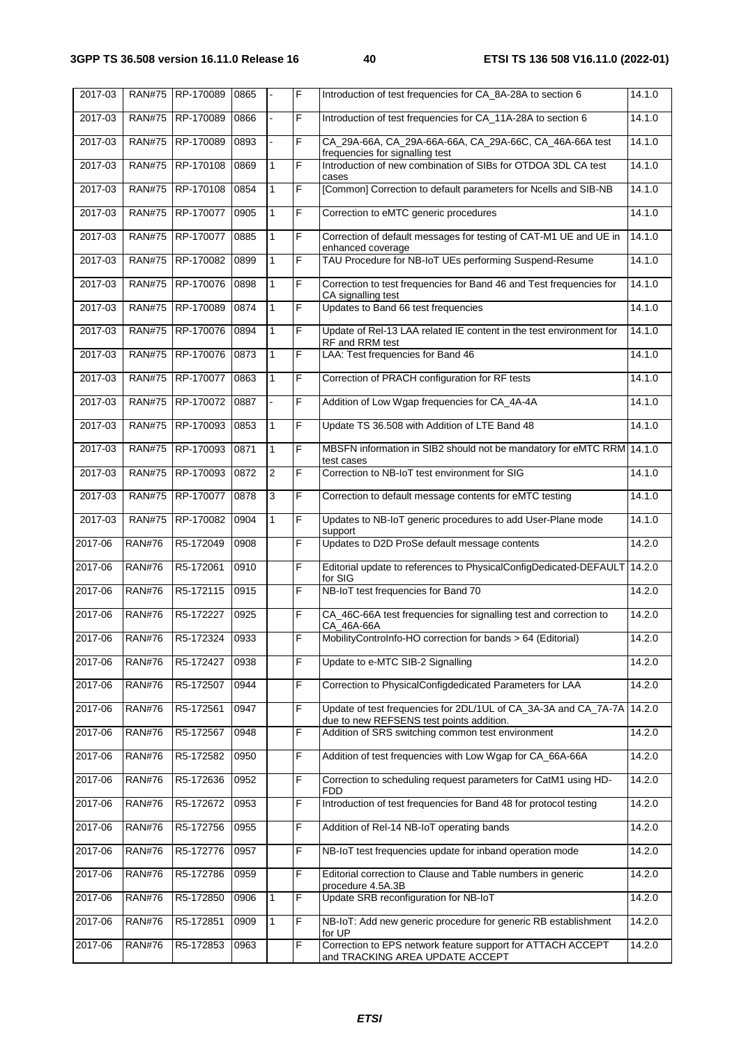| | | | | | | | |
|---|---|---|---|---|---|---|---|
| 2017-03 | RAN#75 | RP-170089 | 0865 | - | F | Introduction of test frequencies for CA_8A-28A to section 6 | 14.1.0 |
| 2017-03 | RAN#75 | RP-170089 | 0866 | - | F | Introduction of test frequencies for CA_11A-28A to section 6 | 14.1.0 |
| 2017-03 | RAN#75 | RP-170089 | 0893 | - | F | CA_29A-66A, CA_29A-66A-66A, CA_29A-66C, CA_46A-66A test frequencies for signalling test | 14.1.0 |
| 2017-03 | RAN#75 | RP-170108 | 0869 | 1 | F | Introduction of new combination of SIBs for OTDOA 3DL CA test cases | 14.1.0 |
| 2017-03 | RAN#75 | RP-170108 | 0854 | 1 | F | [Common] Correction to default parameters for Ncells and SIB-NB | 14.1.0 |
| 2017-03 | RAN#75 | RP-170077 | 0905 | 1 | F | Correction to eMTC generic procedures | 14.1.0 |
| 2017-03 | RAN#75 | RP-170077 | 0885 | 1 | F | Correction of default messages for testing of CAT-M1 UE and UE in enhanced coverage | 14.1.0 |
| 2017-03 | RAN#75 | RP-170082 | 0899 | 1 | F | TAU Procedure for NB-IoT UEs performing Suspend-Resume | 14.1.0 |
| 2017-03 | RAN#75 | RP-170076 | 0898 | 1 | F | Correction to test frequencies for Band 46 and Test frequencies for CA signalling test | 14.1.0 |
| 2017-03 | RAN#75 | RP-170089 | 0874 | 1 | F | Updates to Band 66 test frequencies | 14.1.0 |
| 2017-03 | RAN#75 | RP-170076 | 0894 | 1 | F | Update of Rel-13 LAA related IE content in the test environment for RF and RRM test | 14.1.0 |
| 2017-03 | RAN#75 | RP-170076 | 0873 | 1 | F | LAA: Test frequencies for Band 46 | 14.1.0 |
| 2017-03 | RAN#75 | RP-170077 | 0863 | 1 | F | Correction of PRACH configuration for RF tests | 14.1.0 |
| 2017-03 | RAN#75 | RP-170072 | 0887 | - | F | Addition of Low Wgap frequencies for CA_4A-4A | 14.1.0 |
| 2017-03 | RAN#75 | RP-170093 | 0853 | 1 | F | Update TS 36.508 with Addition of LTE Band 48 | 14.1.0 |
| 2017-03 | RAN#75 | RP-170093 | 0871 | 1 | F | MBSFN information in SIB2 should not be mandatory for eMTC RRM test cases | 14.1.0 |
| 2017-03 | RAN#75 | RP-170093 | 0872 | 2 | F | Correction to NB-IoT test environment for SIG | 14.1.0 |
| 2017-03 | RAN#75 | RP-170077 | 0878 | 3 | F | Correction to default message contents for eMTC testing | 14.1.0 |
| 2017-03 | RAN#75 | RP-170082 | 0904 | 1 | F | Updates to NB-IoT generic procedures to add User-Plane mode support | 14.1.0 |
| 2017-06 | RAN#76 | R5-172049 | 0908 | | F | Updates to D2D ProSe default message contents | 14.2.0 |
| 2017-06 | RAN#76 | R5-172061 | 0910 | | F | Editorial update to references to PhysicalConfigDedicated-DEFAULT for SIG | 14.2.0 |
| 2017-06 | RAN#76 | R5-172115 | 0915 | | F | NB-IoT test frequencies for Band 70 | 14.2.0 |
| 2017-06 | RAN#76 | R5-172227 | 0925 | | F | CA_46C-66A test frequencies for signalling test and correction to CA_46A-66A | 14.2.0 |
| 2017-06 | RAN#76 | R5-172324 | 0933 | | F | MobilityControlInfo-HO correction for bands > 64 (Editorial) | 14.2.0 |
| 2017-06 | RAN#76 | R5-172427 | 0938 | | F | Update to e-MTC SIB-2 Signalling | 14.2.0 |
| 2017-06 | RAN#76 | R5-172507 | 0944 | | F | Correction to PhysicalConfigdedicated Parameters for LAA | 14.2.0 |
| 2017-06 | RAN#76 | R5-172561 | 0947 | | F | Update of test frequencies for 2DL/1UL of CA_3A-3A and CA_7A-7A due to new REFSENS test points addition. | 14.2.0 |
| 2017-06 | RAN#76 | R5-172567 | 0948 | | F | Addition of SRS switching common test environment | 14.2.0 |
| 2017-06 | RAN#76 | R5-172582 | 0950 | | F | Addition of test frequencies with Low Wgap for CA_66A-66A | 14.2.0 |
| 2017-06 | RAN#76 | R5-172636 | 0952 | | F | Correction to scheduling request parameters for CatM1 using HD-FDD | 14.2.0 |
| 2017-06 | RAN#76 | R5-172672 | 0953 | | F | Introduction of test frequencies for Band 48 for protocol testing | 14.2.0 |
| 2017-06 | RAN#76 | R5-172756 | 0955 | | F | Addition of Rel-14 NB-IoT operating bands | 14.2.0 |
| 2017-06 | RAN#76 | R5-172776 | 0957 | | F | NB-IoT test frequencies update for inband operation mode | 14.2.0 |
| 2017-06 | RAN#76 | R5-172786 | 0959 | | F | Editorial correction to Clause and Table numbers in generic procedure 4.5A.3B | 14.2.0 |
| 2017-06 | RAN#76 | R5-172850 | 0906 | 1 | F | Update SRB reconfiguration for NB-IoT | 14.2.0 |
| 2017-06 | RAN#76 | R5-172851 | 0909 | 1 | F | NB-IoT: Add new generic procedure for generic RB establishment for UP | 14.2.0 |
| 2017-06 | RAN#76 | R5-172853 | 0963 | | F | Correction to EPS network feature support for ATTACH ACCEPT and TRACKING AREA UPDATE ACCEPT | 14.2.0 |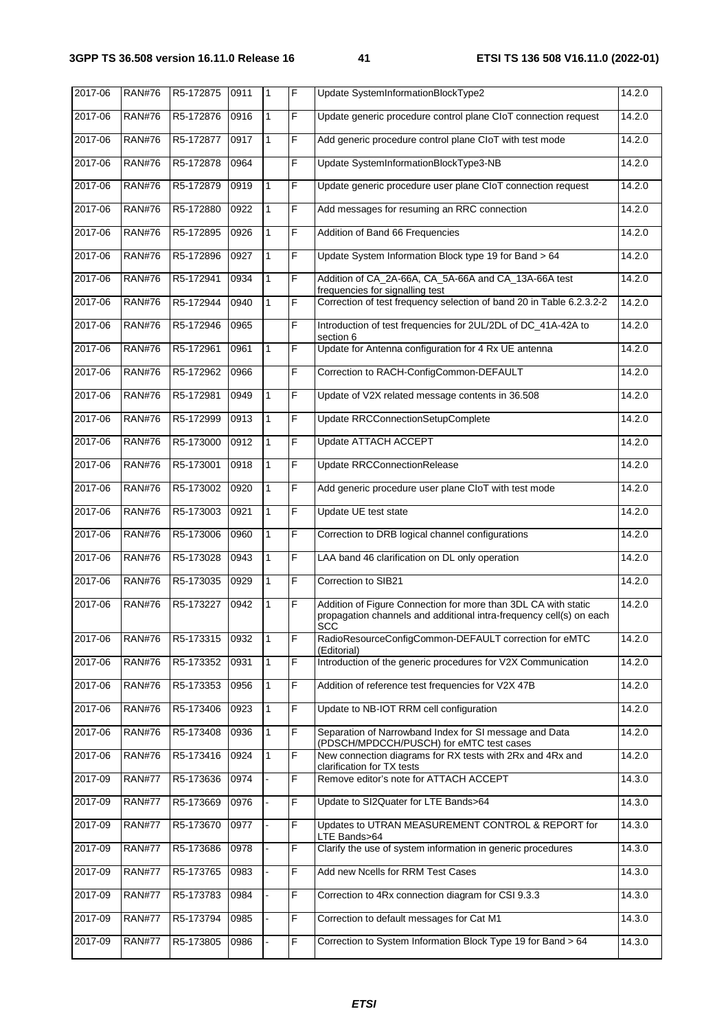| | | | | | | | |
|---|---|---|---|---|---|---|---|
| 2017-06 | RAN#76 | R5-172875 | 0911 | 1 | F | Update SystemInformationBlockType2 | 14.2.0 |
| 2017-06 | RAN#76 | R5-172876 | 0916 | 1 | F | Update generic procedure control plane CIoT connection request | 14.2.0 |
| 2017-06 | RAN#76 | R5-172877 | 0917 | 1 | F | Add generic procedure control plane CIoT with test mode | 14.2.0 |
| 2017-06 | RAN#76 | R5-172878 | 0964 | | F | Update SystemInformationBlockType3-NB | 14.2.0 |
| 2017-06 | RAN#76 | R5-172879 | 0919 | 1 | F | Update generic procedure user plane CIoT connection request | 14.2.0 |
| 2017-06 | RAN#76 | R5-172880 | 0922 | 1 | F | Add messages for resuming an RRC connection | 14.2.0 |
| 2017-06 | RAN#76 | R5-172895 | 0926 | 1 | F | Addition of Band 66 Frequencies | 14.2.0 |
| 2017-06 | RAN#76 | R5-172896 | 0927 | 1 | F | Update System Information Block type 19 for Band > 64 | 14.2.0 |
| 2017-06 | RAN#76 | R5-172941 | 0934 | 1 | F | Addition of CA_2A-66A, CA_5A-66A and CA_13A-66A test frequencies for signalling test | 14.2.0 |
| 2017-06 | RAN#76 | R5-172944 | 0940 | 1 | F | Correction of test frequency selection of band 20 in Table 6.2.3.2-2 | 14.2.0 |
| 2017-06 | RAN#76 | R5-172946 | 0965 | | F | Introduction of test frequencies for 2UL/2DL of DC_41A-42A to section 6 | 14.2.0 |
| 2017-06 | RAN#76 | R5-172961 | 0961 | 1 | F | Update for Antenna configuration for 4 Rx UE antenna | 14.2.0 |
| 2017-06 | RAN#76 | R5-172962 | 0966 | | F | Correction to RACH-ConfigCommon-DEFAULT | 14.2.0 |
| 2017-06 | RAN#76 | R5-172981 | 0949 | 1 | F | Update of V2X related message contents in 36.508 | 14.2.0 |
| 2017-06 | RAN#76 | R5-172999 | 0913 | 1 | F | Update RRCConnectionSetupComplete | 14.2.0 |
| 2017-06 | RAN#76 | R5-173000 | 0912 | 1 | F | Update ATTACH ACCEPT | 14.2.0 |
| 2017-06 | RAN#76 | R5-173001 | 0918 | 1 | F | Update RRCConnectionRelease | 14.2.0 |
| 2017-06 | RAN#76 | R5-173002 | 0920 | 1 | F | Add generic procedure user plane CIoT with test mode | 14.2.0 |
| 2017-06 | RAN#76 | R5-173003 | 0921 | 1 | F | Update UE test state | 14.2.0 |
| 2017-06 | RAN#76 | R5-173006 | 0960 | 1 | F | Correction to DRB logical channel configurations | 14.2.0 |
| 2017-06 | RAN#76 | R5-173028 | 0943 | 1 | F | LAA band 46 clarification on DL only operation | 14.2.0 |
| 2017-06 | RAN#76 | R5-173035 | 0929 | 1 | F | Correction to SIB21 | 14.2.0 |
| 2017-06 | RAN#76 | R5-173227 | 0942 | 1 | F | Addition of Figure Connection for more than 3DL CA with static propagation channels and additional intra-frequency cell(s) on each SCC | 14.2.0 |
| 2017-06 | RAN#76 | R5-173315 | 0932 | 1 | F | RadioResourceConfigCommon-DEFAULT correction for eMTC (Editorial) | 14.2.0 |
| 2017-06 | RAN#76 | R5-173352 | 0931 | 1 | F | Introduction of the generic procedures for V2X Communication | 14.2.0 |
| 2017-06 | RAN#76 | R5-173353 | 0956 | 1 | F | Addition of reference test frequencies for V2X 47B | 14.2.0 |
| 2017-06 | RAN#76 | R5-173406 | 0923 | 1 | F | Update to NB-IOT RRM cell configuration | 14.2.0 |
| 2017-06 | RAN#76 | R5-173408 | 0936 | 1 | F | Separation of Narrowband Index for SI message and Data (PDSCH/MPDCCH/PUSCH) for eMTC test cases | 14.2.0 |
| 2017-06 | RAN#76 | R5-173416 | 0924 | 1 | F | New connection diagrams for RX tests with 2Rx and 4Rx and clarification for TX tests | 14.2.0 |
| 2017-09 | RAN#77 | R5-173636 | 0974 | - | F | Remove editor's note for ATTACH ACCEPT | 14.3.0 |
| 2017-09 | RAN#77 | R5-173669 | 0976 | - | F | Update to SI2Quater for LTE Bands>64 | 14.3.0 |
| 2017-09 | RAN#77 | R5-173670 | 0977 | - | F | Updates to UTRAN MEASUREMENT CONTROL & REPORT for LTE Bands>64 | 14.3.0 |
| 2017-09 | RAN#77 | R5-173686 | 0978 | - | F | Clarify the use of system information in generic procedures | 14.3.0 |
| 2017-09 | RAN#77 | R5-173765 | 0983 | - | F | Add new Ncells for RRM Test Cases | 14.3.0 |
| 2017-09 | RAN#77 | R5-173783 | 0984 | - | F | Correction to 4Rx connection diagram for CSI 9.3.3 | 14.3.0 |
| 2017-09 | RAN#77 | R5-173794 | 0985 | - | F | Correction to default messages for Cat M1 | 14.3.0 |
| 2017-09 | RAN#77 | R5-173805 | 0986 | - | F | Correction to System Information Block Type 19 for Band > 64 | 14.3.0 |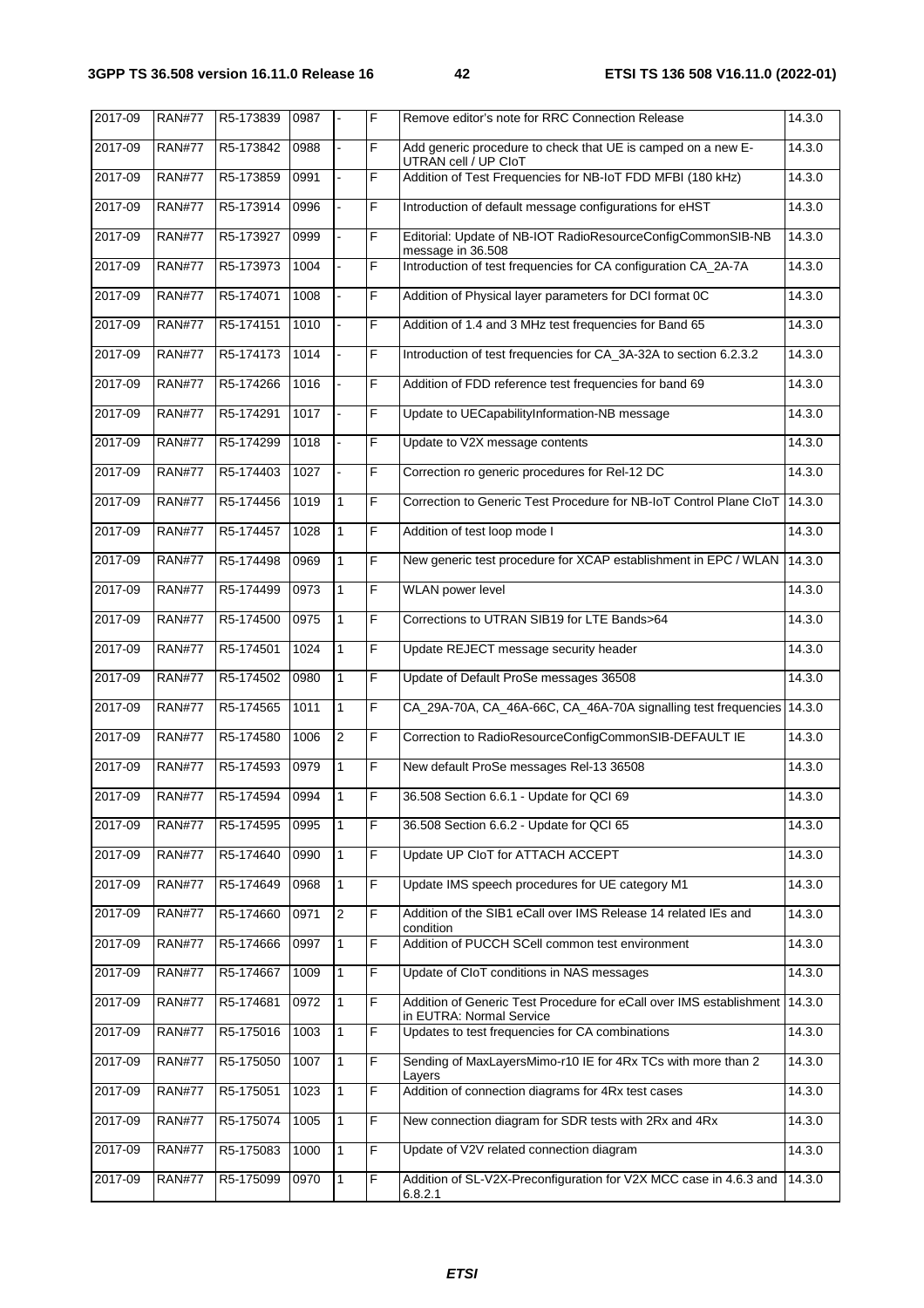| | | | | | | | |
|---|---|---|---|---|---|---|---|
| 2017-09 | RAN#77 | R5-173839 | 0987 | - | F | Remove editor's note for RRC Connection Release | 14.3.0 |
| 2017-09 | RAN#77 | R5-173842 | 0988 | - | F | Add generic procedure to check that UE is camped on a new E-UTRAN cell / UP CIoT | 14.3.0 |
| 2017-09 | RAN#77 | R5-173859 | 0991 | - | F | Addition of Test Frequencies for NB-IoT FDD MFBI (180 kHz) | 14.3.0 |
| 2017-09 | RAN#77 | R5-173914 | 0996 | - | F | Introduction of default message configurations for eHST | 14.3.0 |
| 2017-09 | RAN#77 | R5-173927 | 0999 | - | F | Editorial: Update of NB-IOT RadioResourceConfigCommonSIB-NB message in 36.508 | 14.3.0 |
| 2017-09 | RAN#77 | R5-173973 | 1004 | - | F | Introduction of test frequencies for CA configuration CA_2A-7A | 14.3.0 |
| 2017-09 | RAN#77 | R5-174071 | 1008 | - | F | Addition of Physical layer parameters for DCI format 0C | 14.3.0 |
| 2017-09 | RAN#77 | R5-174151 | 1010 | - | F | Addition of 1.4 and 3 MHz test frequencies for Band 65 | 14.3.0 |
| 2017-09 | RAN#77 | R5-174173 | 1014 | - | F | Introduction of test frequencies for CA_3A-32A to section 6.2.3.2 | 14.3.0 |
| 2017-09 | RAN#77 | R5-174266 | 1016 | - | F | Addition of FDD reference test frequencies for band 69 | 14.3.0 |
| 2017-09 | RAN#77 | R5-174291 | 1017 | - | F | Update to UECapabilityInformation-NB message | 14.3.0 |
| 2017-09 | RAN#77 | R5-174299 | 1018 | - | F | Update to V2X message contents | 14.3.0 |
| 2017-09 | RAN#77 | R5-174403 | 1027 | - | F | Correction ro generic procedures for Rel-12 DC | 14.3.0 |
| 2017-09 | RAN#77 | R5-174456 | 1019 | 1 | F | Correction to Generic Test Procedure for NB-IoT Control Plane CIoT | 14.3.0 |
| 2017-09 | RAN#77 | R5-174457 | 1028 | 1 | F | Addition of test loop mode I | 14.3.0 |
| 2017-09 | RAN#77 | R5-174498 | 0969 | 1 | F | New generic test procedure for XCAP establishment in EPC / WLAN | 14.3.0 |
| 2017-09 | RAN#77 | R5-174499 | 0973 | 1 | F | WLAN power level | 14.3.0 |
| 2017-09 | RAN#77 | R5-174500 | 0975 | 1 | F | Corrections to UTRAN SIB19 for LTE Bands>64 | 14.3.0 |
| 2017-09 | RAN#77 | R5-174501 | 1024 | 1 | F | Update REJECT message security header | 14.3.0 |
| 2017-09 | RAN#77 | R5-174502 | 0980 | 1 | F | Update of Default ProSe messages 36508 | 14.3.0 |
| 2017-09 | RAN#77 | R5-174565 | 1011 | 1 | F | CA_29A-70A, CA_46A-66C, CA_46A-70A signalling test frequencies | 14.3.0 |
| 2017-09 | RAN#77 | R5-174580 | 1006 | 2 | F | Correction to RadioResourceConfigCommonSIB-DEFAULT IE | 14.3.0 |
| 2017-09 | RAN#77 | R5-174593 | 0979 | 1 | F | New default ProSe messages Rel-13 36508 | 14.3.0 |
| 2017-09 | RAN#77 | R5-174594 | 0994 | 1 | F | 36.508 Section 6.6.1 - Update for QCI 69 | 14.3.0 |
| 2017-09 | RAN#77 | R5-174595 | 0995 | 1 | F | 36.508 Section 6.6.2 - Update for QCI 65 | 14.3.0 |
| 2017-09 | RAN#77 | R5-174640 | 0990 | 1 | F | Update UP CIoT for ATTACH ACCEPT | 14.3.0 |
| 2017-09 | RAN#77 | R5-174649 | 0968 | 1 | F | Update IMS speech procedures for UE category M1 | 14.3.0 |
| 2017-09 | RAN#77 | R5-174660 | 0971 | 2 | F | Addition of the SIB1 eCall over IMS Release 14 related IEs and condition | 14.3.0 |
| 2017-09 | RAN#77 | R5-174666 | 0997 | 1 | F | Addition of PUCCH SCell common test environment | 14.3.0 |
| 2017-09 | RAN#77 | R5-174667 | 1009 | 1 | F | Update of CIoT conditions in NAS messages | 14.3.0 |
| 2017-09 | RAN#77 | R5-174681 | 0972 | 1 | F | Addition of Generic Test Procedure for eCall over IMS establishment in EUTRA: Normal Service | 14.3.0 |
| 2017-09 | RAN#77 | R5-175016 | 1003 | 1 | F | Updates to test frequencies for CA combinations | 14.3.0 |
| 2017-09 | RAN#77 | R5-175050 | 1007 | 1 | F | Sending of MaxLayersMimo-r10 IE for 4Rx TCs with more than 2 Layers | 14.3.0 |
| 2017-09 | RAN#77 | R5-175051 | 1023 | 1 | F | Addition of connection diagrams for 4Rx test cases | 14.3.0 |
| 2017-09 | RAN#77 | R5-175074 | 1005 | 1 | F | New connection diagram for SDR tests with 2Rx and 4Rx | 14.3.0 |
| 2017-09 | RAN#77 | R5-175083 | 1000 | 1 | F | Update of V2V related connection diagram | 14.3.0 |
| 2017-09 | RAN#77 | R5-175099 | 0970 | 1 | F | Addition of SL-V2X-Preconfiguration for V2X MCC case in 4.6.3 and 6.8.2.1 | 14.3.0 |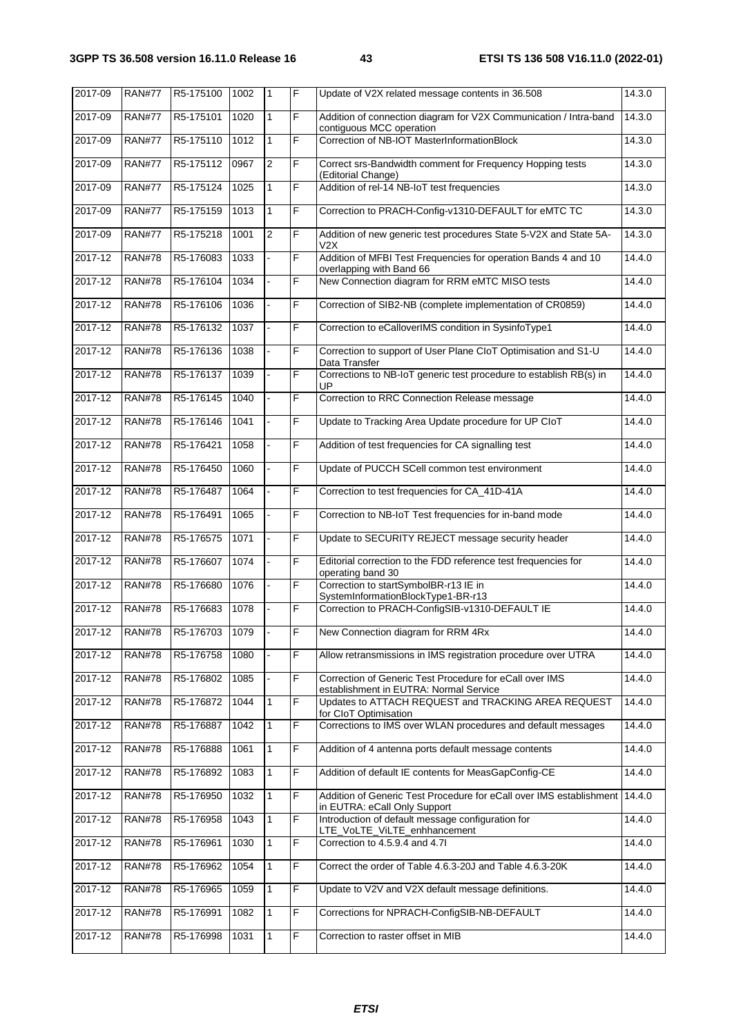| | | | | | | | |
|---|---|---|---|---|---|---|---|
| 2017-09 | RAN#77 | R5-175100 | 1002 | 1 | F | Update of V2X related message contents in 36.508 | 14.3.0 |
| 2017-09 | RAN#77 | R5-175101 | 1020 | 1 | F | Addition of connection diagram for V2X Communication / Intra-band contiguous MCC operation | 14.3.0 |
| 2017-09 | RAN#77 | R5-175110 | 1012 | 1 | F | Correction of NB-IOT MasterInformationBlock | 14.3.0 |
| 2017-09 | RAN#77 | R5-175112 | 0967 | 2 | F | Correct srs-Bandwidth comment for Frequency Hopping tests (Editorial Change) | 14.3.0 |
| 2017-09 | RAN#77 | R5-175124 | 1025 | 1 | F | Addition of rel-14 NB-IoT test frequencies | 14.3.0 |
| 2017-09 | RAN#77 | R5-175159 | 1013 | 1 | F | Correction to PRACH-Config-v1310-DEFAULT for eMTC TC | 14.3.0 |
| 2017-09 | RAN#77 | R5-175218 | 1001 | 2 | F | Addition of new generic test procedures State 5-V2X and State 5A-V2X | 14.3.0 |
| 2017-12 | RAN#78 | R5-176083 | 1033 | - | F | Addition of MFBI Test Frequencies for operation Bands 4 and 10 overlapping with Band 66 | 14.4.0 |
| 2017-12 | RAN#78 | R5-176104 | 1034 | - | F | New Connection diagram for RRM eMTC MISO tests | 14.4.0 |
| 2017-12 | RAN#78 | R5-176106 | 1036 | - | F | Correction of SIB2-NB (complete implementation of CR0859) | 14.4.0 |
| 2017-12 | RAN#78 | R5-176132 | 1037 | - | F | Correction to eCalloverIMS condition in SysinfoType1 | 14.4.0 |
| 2017-12 | RAN#78 | R5-176136 | 1038 | - | F | Correction to support of User Plane CIoT Optimisation and S1-U Data Transfer | 14.4.0 |
| 2017-12 | RAN#78 | R5-176137 | 1039 | - | F | Corrections to NB-IoT generic test procedure to establish RB(s) in UP | 14.4.0 |
| 2017-12 | RAN#78 | R5-176145 | 1040 | - | F | Correction to RRC Connection Release message | 14.4.0 |
| 2017-12 | RAN#78 | R5-176146 | 1041 | - | F | Update to Tracking Area Update procedure for UP CIoT | 14.4.0 |
| 2017-12 | RAN#78 | R5-176421 | 1058 | - | F | Addition of test frequencies for CA signalling test | 14.4.0 |
| 2017-12 | RAN#78 | R5-176450 | 1060 | - | F | Update of PUCCH SCell common test environment | 14.4.0 |
| 2017-12 | RAN#78 | R5-176487 | 1064 | - | F | Correction to test frequencies for CA_41D-41A | 14.4.0 |
| 2017-12 | RAN#78 | R5-176491 | 1065 | - | F | Correction to NB-IoT Test frequencies for in-band mode | 14.4.0 |
| 2017-12 | RAN#78 | R5-176575 | 1071 | - | F | Update to SECURITY REJECT message security header | 14.4.0 |
| 2017-12 | RAN#78 | R5-176607 | 1074 | - | F | Editorial correction to the FDD reference test frequencies for operating band 30 | 14.4.0 |
| 2017-12 | RAN#78 | R5-176680 | 1076 | - | F | Correction to startSymbolBR-r13 IE in SystemInformationBlockType1-BR-r13 | 14.4.0 |
| 2017-12 | RAN#78 | R5-176683 | 1078 | - | F | Correction to PRACH-ConfigSIB-v1310-DEFAULT IE | 14.4.0 |
| 2017-12 | RAN#78 | R5-176703 | 1079 | - | F | New Connection diagram for RRM 4Rx | 14.4.0 |
| 2017-12 | RAN#78 | R5-176758 | 1080 | - | F | Allow retransmissions in IMS registration procedure over UTRA | 14.4.0 |
| 2017-12 | RAN#78 | R5-176802 | 1085 | - | F | Correction of Generic Test Procedure for eCall over IMS establishment in EUTRA: Normal Service | 14.4.0 |
| 2017-12 | RAN#78 | R5-176872 | 1044 | 1 | F | Updates to ATTACH REQUEST and TRACKING AREA REQUEST for CIoT Optimisation | 14.4.0 |
| 2017-12 | RAN#78 | R5-176887 | 1042 | 1 | F | Corrections to IMS over WLAN procedures and default messages | 14.4.0 |
| 2017-12 | RAN#78 | R5-176888 | 1061 | 1 | F | Addition of 4 antenna ports default message contents | 14.4.0 |
| 2017-12 | RAN#78 | R5-176892 | 1083 | 1 | F | Addition of default IE contents for MeasGapConfig-CE | 14.4.0 |
| 2017-12 | RAN#78 | R5-176950 | 1032 | 1 | F | Addition of Generic Test Procedure for eCall over IMS establishment in EUTRA: eCall Only Support | 14.4.0 |
| 2017-12 | RAN#78 | R5-176958 | 1043 | 1 | F | Introduction of default message configuration for LTE_VoLTE_ViLTE_enhhancement | 14.4.0 |
| 2017-12 | RAN#78 | R5-176961 | 1030 | 1 | F | Correction to 4.5.9.4 and 4.7I | 14.4.0 |
| 2017-12 | RAN#78 | R5-176962 | 1054 | 1 | F | Correct the order of Table 4.6.3-20J and Table 4.6.3-20K | 14.4.0 |
| 2017-12 | RAN#78 | R5-176965 | 1059 | 1 | F | Update to V2V and V2X default message definitions. | 14.4.0 |
| 2017-12 | RAN#78 | R5-176991 | 1082 | 1 | F | Corrections for NPRACH-ConfigSIB-NB-DEFAULT | 14.4.0 |
| 2017-12 | RAN#78 | R5-176998 | 1031 | 1 | F | Correction to raster offset in MIB | 14.4.0 |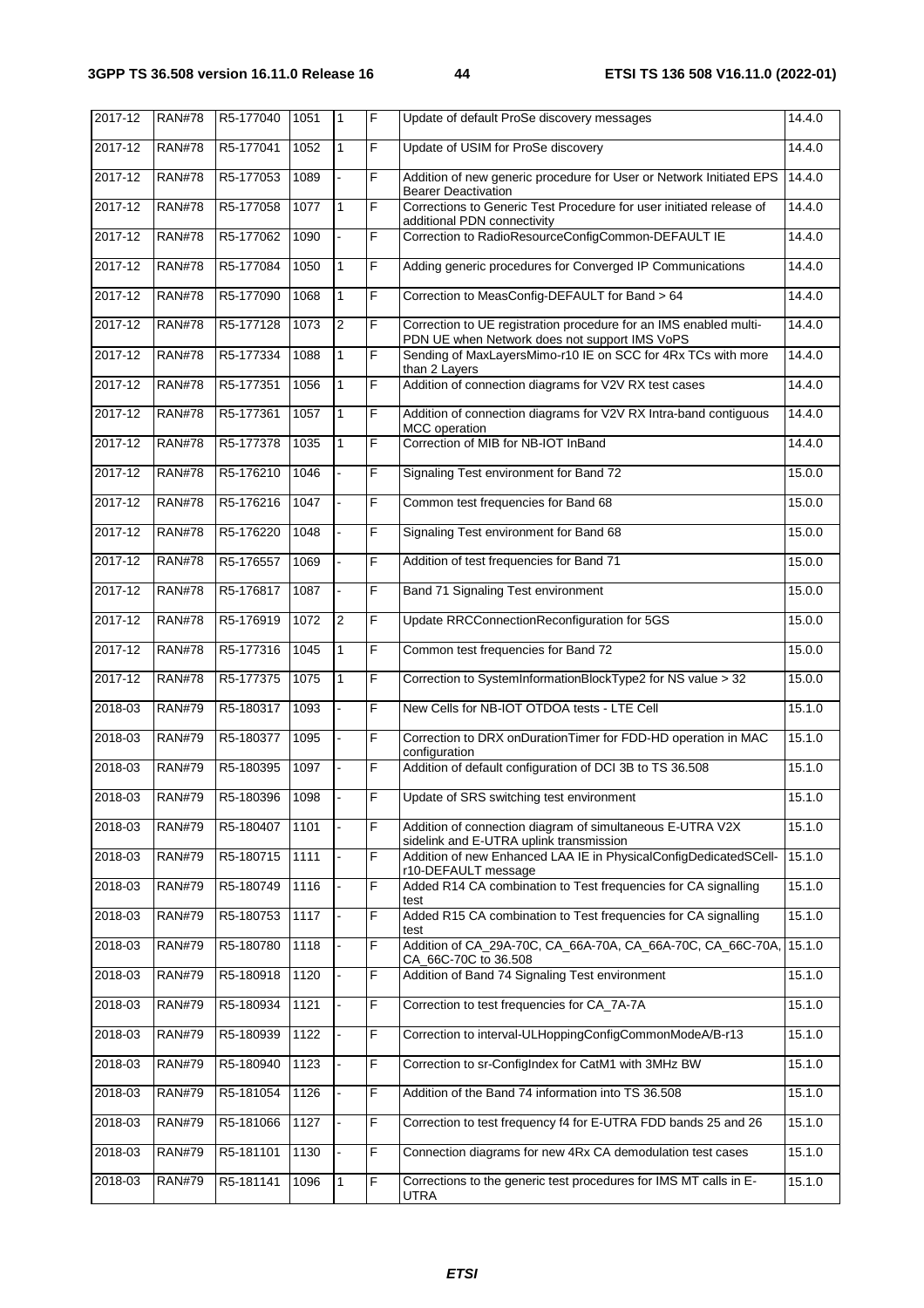| | | | | | | | |
|---|---|---|---|---|---|---|---|
| 2017-12 | RAN#78 | R5-177040 | 1051 | 1 | F | Update of default ProSe discovery messages | 14.4.0 |
| 2017-12 | RAN#78 | R5-177041 | 1052 | 1 | F | Update of USIM for ProSe discovery | 14.4.0 |
| 2017-12 | RAN#78 | R5-177053 | 1089 | - | F | Addition of new generic procedure for User or Network Initiated EPS Bearer Deactivation | 14.4.0 |
| 2017-12 | RAN#78 | R5-177058 | 1077 | 1 | F | Corrections to Generic Test Procedure for user initiated release of additional PDN connectivity | 14.4.0 |
| 2017-12 | RAN#78 | R5-177062 | 1090 | - | F | Correction to RadioResourceConfigCommon-DEFAULT IE | 14.4.0 |
| 2017-12 | RAN#78 | R5-177084 | 1050 | 1 | F | Adding generic procedures for Converged IP Communications | 14.4.0 |
| 2017-12 | RAN#78 | R5-177090 | 1068 | 1 | F | Correction to MeasConfig-DEFAULT for Band > 64 | 14.4.0 |
| 2017-12 | RAN#78 | R5-177128 | 1073 | 2 | F | Correction to UE registration procedure for an IMS enabled multi-PDN UE when Network does not support IMS VoPS | 14.4.0 |
| 2017-12 | RAN#78 | R5-177334 | 1088 | 1 | F | Sending of MaxLayersMimo-r10 IE on SCC for 4Rx TCs with more than 2 Layers | 14.4.0 |
| 2017-12 | RAN#78 | R5-177351 | 1056 | 1 | F | Addition of connection diagrams for V2V RX test cases | 14.4.0 |
| 2017-12 | RAN#78 | R5-177361 | 1057 | 1 | F | Addition of connection diagrams for V2V RX Intra-band contiguous MCC operation | 14.4.0 |
| 2017-12 | RAN#78 | R5-177378 | 1035 | 1 | F | Correction of MIB for NB-IOT InBand | 14.4.0 |
| 2017-12 | RAN#78 | R5-176210 | 1046 | - | F | Signaling Test environment for Band 72 | 15.0.0 |
| 2017-12 | RAN#78 | R5-176216 | 1047 | - | F | Common test frequencies for Band 68 | 15.0.0 |
| 2017-12 | RAN#78 | R5-176220 | 1048 | - | F | Signaling Test environment for Band 68 | 15.0.0 |
| 2017-12 | RAN#78 | R5-176557 | 1069 | - | F | Addition of test frequencies for Band 71 | 15.0.0 |
| 2017-12 | RAN#78 | R5-176817 | 1087 | - | F | Band 71 Signaling Test environment | 15.0.0 |
| 2017-12 | RAN#78 | R5-176919 | 1072 | 2 | F | Update RRCConnectionReconfiguration for 5GS | 15.0.0 |
| 2017-12 | RAN#78 | R5-177316 | 1045 | 1 | F | Common test frequencies for Band 72 | 15.0.0 |
| 2017-12 | RAN#78 | R5-177375 | 1075 | 1 | F | Correction to SystemInformationBlockType2 for NS value > 32 | 15.0.0 |
| 2018-03 | RAN#79 | R5-180317 | 1093 | - | F | New Cells for NB-IOT OTDOA tests - LTE Cell | 15.1.0 |
| 2018-03 | RAN#79 | R5-180377 | 1095 | - | F | Correction to DRX onDurationTimer for FDD-HD operation in MAC configuration | 15.1.0 |
| 2018-03 | RAN#79 | R5-180395 | 1097 | - | F | Addition of default configuration of DCI 3B to TS 36.508 | 15.1.0 |
| 2018-03 | RAN#79 | R5-180396 | 1098 | - | F | Update of SRS switching test environment | 15.1.0 |
| 2018-03 | RAN#79 | R5-180407 | 1101 | - | F | Addition of connection diagram of simultaneous E-UTRA V2X sidelink and E-UTRA uplink transmission | 15.1.0 |
| 2018-03 | RAN#79 | R5-180715 | 1111 | - | F | Addition of new Enhanced LAA IE in PhysicalConfigDedicatedSCell-r10-DEFAULT message | 15.1.0 |
| 2018-03 | RAN#79 | R5-180749 | 1116 | - | F | Added R14 CA combination to Test frequencies for CA signalling test | 15.1.0 |
| 2018-03 | RAN#79 | R5-180753 | 1117 | - | F | Added R15 CA combination to Test frequencies for CA signalling test | 15.1.0 |
| 2018-03 | RAN#79 | R5-180780 | 1118 | - | F | Addition of CA_29A-70C, CA_66A-70A, CA_66A-70C, CA_66C-70A, CA_66C-70C to 36.508 | 15.1.0 |
| 2018-03 | RAN#79 | R5-180918 | 1120 | - | F | Addition of Band 74 Signaling Test environment | 15.1.0 |
| 2018-03 | RAN#79 | R5-180934 | 1121 | - | F | Correction to test frequencies for CA_7A-7A | 15.1.0 |
| 2018-03 | RAN#79 | R5-180939 | 1122 | - | F | Correction to interval-ULHoppingConfigCommonModeA/B-r13 | 15.1.0 |
| 2018-03 | RAN#79 | R5-180940 | 1123 | - | F | Correction to sr-ConfigIndex for CatM1 with 3MHz BW | 15.1.0 |
| 2018-03 | RAN#79 | R5-181054 | 1126 | - | F | Addition of the Band 74 information into TS 36.508 | 15.1.0 |
| 2018-03 | RAN#79 | R5-181066 | 1127 | - | F | Correction to test frequency f4 for E-UTRA FDD bands 25 and 26 | 15.1.0 |
| 2018-03 | RAN#79 | R5-181101 | 1130 | - | F | Connection diagrams for new 4Rx CA demodulation test cases | 15.1.0 |
| 2018-03 | RAN#79 | R5-181141 | 1096 | 1 | F | Corrections to the generic test procedures for IMS MT calls in E-UTRA | 15.1.0 |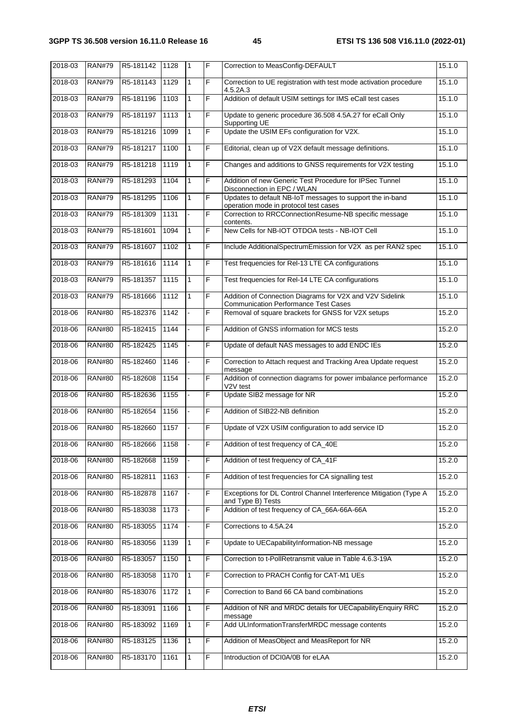| | | | | | | | |
|---|---|---|---|---|---|---|---|
| 2018-03 | RAN#79 | R5-181142 | 1128 | 1 | F | Correction to MeasConfig-DEFAULT | 15.1.0 |
| 2018-03 | RAN#79 | R5-181143 | 1129 | 1 | F | Correction to UE registration with test mode activation procedure 4.5.2A.3 | 15.1.0 |
| 2018-03 | RAN#79 | R5-181196 | 1103 | 1 | F | Addition of default USIM settings for IMS eCall test cases | 15.1.0 |
| 2018-03 | RAN#79 | R5-181197 | 1113 | 1 | F | Update to generic procedure 36.508 4.5A.27 for eCall Only Supporting UE | 15.1.0 |
| 2018-03 | RAN#79 | R5-181216 | 1099 | 1 | F | Update the USIM EFs configuration for V2X. | 15.1.0 |
| 2018-03 | RAN#79 | R5-181217 | 1100 | 1 | F | Editorial, clean up of V2X default message definitions. | 15.1.0 |
| 2018-03 | RAN#79 | R5-181218 | 1119 | 1 | F | Changes and additions to GNSS requirements for V2X testing | 15.1.0 |
| 2018-03 | RAN#79 | R5-181293 | 1104 | 1 | F | Addition of new Generic Test Procedure for IPSec Tunnel Disconnection in EPC / WLAN | 15.1.0 |
| 2018-03 | RAN#79 | R5-181295 | 1106 | 1 | F | Updates to default NB-IoT messages to support the in-band operation mode in protocol test cases | 15.1.0 |
| 2018-03 | RAN#79 | R5-181309 | 1131 | - | F | Correction to RRCConnectionResume-NB specific message contents. | 15.1.0 |
| 2018-03 | RAN#79 | R5-181601 | 1094 | 1 | F | New Cells for NB-IOT OTDOA tests - NB-IOT Cell | 15.1.0 |
| 2018-03 | RAN#79 | R5-181607 | 1102 | 1 | F | Include AdditionalSpectrumEmission for V2X as per RAN2 spec | 15.1.0 |
| 2018-03 | RAN#79 | R5-181616 | 1114 | 1 | F | Test frequencies for Rel-13 LTE CA configurations | 15.1.0 |
| 2018-03 | RAN#79 | R5-181357 | 1115 | 1 | F | Test frequencies for Rel-14 LTE CA configurations | 15.1.0 |
| 2018-03 | RAN#79 | R5-181666 | 1112 | 1 | F | Addition of Connection Diagrams for V2X and V2V Sidelink Communication Performance Test Cases | 15.1.0 |
| 2018-06 | RAN#80 | R5-182376 | 1142 | - | F | Removal of square brackets for GNSS for V2X setups | 15.2.0 |
| 2018-06 | RAN#80 | R5-182415 | 1144 | - | F | Addition of GNSS information for MCS tests | 15.2.0 |
| 2018-06 | RAN#80 | R5-182425 | 1145 | - | F | Update of default NAS messages to add ENDC IEs | 15.2.0 |
| 2018-06 | RAN#80 | R5-182460 | 1146 | - | F | Correction to Attach request and Tracking Area Update request message | 15.2.0 |
| 2018-06 | RAN#80 | R5-182608 | 1154 | - | F | Addition of connection diagrams for power imbalance performance V2V test | 15.2.0 |
| 2018-06 | RAN#80 | R5-182636 | 1155 | - | F | Update SIB2 message for NR | 15.2.0 |
| 2018-06 | RAN#80 | R5-182654 | 1156 | - | F | Addition of SIB22-NB definition | 15.2.0 |
| 2018-06 | RAN#80 | R5-182660 | 1157 | - | F | Update of V2X USIM configuration to add service ID | 15.2.0 |
| 2018-06 | RAN#80 | R5-182666 | 1158 | - | F | Addition of test frequency of CA_40E | 15.2.0 |
| 2018-06 | RAN#80 | R5-182668 | 1159 | - | F | Addition of test frequency of CA_41F | 15.2.0 |
| 2018-06 | RAN#80 | R5-182811 | 1163 | - | F | Addition of test frequencies for CA signalling test | 15.2.0 |
| 2018-06 | RAN#80 | R5-182878 | 1167 | - | F | Exceptions for DL Control Channel Interference Mitigation (Type A and Type B) Tests | 15.2.0 |
| 2018-06 | RAN#80 | R5-183038 | 1173 | - | F | Addition of test frequency of CA_66A-66A-66A | 15.2.0 |
| 2018-06 | RAN#80 | R5-183055 | 1174 | - | F | Corrections to 4.5A.24 | 15.2.0 |
| 2018-06 | RAN#80 | R5-183056 | 1139 | 1 | F | Update to UECapabilityInformation-NB message | 15.2.0 |
| 2018-06 | RAN#80 | R5-183057 | 1150 | 1 | F | Correction to t-PollRetransmit value in Table 4.6.3-19A | 15.2.0 |
| 2018-06 | RAN#80 | R5-183058 | 1170 | 1 | F | Correction to PRACH Config for CAT-M1 UEs | 15.2.0 |
| 2018-06 | RAN#80 | R5-183076 | 1172 | 1 | F | Correction to Band 66 CA band combinations | 15.2.0 |
| 2018-06 | RAN#80 | R5-183091 | 1166 | 1 | F | Addition of NR and MRDC details for UECapabilityEnquiry RRC message | 15.2.0 |
| 2018-06 | RAN#80 | R5-183092 | 1169 | 1 | F | Add ULInformationTransferMRDC message contents | 15.2.0 |
| 2018-06 | RAN#80 | R5-183125 | 1136 | 1 | F | Addition of MeasObject and MeasReport for NR | 15.2.0 |
| 2018-06 | RAN#80 | R5-183170 | 1161 | 1 | F | Introduction of DCI0A/0B for eLAA | 15.2.0 |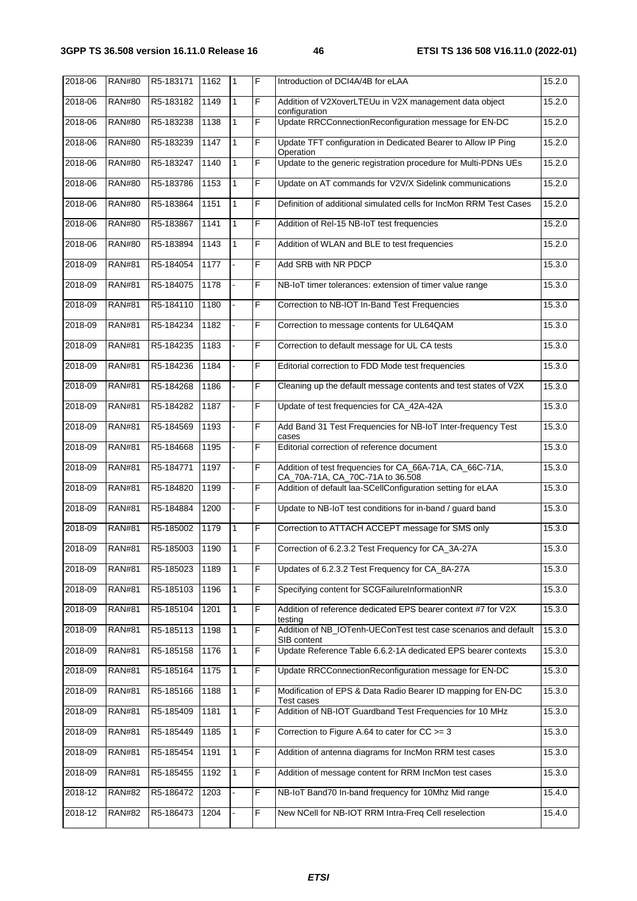| | | | | | | | |
|---|---|---|---|---|---|---|---|
| 2018-06 | RAN#80 | R5-183171 | 1162 | 1 | F | Introduction of DCI4A/4B for eLAA | 15.2.0 |
| 2018-06 | RAN#80 | R5-183182 | 1149 | 1 | F | Addition of V2XoverLTEUu in V2X management data object configuration | 15.2.0 |
| 2018-06 | RAN#80 | R5-183238 | 1138 | 1 | F | Update RRCConnectionReconfiguration message for EN-DC | 15.2.0 |
| 2018-06 | RAN#80 | R5-183239 | 1147 | 1 | F | Update TFT configuration in Dedicated Bearer to Allow IP Ping Operation | 15.2.0 |
| 2018-06 | RAN#80 | R5-183247 | 1140 | 1 | F | Update to the generic registration procedure for Multi-PDNs UEs | 15.2.0 |
| 2018-06 | RAN#80 | R5-183786 | 1153 | 1 | F | Update on AT commands for V2V/X Sidelink communications | 15.2.0 |
| 2018-06 | RAN#80 | R5-183864 | 1151 | 1 | F | Definition of additional simulated cells for IncMon RRM Test Cases | 15.2.0 |
| 2018-06 | RAN#80 | R5-183867 | 1141 | 1 | F | Addition of Rel-15 NB-IoT test frequencies | 15.2.0 |
| 2018-06 | RAN#80 | R5-183894 | 1143 | 1 | F | Addition of WLAN and BLE to test frequencies | 15.2.0 |
| 2018-09 | RAN#81 | R5-184054 | 1177 | - | F | Add SRB with NR PDCP | 15.3.0 |
| 2018-09 | RAN#81 | R5-184075 | 1178 | - | F | NB-IoT timer tolerances: extension of timer value range | 15.3.0 |
| 2018-09 | RAN#81 | R5-184110 | 1180 | - | F | Correction to NB-IOT In-Band Test Frequencies | 15.3.0 |
| 2018-09 | RAN#81 | R5-184234 | 1182 | - | F | Correction to message contents for UL64QAM | 15.3.0 |
| 2018-09 | RAN#81 | R5-184235 | 1183 | - | F | Correction to default message for UL CA tests | 15.3.0 |
| 2018-09 | RAN#81 | R5-184236 | 1184 | - | F | Editorial correction to FDD Mode test frequencies | 15.3.0 |
| 2018-09 | RAN#81 | R5-184268 | 1186 | - | F | Cleaning up the default message contents and test states of V2X | 15.3.0 |
| 2018-09 | RAN#81 | R5-184282 | 1187 | - | F | Update of test frequencies for CA_42A-42A | 15.3.0 |
| 2018-09 | RAN#81 | R5-184569 | 1193 | - | F | Add Band 31 Test Frequencies for NB-IoT Inter-frequency Test cases | 15.3.0 |
| 2018-09 | RAN#81 | R5-184668 | 1195 | - | F | Editorial correction of reference document | 15.3.0 |
| 2018-09 | RAN#81 | R5-184771 | 1197 | - | F | Addition of test frequencies for CA_66A-71A, CA_66C-71A, CA_70A-71A, CA_70C-71A to 36.508 | 15.3.0 |
| 2018-09 | RAN#81 | R5-184820 | 1199 | - | F | Addition of default laa-SCellConfiguration setting for eLAA | 15.3.0 |
| 2018-09 | RAN#81 | R5-184884 | 1200 | - | F | Update to NB-IoT test conditions for in-band / guard band | 15.3.0 |
| 2018-09 | RAN#81 | R5-185002 | 1179 | 1 | F | Correction to ATTACH ACCEPT message for SMS only | 15.3.0 |
| 2018-09 | RAN#81 | R5-185003 | 1190 | 1 | F | Correction of 6.2.3.2 Test Frequency for CA_3A-27A | 15.3.0 |
| 2018-09 | RAN#81 | R5-185023 | 1189 | 1 | F | Updates of 6.2.3.2 Test Frequency for CA_8A-27A | 15.3.0 |
| 2018-09 | RAN#81 | R5-185103 | 1196 | 1 | F | Specifying content for SCGFailureInformationNR | 15.3.0 |
| 2018-09 | RAN#81 | R5-185104 | 1201 | 1 | F | Addition of reference dedicated EPS bearer context #7 for V2X testing | 15.3.0 |
| 2018-09 | RAN#81 | R5-185113 | 1198 | 1 | F | Addition of NB_IOTenh-UEConTest test case scenarios and default SIB content | 15.3.0 |
| 2018-09 | RAN#81 | R5-185158 | 1176 | 1 | F | Update Reference Table 6.6.2-1A dedicated EPS bearer contexts | 15.3.0 |
| 2018-09 | RAN#81 | R5-185164 | 1175 | 1 | F | Update RRCConnectionReconfiguration message for EN-DC | 15.3.0 |
| 2018-09 | RAN#81 | R5-185166 | 1188 | 1 | F | Modification of EPS & Data Radio Bearer ID mapping for EN-DC Test cases | 15.3.0 |
| 2018-09 | RAN#81 | R5-185409 | 1181 | 1 | F | Addition of NB-IOT Guardband Test Frequencies for 10 MHz | 15.3.0 |
| 2018-09 | RAN#81 | R5-185449 | 1185 | 1 | F | Correction to Figure A.64 to cater for CC >= 3 | 15.3.0 |
| 2018-09 | RAN#81 | R5-185454 | 1191 | 1 | F | Addition of antenna diagrams for IncMon RRM test cases | 15.3.0 |
| 2018-09 | RAN#81 | R5-185455 | 1192 | 1 | F | Addition of message content for RRM IncMon test cases | 15.3.0 |
| 2018-12 | RAN#82 | R5-186472 | 1203 | - | F | NB-IoT Band70 In-band frequency for 10Mhz Mid range | 15.4.0 |
| 2018-12 | RAN#82 | R5-186473 | 1204 | - | F | New NCell for NB-IOT RRM Intra-Freq Cell reselection | 15.4.0 |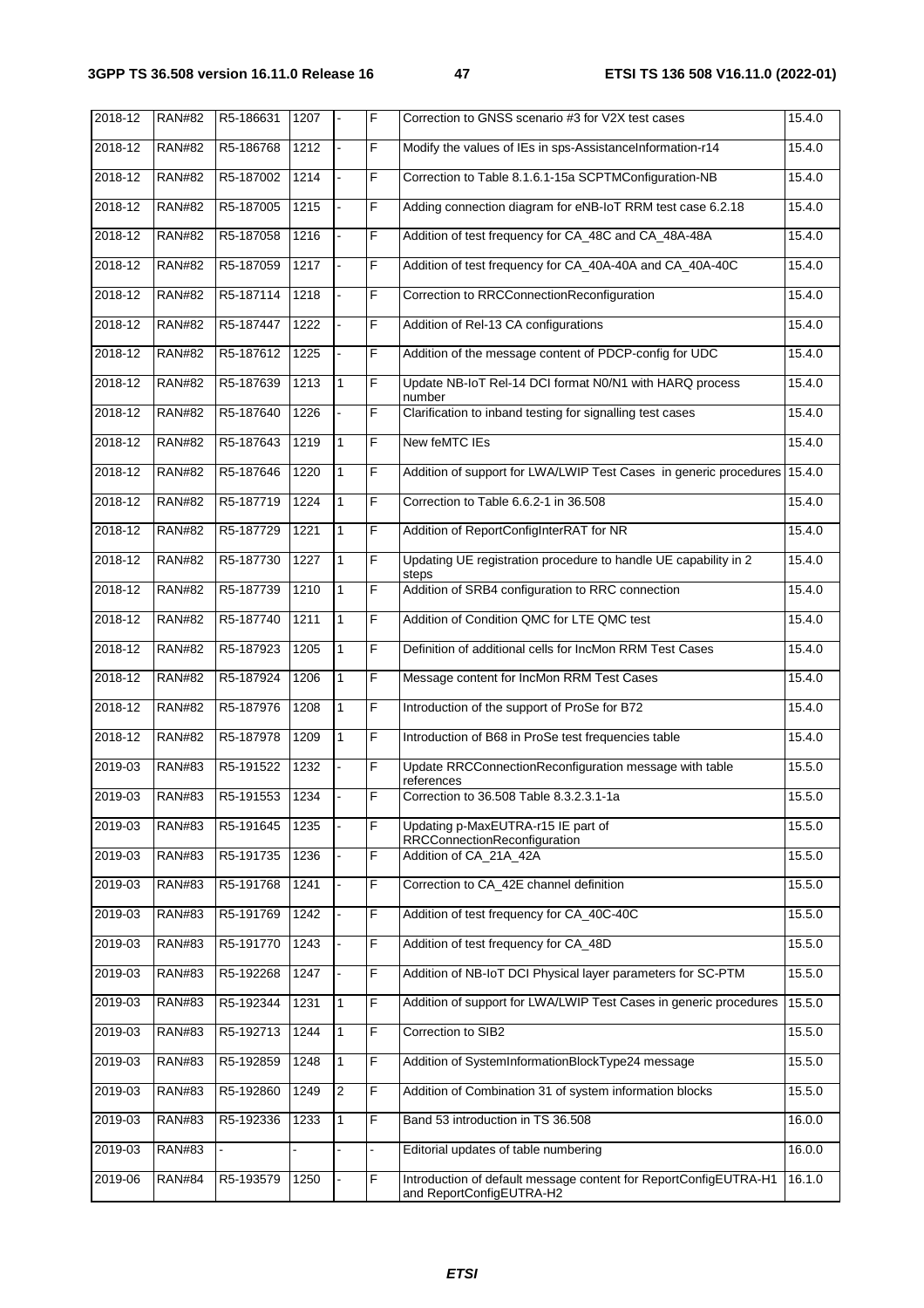| | | | | | | | |
|---|---|---|---|---|---|---|---|
| 2018-12 | RAN#82 | R5-186631 | 1207 | - | F | Correction to GNSS scenario #3 for V2X test cases | 15.4.0 |
| 2018-12 | RAN#82 | R5-186768 | 1212 | - | F | Modify the values of IEs in sps-AssistanceInformation-r14 | 15.4.0 |
| 2018-12 | RAN#82 | R5-187002 | 1214 | - | F | Correction to Table 8.1.6.1-15a SCPTMConfiguration-NB | 15.4.0 |
| 2018-12 | RAN#82 | R5-187005 | 1215 | - | F | Adding connection diagram for eNB-IoT RRM test case 6.2.18 | 15.4.0 |
| 2018-12 | RAN#82 | R5-187058 | 1216 | - | F | Addition of test frequency for CA_48C and CA_48A-48A | 15.4.0 |
| 2018-12 | RAN#82 | R5-187059 | 1217 | - | F | Addition of test frequency for CA_40A-40A and CA_40A-40C | 15.4.0 |
| 2018-12 | RAN#82 | R5-187114 | 1218 | - | F | Correction to RRCConnectionReconfiguration | 15.4.0 |
| 2018-12 | RAN#82 | R5-187447 | 1222 | - | F | Addition of Rel-13 CA configurations | 15.4.0 |
| 2018-12 | RAN#82 | R5-187612 | 1225 | - | F | Addition of the message content of PDCP-config for UDC | 15.4.0 |
| 2018-12 | RAN#82 | R5-187639 | 1213 | 1 | F | Update NB-IoT Rel-14 DCI format N0/N1 with HARQ process number | 15.4.0 |
| 2018-12 | RAN#82 | R5-187640 | 1226 | - | F | Clarification to inband testing for signalling test cases | 15.4.0 |
| 2018-12 | RAN#82 | R5-187643 | 1219 | 1 | F | New feMTC IEs | 15.4.0 |
| 2018-12 | RAN#82 | R5-187646 | 1220 | 1 | F | Addition of support for LWA/LWIP Test Cases in generic procedures | 15.4.0 |
| 2018-12 | RAN#82 | R5-187719 | 1224 | 1 | F | Correction to Table 6.6.2-1 in 36.508 | 15.4.0 |
| 2018-12 | RAN#82 | R5-187729 | 1221 | 1 | F | Addition of ReportConfigInterRAT for NR | 15.4.0 |
| 2018-12 | RAN#82 | R5-187730 | 1227 | 1 | F | Updating UE registration procedure to handle UE capability in 2 steps | 15.4.0 |
| 2018-12 | RAN#82 | R5-187739 | 1210 | 1 | F | Addition of SRB4 configuration to RRC connection | 15.4.0 |
| 2018-12 | RAN#82 | R5-187740 | 1211 | 1 | F | Addition of Condition QMC for LTE QMC test | 15.4.0 |
| 2018-12 | RAN#82 | R5-187923 | 1205 | 1 | F | Definition of additional cells for IncMon RRM Test Cases | 15.4.0 |
| 2018-12 | RAN#82 | R5-187924 | 1206 | 1 | F | Message content for IncMon RRM Test Cases | 15.4.0 |
| 2018-12 | RAN#82 | R5-187976 | 1208 | 1 | F | Introduction of the support of ProSe for B72 | 15.4.0 |
| 2018-12 | RAN#82 | R5-187978 | 1209 | 1 | F | Introduction of B68 in ProSe test frequencies table | 15.4.0 |
| 2019-03 | RAN#83 | R5-191522 | 1232 | - | F | Update RRCConnectionReconfiguration message with table references | 15.5.0 |
| 2019-03 | RAN#83 | R5-191553 | 1234 | - | F | Correction to 36.508 Table 8.3.2.3.1-1a | 15.5.0 |
| 2019-03 | RAN#83 | R5-191645 | 1235 | - | F | Updating p-MaxEUTRA-r15 IE part of RRCConnectionReconfiguration | 15.5.0 |
| 2019-03 | RAN#83 | R5-191735 | 1236 | - | F | Addition of CA_21A_42A | 15.5.0 |
| 2019-03 | RAN#83 | R5-191768 | 1241 | - | F | Correction to CA_42E channel definition | 15.5.0 |
| 2019-03 | RAN#83 | R5-191769 | 1242 | - | F | Addition of test frequency for CA_40C-40C | 15.5.0 |
| 2019-03 | RAN#83 | R5-191770 | 1243 | - | F | Addition of test frequency for CA_48D | 15.5.0 |
| 2019-03 | RAN#83 | R5-192268 | 1247 | - | F | Addition of NB-IoT DCI Physical layer parameters for SC-PTM | 15.5.0 |
| 2019-03 | RAN#83 | R5-192344 | 1231 | 1 | F | Addition of support for LWA/LWIP Test Cases in generic procedures | 15.5.0 |
| 2019-03 | RAN#83 | R5-192713 | 1244 | 1 | F | Correction to SIB2 | 15.5.0 |
| 2019-03 | RAN#83 | R5-192859 | 1248 | 1 | F | Addition of SystemInformationBlockType24 message | 15.5.0 |
| 2019-03 | RAN#83 | R5-192860 | 1249 | 2 | F | Addition of Combination 31 of system information blocks | 15.5.0 |
| 2019-03 | RAN#83 | R5-192336 | 1233 | 1 | F | Band 53 introduction in TS 36.508 | 16.0.0 |
| 2019-03 | RAN#83 | - | - | - | - | Editorial updates of table numbering | 16.0.0 |
| 2019-06 | RAN#84 | R5-193579 | 1250 | - | F | Introduction of default message content for ReportConfigEUTRA-H1 and ReportConfigEUTRA-H2 | 16.1.0 |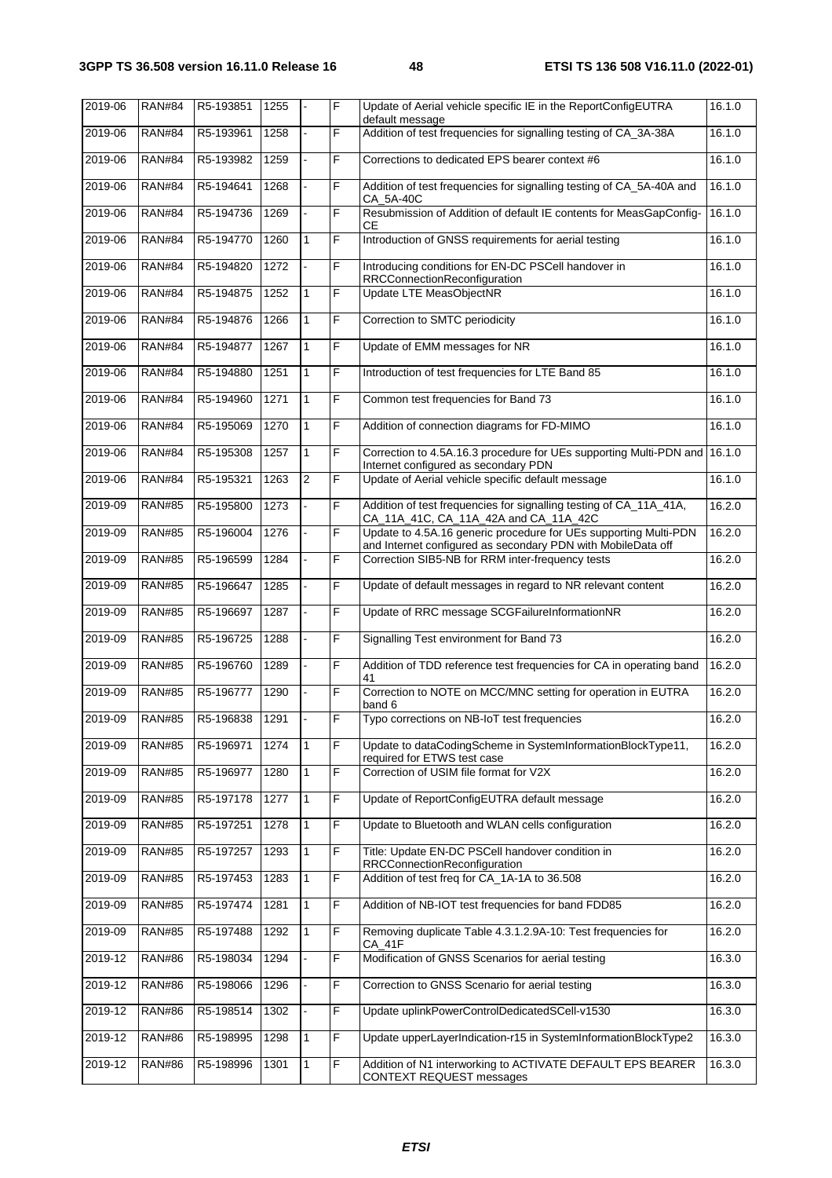| | | | | | | | |
|---|---|---|---|---|---|---|---|
| 2019-06 | RAN#84 | R5-193851 | 1255 | - | F | Update of Aerial vehicle specific IE in the ReportConfigEUTRA default message | 16.1.0 |
| 2019-06 | RAN#84 | R5-193961 | 1258 | - | F | Addition of test frequencies for signalling testing of CA_3A-38A | 16.1.0 |
| 2019-06 | RAN#84 | R5-193982 | 1259 | - | F | Corrections to dedicated EPS bearer context #6 | 16.1.0 |
| 2019-06 | RAN#84 | R5-194641 | 1268 | - | F | Addition of test frequencies for signalling testing of CA_5A-40A and CA_5A-40C | 16.1.0 |
| 2019-06 | RAN#84 | R5-194736 | 1269 | - | F | Resubmission of Addition of default IE contents for MeasGapConfig-CE | 16.1.0 |
| 2019-06 | RAN#84 | R5-194770 | 1260 | 1 | F | Introduction of GNSS requirements for aerial testing | 16.1.0 |
| 2019-06 | RAN#84 | R5-194820 | 1272 | - | F | Introducing conditions for EN-DC PSCell handover in RRCConnectionReconfiguration | 16.1.0 |
| 2019-06 | RAN#84 | R5-194875 | 1252 | 1 | F | Update LTE MeasObjectNR | 16.1.0 |
| 2019-06 | RAN#84 | R5-194876 | 1266 | 1 | F | Correction to SMTC periodicity | 16.1.0 |
| 2019-06 | RAN#84 | R5-194877 | 1267 | 1 | F | Update of EMM messages for NR | 16.1.0 |
| 2019-06 | RAN#84 | R5-194880 | 1251 | 1 | F | Introduction of test frequencies for LTE Band 85 | 16.1.0 |
| 2019-06 | RAN#84 | R5-194960 | 1271 | 1 | F | Common test frequencies for Band 73 | 16.1.0 |
| 2019-06 | RAN#84 | R5-195069 | 1270 | 1 | F | Addition of connection diagrams for FD-MIMO | 16.1.0 |
| 2019-06 | RAN#84 | R5-195308 | 1257 | 1 | F | Correction to 4.5A.16.3 procedure for UEs supporting Multi-PDN and Internet configured as secondary PDN | 16.1.0 |
| 2019-06 | RAN#84 | R5-195321 | 1263 | 2 | F | Update of Aerial vehicle specific default message | 16.1.0 |
| 2019-09 | RAN#85 | R5-195800 | 1273 | - | F | Addition of test frequencies for signalling testing of CA_11A_41A, CA_11A_41C, CA_11A_42A and CA_11A_42C | 16.2.0 |
| 2019-09 | RAN#85 | R5-196004 | 1276 | - | F | Update to 4.5A.16 generic procedure for UEs supporting Multi-PDN and Internet configured as secondary PDN with MobileData off | 16.2.0 |
| 2019-09 | RAN#85 | R5-196599 | 1284 | - | F | Correction SIB5-NB for RRM inter-frequency tests | 16.2.0 |
| 2019-09 | RAN#85 | R5-196647 | 1285 | - | F | Update of default messages in regard to NR relevant content | 16.2.0 |
| 2019-09 | RAN#85 | R5-196697 | 1287 | - | F | Update of RRC message SCGFailureInformationNR | 16.2.0 |
| 2019-09 | RAN#85 | R5-196725 | 1288 | - | F | Signalling Test environment for Band 73 | 16.2.0 |
| 2019-09 | RAN#85 | R5-196760 | 1289 | - | F | Addition of TDD reference test frequencies for CA in operating band 41 | 16.2.0 |
| 2019-09 | RAN#85 | R5-196777 | 1290 | - | F | Correction to NOTE on MCC/MNC setting for operation in EUTRA band 6 | 16.2.0 |
| 2019-09 | RAN#85 | R5-196838 | 1291 | - | F | Typo corrections on NB-IoT test frequencies | 16.2.0 |
| 2019-09 | RAN#85 | R5-196971 | 1274 | 1 | F | Update to dataCodingScheme in SystemInformationBlockType11, required for ETWS test case | 16.2.0 |
| 2019-09 | RAN#85 | R5-196977 | 1280 | 1 | F | Correction of USIM file format for V2X | 16.2.0 |
| 2019-09 | RAN#85 | R5-197178 | 1277 | 1 | F | Update of ReportConfigEUTRA default message | 16.2.0 |
| 2019-09 | RAN#85 | R5-197251 | 1278 | 1 | F | Update to Bluetooth and WLAN cells configuration | 16.2.0 |
| 2019-09 | RAN#85 | R5-197257 | 1293 | 1 | F | Title: Update EN-DC PSCell handover condition in RRCConnectionReconfiguration | 16.2.0 |
| 2019-09 | RAN#85 | R5-197453 | 1283 | 1 | F | Addition of test freq for CA_1A-1A to 36.508 | 16.2.0 |
| 2019-09 | RAN#85 | R5-197474 | 1281 | 1 | F | Addition of NB-IOT test frequencies for band FDD85 | 16.2.0 |
| 2019-09 | RAN#85 | R5-197488 | 1292 | 1 | F | Removing duplicate Table 4.3.1.2.9A-10: Test frequencies for CA_41F | 16.2.0 |
| 2019-12 | RAN#86 | R5-198034 | 1294 | - | F | Modification of GNSS Scenarios for aerial testing | 16.3.0 |
| 2019-12 | RAN#86 | R5-198066 | 1296 | - | F | Correction to GNSS Scenario for aerial testing | 16.3.0 |
| 2019-12 | RAN#86 | R5-198514 | 1302 | - | F | Update uplinkPowerControlDedicatedSCell-v1530 | 16.3.0 |
| 2019-12 | RAN#86 | R5-198995 | 1298 | 1 | F | Update upperLayerIndication-r15 in SystemInformationBlockType2 | 16.3.0 |
| 2019-12 | RAN#86 | R5-198996 | 1301 | 1 | F | Addition of N1 interworking to ACTIVATE DEFAULT EPS BEARER CONTEXT REQUEST messages | 16.3.0 |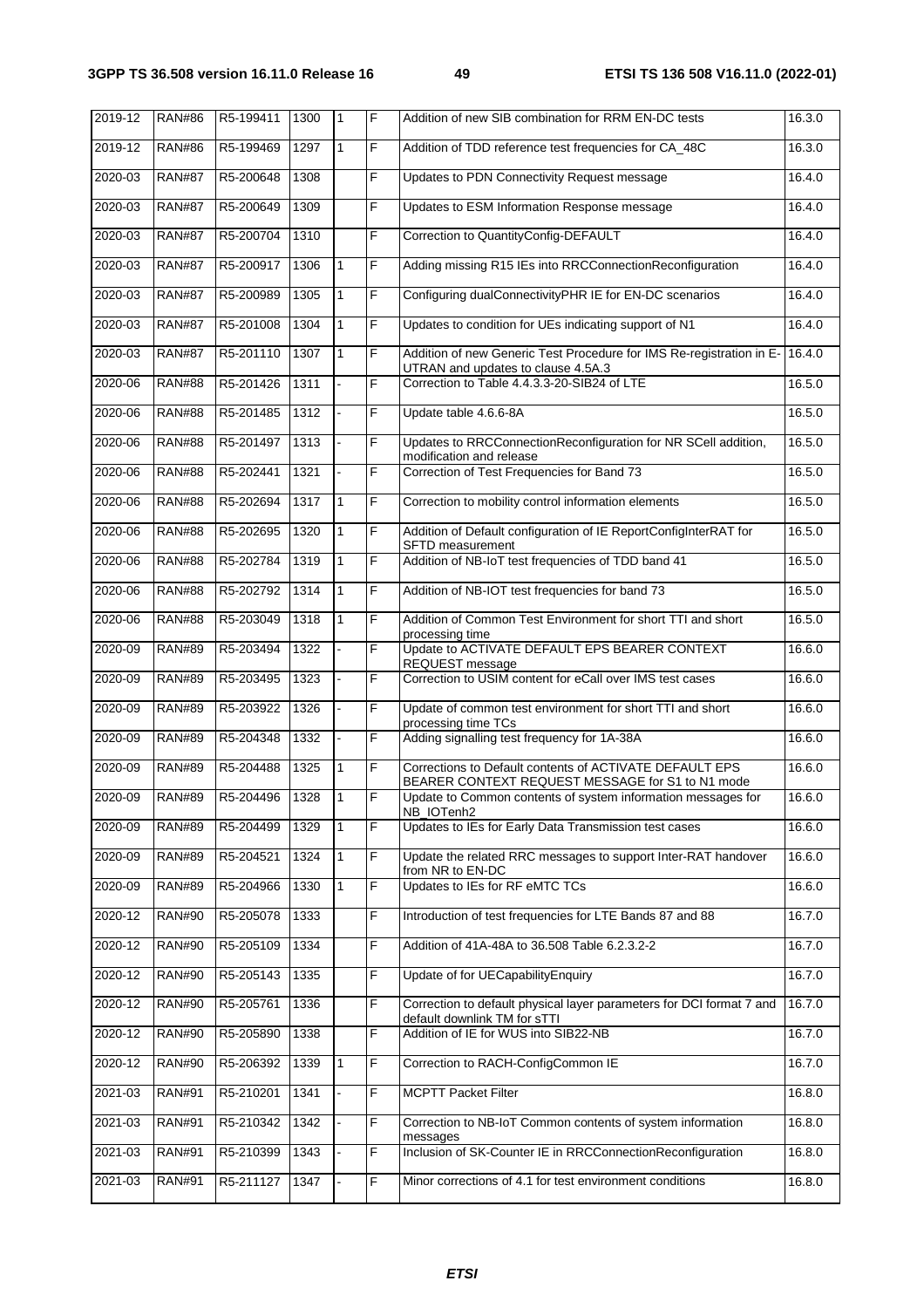| | | | | | | | |
|---|---|---|---|---|---|---|---|
| 2019-12 | RAN#86 | R5-199411 | 1300 | 1 | F | Addition of new SIB combination for RRM EN-DC tests | 16.3.0 |
| 2019-12 | RAN#86 | R5-199469 | 1297 | 1 | F | Addition of TDD reference test frequencies for CA_48C | 16.3.0 |
| 2020-03 | RAN#87 | R5-200648 | 1308 | | F | Updates to PDN Connectivity Request message | 16.4.0 |
| 2020-03 | RAN#87 | R5-200649 | 1309 | | F | Updates to ESM Information Response message | 16.4.0 |
| 2020-03 | RAN#87 | R5-200704 | 1310 | | F | Correction to QuantityConfig-DEFAULT | 16.4.0 |
| 2020-03 | RAN#87 | R5-200917 | 1306 | 1 | F | Adding missing R15 IEs into RRCConnectionReconfiguration | 16.4.0 |
| 2020-03 | RAN#87 | R5-200989 | 1305 | 1 | F | Configuring dualConnectivityPHR IE for EN-DC scenarios | 16.4.0 |
| 2020-03 | RAN#87 | R5-201008 | 1304 | 1 | F | Updates to condition for UEs indicating support of N1 | 16.4.0 |
| 2020-03 | RAN#87 | R5-201110 | 1307 | 1 | F | Addition of new Generic Test Procedure for IMS Re-registration in E-UTRAN and updates to clause 4.5A.3 | 16.4.0 |
| 2020-06 | RAN#88 | R5-201426 | 1311 | - | F | Correction to Table 4.4.3.3-20-SIB24 of LTE | 16.5.0 |
| 2020-06 | RAN#88 | R5-201485 | 1312 | - | F | Update table 4.6.6-8A | 16.5.0 |
| 2020-06 | RAN#88 | R5-201497 | 1313 | - | F | Updates to RRCConnectionReconfiguration for NR SCell addition, modification and release | 16.5.0 |
| 2020-06 | RAN#88 | R5-202441 | 1321 | - | F | Correction of Test Frequencies for Band 73 | 16.5.0 |
| 2020-06 | RAN#88 | R5-202694 | 1317 | 1 | F | Correction to mobility control information elements | 16.5.0 |
| 2020-06 | RAN#88 | R5-202695 | 1320 | 1 | F | Addition of Default configuration of IE ReportConfigInterRAT for SFTD measurement | 16.5.0 |
| 2020-06 | RAN#88 | R5-202784 | 1319 | 1 | F | Addition of NB-IoT test frequencies of TDD band 41 | 16.5.0 |
| 2020-06 | RAN#88 | R5-202792 | 1314 | 1 | F | Addition of NB-IOT test frequencies for band 73 | 16.5.0 |
| 2020-06 | RAN#88 | R5-203049 | 1318 | 1 | F | Addition of Common Test Environment for short TTI and short processing time | 16.5.0 |
| 2020-09 | RAN#89 | R5-203494 | 1322 | - | F | Update to ACTIVATE DEFAULT EPS BEARER CONTEXT REQUEST message | 16.6.0 |
| 2020-09 | RAN#89 | R5-203495 | 1323 | - | F | Correction to USIM content for eCall over IMS test cases | 16.6.0 |
| 2020-09 | RAN#89 | R5-203922 | 1326 | - | F | Update of common test environment for short TTI and short processing time TCs | 16.6.0 |
| 2020-09 | RAN#89 | R5-204348 | 1332 | - | F | Adding signalling test frequency for 1A-38A | 16.6.0 |
| 2020-09 | RAN#89 | R5-204488 | 1325 | 1 | F | Corrections to Default contents of ACTIVATE DEFAULT EPS BEARER CONTEXT REQUEST MESSAGE for S1 to N1 mode | 16.6.0 |
| 2020-09 | RAN#89 | R5-204496 | 1328 | 1 | F | Update to Common contents of system information messages for NB_IOTenh2 | 16.6.0 |
| 2020-09 | RAN#89 | R5-204499 | 1329 | 1 | F | Updates to IEs for Early Data Transmission test cases | 16.6.0 |
| 2020-09 | RAN#89 | R5-204521 | 1324 | 1 | F | Update the related RRC messages to support Inter-RAT handover from NR to EN-DC | 16.6.0 |
| 2020-09 | RAN#89 | R5-204966 | 1330 | 1 | F | Updates to IEs for RF eMTC TCs | 16.6.0 |
| 2020-12 | RAN#90 | R5-205078 | 1333 | | F | Introduction of test frequencies for LTE Bands 87 and 88 | 16.7.0 |
| 2020-12 | RAN#90 | R5-205109 | 1334 | | F | Addition of 41A-48A to 36.508 Table 6.2.3.2-2 | 16.7.0 |
| 2020-12 | RAN#90 | R5-205143 | 1335 | | F | Update of for UECapabilityEnquiry | 16.7.0 |
| 2020-12 | RAN#90 | R5-205761 | 1336 | | F | Correction to default physical layer parameters for DCI format 7 and default downlink TM for sTTI | 16.7.0 |
| 2020-12 | RAN#90 | R5-205890 | 1338 | | F | Addition of IE for WUS into SIB22-NB | 16.7.0 |
| 2020-12 | RAN#90 | R5-206392 | 1339 | 1 | F | Correction to RACH-ConfigCommon IE | 16.7.0 |
| 2021-03 | RAN#91 | R5-210201 | 1341 | - | F | MCPTT Packet Filter | 16.8.0 |
| 2021-03 | RAN#91 | R5-210342 | 1342 | - | F | Correction to NB-IoT Common contents of system information messages | 16.8.0 |
| 2021-03 | RAN#91 | R5-210399 | 1343 | - | F | Inclusion of SK-Counter IE in RRCConnectionReconfiguration | 16.8.0 |
| 2021-03 | RAN#91 | R5-211127 | 1347 | - | F | Minor corrections of 4.1 for test environment conditions | 16.8.0 |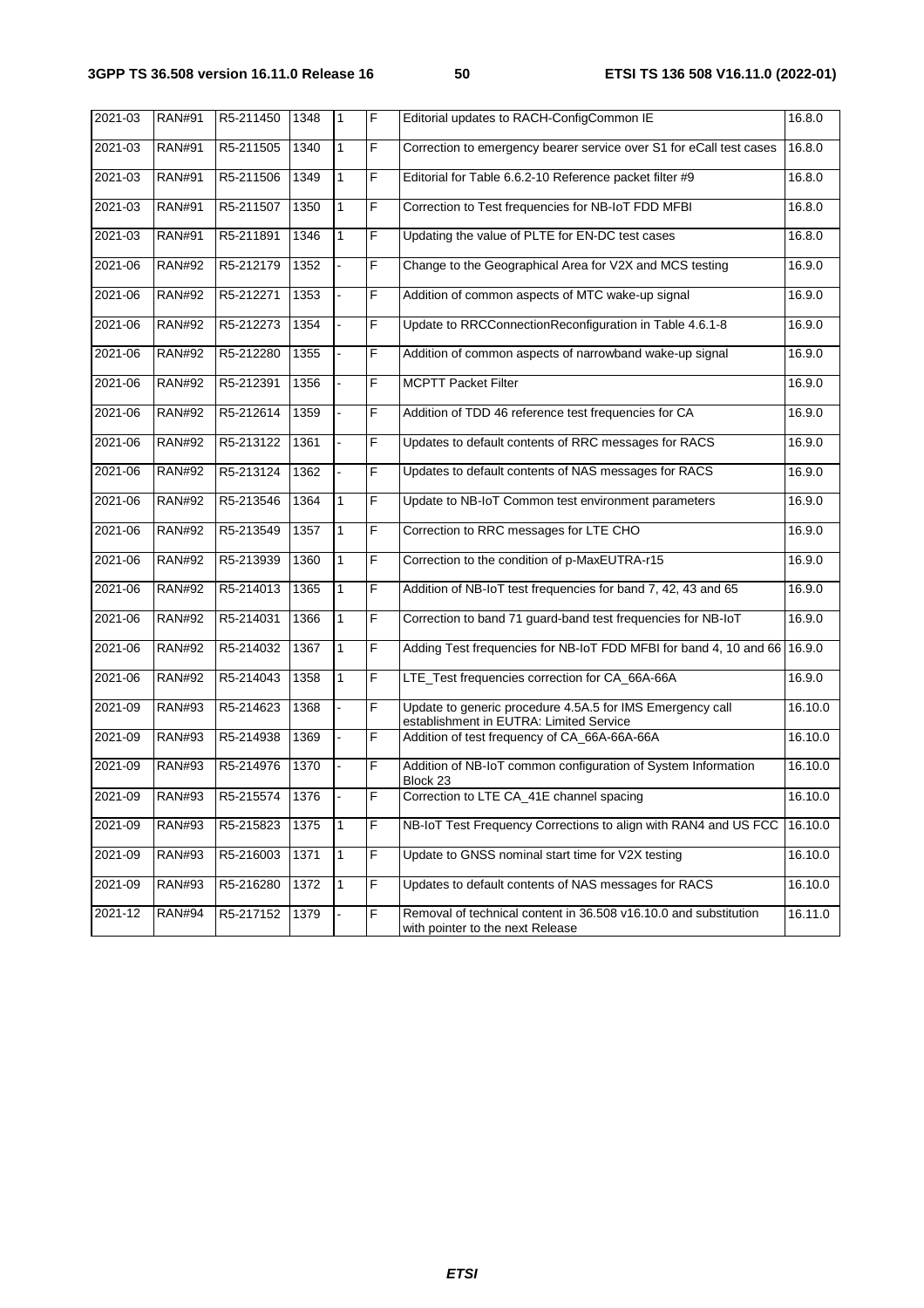| | | | | | | | |
|---|---|---|---|---|---|---|---|
| 2021-03 | RAN#91 | R5-211450 | 1348 | 1 | F | Editorial updates to RACH-ConfigCommon IE | 16.8.0 |
| 2021-03 | RAN#91 | R5-211505 | 1340 | 1 | F | Correction to emergency bearer service over S1 for eCall test cases | 16.8.0 |
| 2021-03 | RAN#91 | R5-211506 | 1349 | 1 | F | Editorial for Table 6.6.2-10 Reference packet filter #9 | 16.8.0 |
| 2021-03 | RAN#91 | R5-211507 | 1350 | 1 | F | Correction to Test frequencies for NB-IoT FDD MFBI | 16.8.0 |
| 2021-03 | RAN#91 | R5-211891 | 1346 | 1 | F | Updating the value of PLTE for EN-DC test cases | 16.8.0 |
| 2021-06 | RAN#92 | R5-212179 | 1352 | - | F | Change to the Geographical Area for V2X and MCS testing | 16.9.0 |
| 2021-06 | RAN#92 | R5-212271 | 1353 | - | F | Addition of common aspects of MTC wake-up signal | 16.9.0 |
| 2021-06 | RAN#92 | R5-212273 | 1354 | - | F | Update to RRCConnectionReconfiguration in Table 4.6.1-8 | 16.9.0 |
| 2021-06 | RAN#92 | R5-212280 | 1355 | - | F | Addition of common aspects of narrowband wake-up signal | 16.9.0 |
| 2021-06 | RAN#92 | R5-212391 | 1356 | - | F | MCPTT Packet Filter | 16.9.0 |
| 2021-06 | RAN#92 | R5-212614 | 1359 | - | F | Addition of TDD 46 reference test frequencies for CA | 16.9.0 |
| 2021-06 | RAN#92 | R5-213122 | 1361 | - | F | Updates to default contents of RRC messages for RACS | 16.9.0 |
| 2021-06 | RAN#92 | R5-213124 | 1362 | - | F | Updates to default contents of NAS messages for RACS | 16.9.0 |
| 2021-06 | RAN#92 | R5-213546 | 1364 | 1 | F | Update to NB-IoT Common test environment parameters | 16.9.0 |
| 2021-06 | RAN#92 | R5-213549 | 1357 | 1 | F | Correction to RRC messages for LTE CHO | 16.9.0 |
| 2021-06 | RAN#92 | R5-213939 | 1360 | 1 | F | Correction to the condition of p-MaxEUTRA-r15 | 16.9.0 |
| 2021-06 | RAN#92 | R5-214013 | 1365 | 1 | F | Addition of NB-IoT test frequencies for band 7, 42, 43 and 65 | 16.9.0 |
| 2021-06 | RAN#92 | R5-214031 | 1366 | 1 | F | Correction to band 71 guard-band test frequencies for NB-IoT | 16.9.0 |
| 2021-06 | RAN#92 | R5-214032 | 1367 | 1 | F | Adding Test frequencies for NB-IoT FDD MFBI for band 4, 10 and 66 | 16.9.0 |
| 2021-06 | RAN#92 | R5-214043 | 1358 | 1 | F | LTE_Test frequencies correction for CA_66A-66A | 16.9.0 |
| 2021-09 | RAN#93 | R5-214623 | 1368 | - | F | Update to generic procedure 4.5A.5 for IMS Emergency call establishment in EUTRA: Limited Service | 16.10.0 |
| 2021-09 | RAN#93 | R5-214938 | 1369 | - | F | Addition of test frequency of CA_66A-66A-66A | 16.10.0 |
| 2021-09 | RAN#93 | R5-214976 | 1370 | - | F | Addition of NB-IoT common configuration of System Information Block 23 | 16.10.0 |
| 2021-09 | RAN#93 | R5-215574 | 1376 | - | F | Correction to LTE CA_41E channel spacing | 16.10.0 |
| 2021-09 | RAN#93 | R5-215823 | 1375 | 1 | F | NB-IoT Test Frequency Corrections to align with RAN4 and US FCC | 16.10.0 |
| 2021-09 | RAN#93 | R5-216003 | 1371 | 1 | F | Update to GNSS nominal start time for V2X testing | 16.10.0 |
| 2021-09 | RAN#93 | R5-216280 | 1372 | 1 | F | Updates to default contents of NAS messages for RACS | 16.10.0 |
| 2021-12 | RAN#94 | R5-217152 | 1379 | - | F | Removal of technical content in 36.508 v16.10.0 and substitution with pointer to the next Release | 16.11.0 |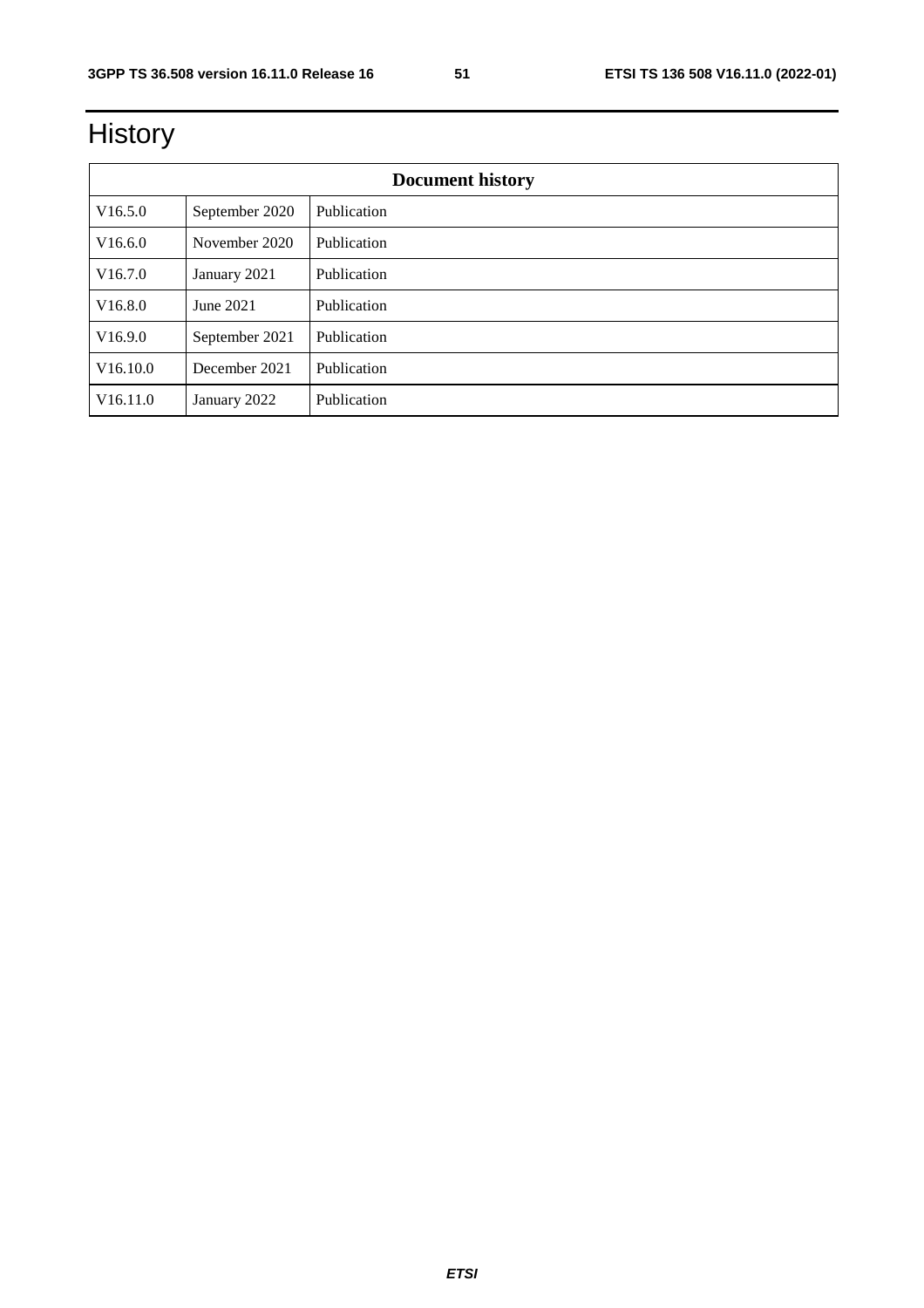# History

| Document history | | |
|---|---|---|
| V16.5.0 | September 2020 | Publication |
| V16.6.0 | November 2020 | Publication |
| V16.7.0 | January 2021 | Publication |
| V16.8.0 | June 2021 | Publication |
| V16.9.0 | September 2021 | Publication |
| V16.10.0 | December 2021 | Publication |
| V16.11.0 | January 2022 | Publication |